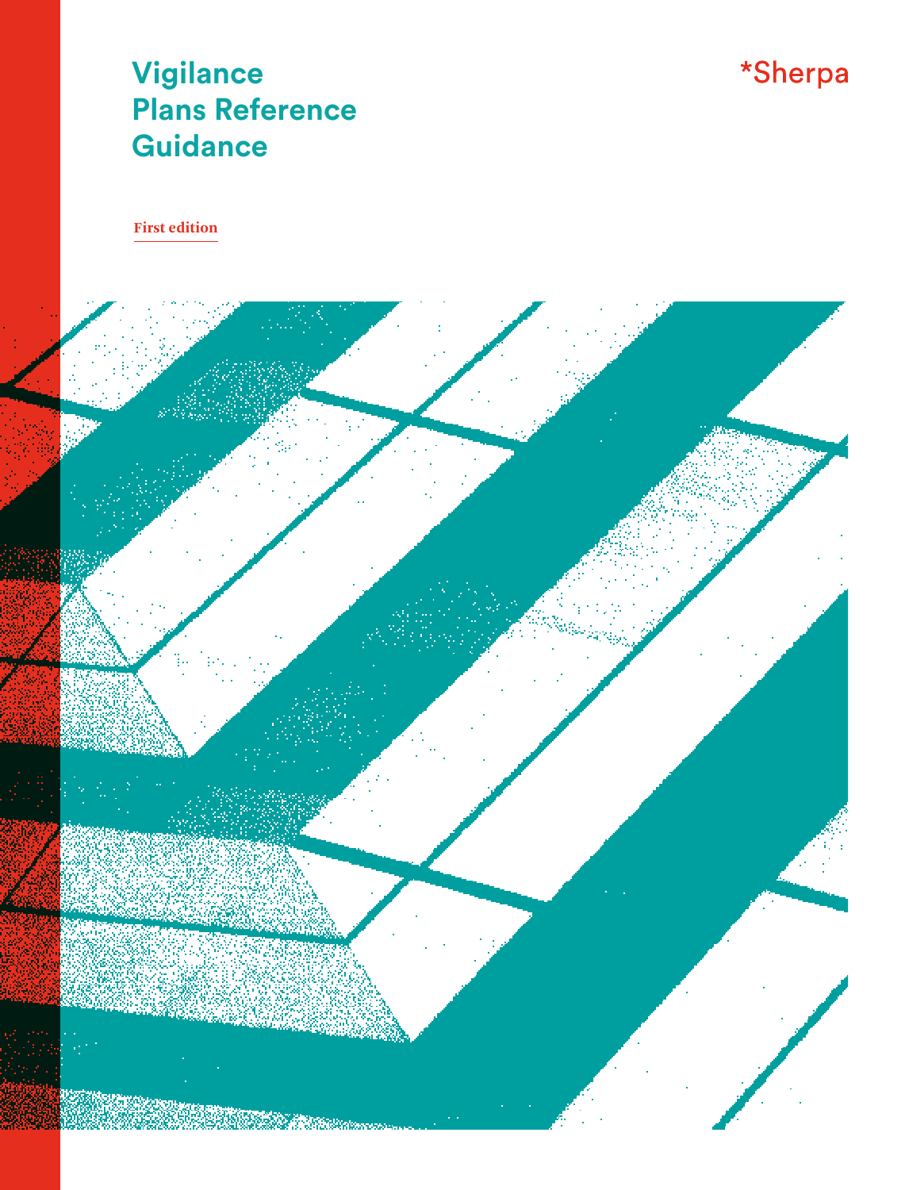# Vigilance Plans Reference Guidance

*Sherpa

First edition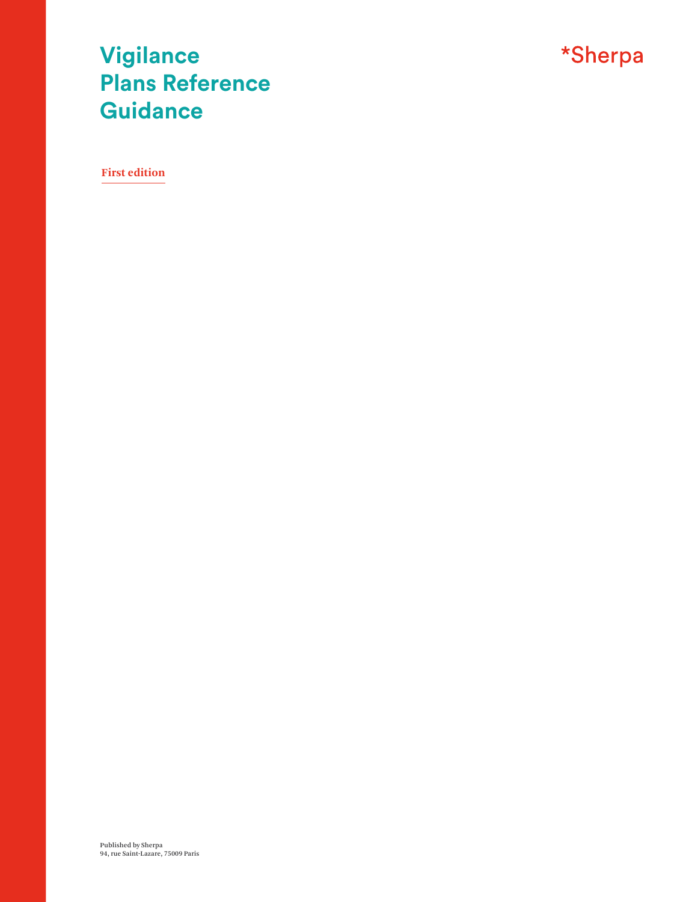# Vigilance Plans Reference Guidance

*Sherpa

**First edition**

Published by Sherpa
94, rue Saint-Lazare, 75009 Paris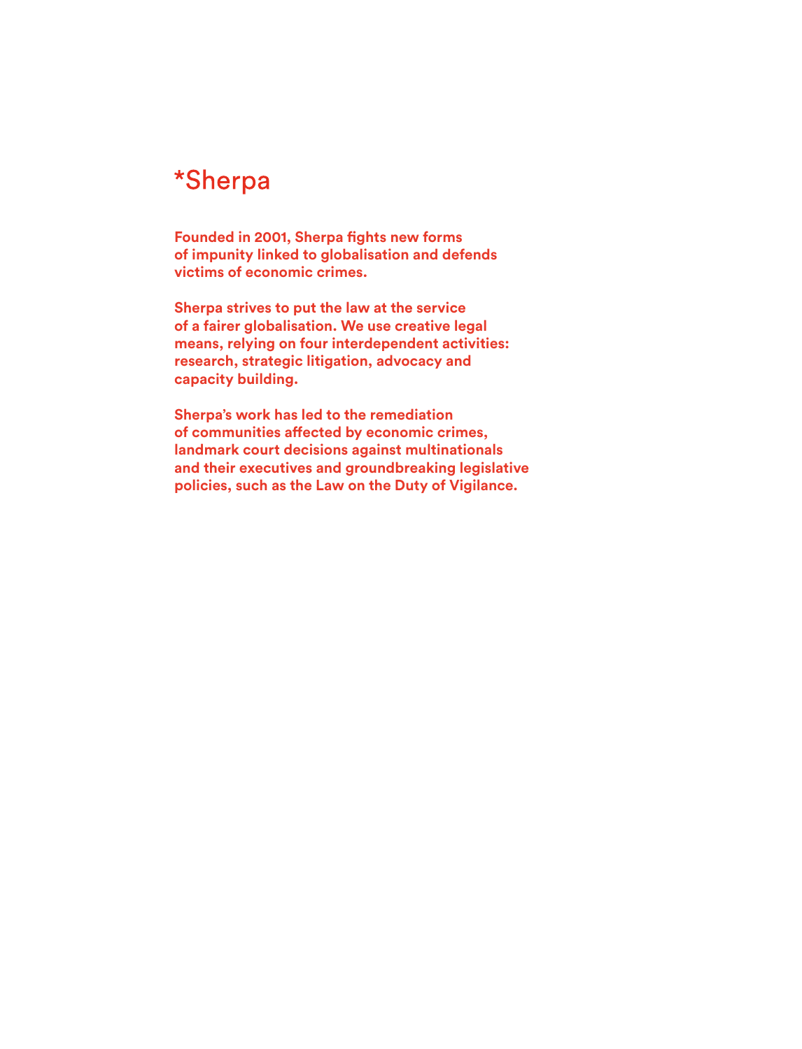# *Sherpa

**Founded in 2001, Sherpa fights new forms of impunity linked to globalisation and defends victims of economic crimes.**

**Sherpa strives to put the law at the service of a fairer globalisation. We use creative legal means, relying on four interdependent activities: research, strategic litigation, advocacy and capacity building.**

**Sherpa's work has led to the remediation of communities affected by economic crimes, landmark court decisions against multinationals and their executives and groundbreaking legislative policies, such as the Law on the Duty of Vigilance.**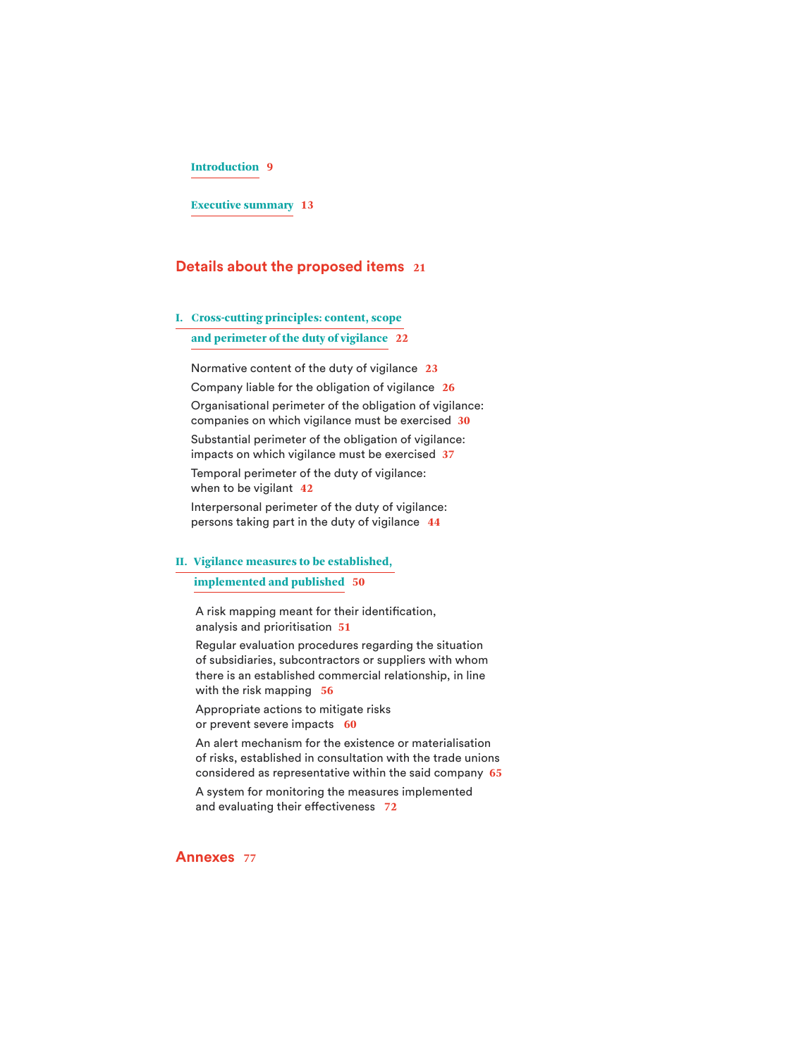Introduction 9

Executive summary 13

## Details about the proposed items 21

### I. Cross-cutting principles: content, scope and perimeter of the duty of vigilance 22

Normative content of the duty of vigilance 23

Company liable for the obligation of vigilance 26

Organisational perimeter of the obligation of vigilance: companies on which vigilance must be exercised 30

Substantial perimeter of the obligation of vigilance: impacts on which vigilance must be exercised 37

Temporal perimeter of the duty of vigilance: when to be vigilant 42

Interpersonal perimeter of the duty of vigilance: persons taking part in the duty of vigilance 44

### II. Vigilance measures to be established, implemented and published 50

A risk mapping meant for their identification, analysis and prioritisation 51

Regular evaluation procedures regarding the situation of subsidiaries, subcontractors or suppliers with whom there is an established commercial relationship, in line with the risk mapping 56

Appropriate actions to mitigate risks or prevent severe impacts 60

An alert mechanism for the existence or materialisation of risks, established in consultation with the trade unions considered as representative within the said company 65

A system for monitoring the measures implemented and evaluating their effectiveness 72

## Annexes 77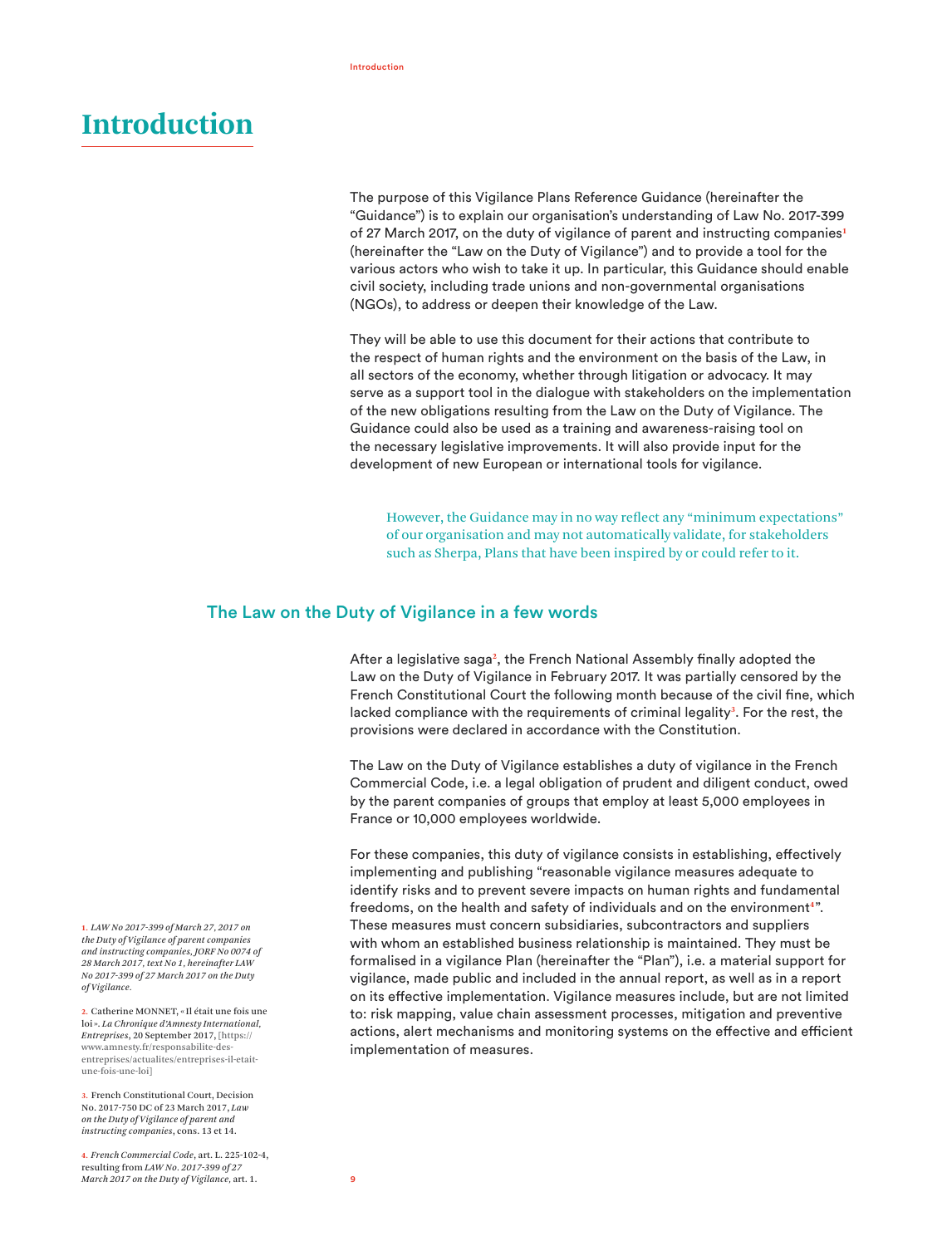# Introduction

The purpose of this Vigilance Plans Reference Guidance (hereinafter the "Guidance") is to explain our organisation's understanding of Law No. 2017-399 of 27 March 2017, on the duty of vigilance of parent and instructing companies[1] (hereinafter the "Law on the Duty of Vigilance") and to provide a tool for the various actors who wish to take it up. In particular, this Guidance should enable civil society, including trade unions and non-governmental organisations (NGOs), to address or deepen their knowledge of the Law.

They will be able to use this document for their actions that contribute to the respect of human rights and the environment on the basis of the Law, in all sectors of the economy, whether through litigation or advocacy. It may serve as a support tool in the dialogue with stakeholders on the implementation of the new obligations resulting from the Law on the Duty of Vigilance. The Guidance could also be used as a training and awareness-raising tool on the necessary legislative improvements. It will also provide input for the development of new European or international tools for vigilance.

> However, the Guidance may in no way reflect any "minimum expectations" of our organisation and may not automatically validate, for stakeholders such as Sherpa, Plans that have been inspired by or could refer to it.

## The Law on the Duty of Vigilance in a few words

After a legislative saga[2], the French National Assembly finally adopted the Law on the Duty of Vigilance in February 2017. It was partially censored by the French Constitutional Court the following month because of the civil fine, which lacked compliance with the requirements of criminal legality[3]. For the rest, the provisions were declared in accordance with the Constitution.

The Law on the Duty of Vigilance establishes a duty of vigilance in the French Commercial Code, i.e. a legal obligation of prudent and diligent conduct, owed by the parent companies of groups that employ at least 5,000 employees in France or 10,000 employees worldwide.

For these companies, this duty of vigilance consists in establishing, effectively implementing and publishing "reasonable vigilance measures adequate to identify risks and to prevent severe impacts on human rights and fundamental freedoms, on the health and safety of individuals and on the environment[4]". These measures must concern subsidiaries, subcontractors and suppliers with whom an established business relationship is maintained. They must be formalised in a vigilance Plan (hereinafter the "Plan"), i.e. a material support for vigilance, made public and included in the annual report, as well as in a report on its effective implementation. Vigilance measures include, but are not limited to: risk mapping, value chain assessment processes, mitigation and preventive actions, alert mechanisms and monitoring systems on the effective and efficient implementation of measures.

1. *LAW No 2017-399 of March 27, 2017 on the Duty of Vigilance of parent companies and instructing companies, JORF No 0074 of 28 March 2017, text No 1, hereinafter LAW No 2017-399 of 27 March 2017 on the Duty of Vigilance.*

2. Catherine MONNET, « Il était une fois une loi ». *La Chronique d'Amnesty International, Entreprises*, 20 September 2017, [https://www.amnesty.fr/responsabilite-des-entreprises/actualites/entreprises-il-etait-une-fois-une-loi]

3. French Constitutional Court, Decision No. 2017-750 DC of 23 March 2017, *Law on the Duty of Vigilance of parent and instructing companies*, cons. 13 et 14.

4. *French Commercial Code*, art. L. 225-102-4, resulting from *LAW No. 2017-399 of 27 March 2017 on the Duty of Vigilance*, art. 1.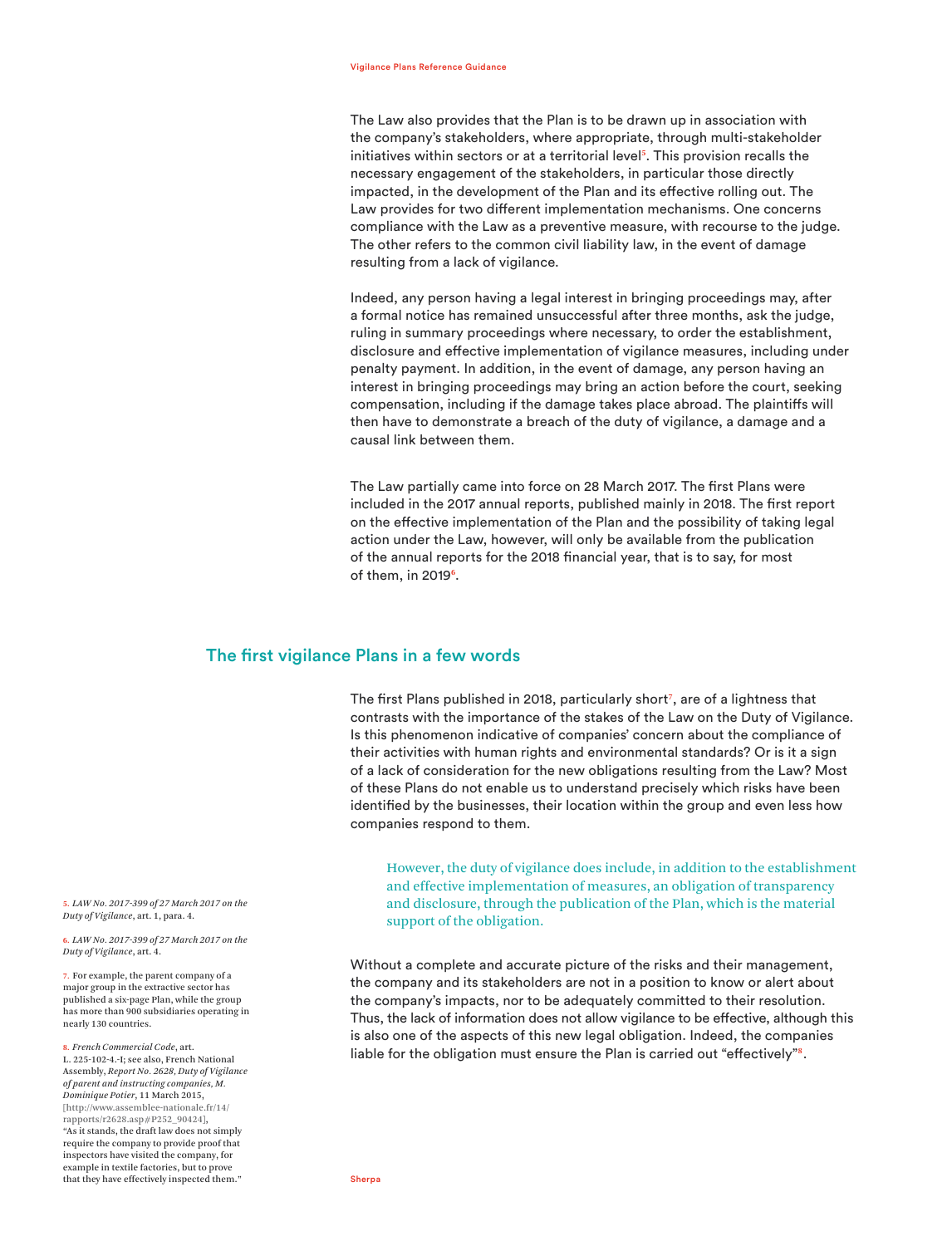The Law also provides that the Plan is to be drawn up in association with the company's stakeholders, where appropriate, through multi-stakeholder initiatives within sectors or at a territorial level[5]. This provision recalls the necessary engagement of the stakeholders, in particular those directly impacted, in the development of the Plan and its effective rolling out. The Law provides for two different implementation mechanisms. One concerns compliance with the Law as a preventive measure, with recourse to the judge. The other refers to the common civil liability law, in the event of damage resulting from a lack of vigilance.

Indeed, any person having a legal interest in bringing proceedings may, after a formal notice has remained unsuccessful after three months, ask the judge, ruling in summary proceedings where necessary, to order the establishment, disclosure and effective implementation of vigilance measures, including under penalty payment. In addition, in the event of damage, any person having an interest in bringing proceedings may bring an action before the court, seeking compensation, including if the damage takes place abroad. The plaintiffs will then have to demonstrate a breach of the duty of vigilance, a damage and a causal link between them.

The Law partially came into force on 28 March 2017. The first Plans were included in the 2017 annual reports, published mainly in 2018. The first report on the effective implementation of the Plan and the possibility of taking legal action under the Law, however, will only be available from the publication of the annual reports for the 2018 financial year, that is to say, for most of them, in 2019[6].

## The first vigilance Plans in a few words

The first Plans published in 2018, particularly short[7], are of a lightness that contrasts with the importance of the stakes of the Law on the Duty of Vigilance. Is this phenomenon indicative of companies' concern about the compliance of their activities with human rights and environmental standards? Or is it a sign of a lack of consideration for the new obligations resulting from the Law? Most of these Plans do not enable us to understand precisely which risks have been identified by the businesses, their location within the group and even less how companies respond to them.

> However, the duty of vigilance does include, in addition to the establishment and effective implementation of measures, an obligation of transparency and disclosure, through the publication of the Plan, which is the material support of the obligation.

Without a complete and accurate picture of the risks and their management, the company and its stakeholders are not in a position to know or alert about the company's impacts, nor to be adequately committed to their resolution. Thus, the lack of information does not allow vigilance to be effective, although this is also one of the aspects of this new legal obligation. Indeed, the companies liable for the obligation must ensure the Plan is carried out "effectively"[8].

---

5. *LAW No. 2017-399 of 27 March 2017 on the Duty of Vigilance*, art. 1, para. 4.

6. *LAW No. 2017-399 of 27 March 2017 on the Duty of Vigilance*, art. 4.

7. For example, the parent company of a major group in the extractive sector has published a six-page Plan, while the group has more than 900 subsidiaries operating in nearly 130 countries.

8. *French Commercial Code*, art. L. 225-102-4.-I; see also, French National Assembly, *Report No. 2628, Duty of Vigilance of parent and instructing companies, M. Dominique Potier*, 11 March 2015, [http://www.assemblee-nationale.fr/14/rapports/r2628.asp#P252_90424], "As it stands, the draft law does not simply require the company to provide proof that inspectors have visited the company, for example in textile factories, but to prove that they have effectively inspected them."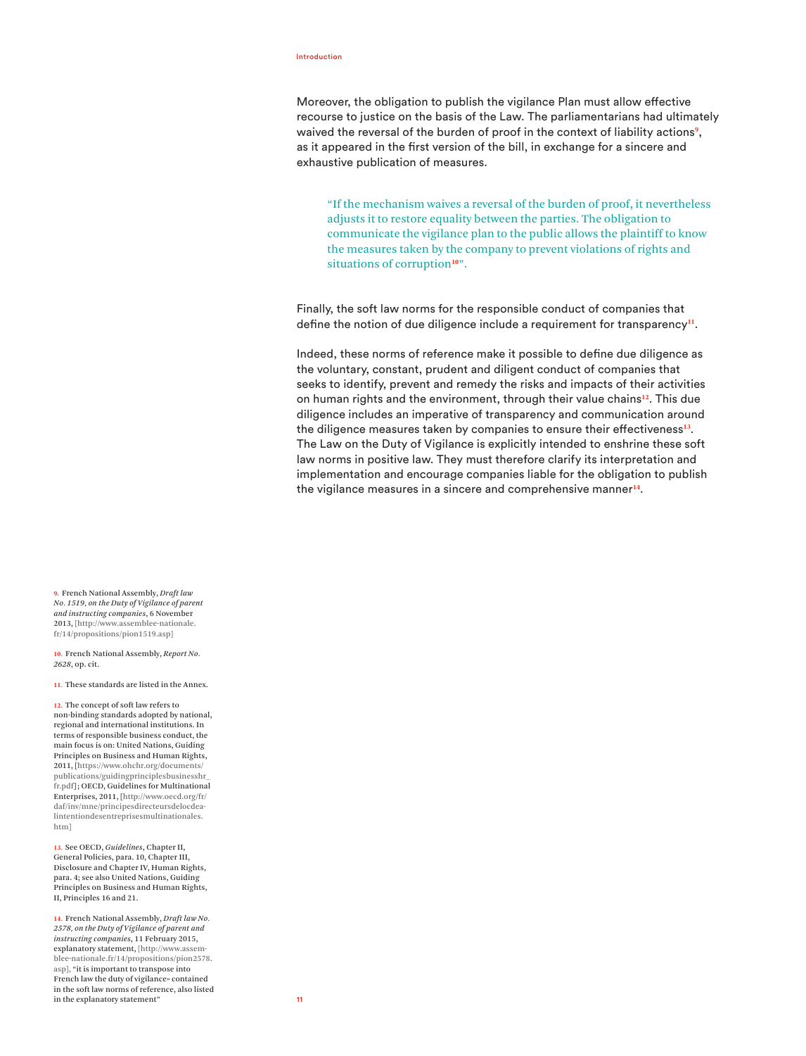Moreover, the obligation to publish the vigilance Plan must allow effective recourse to justice on the basis of the Law. The parliamentarians had ultimately waived the reversal of the burden of proof in the context of liability actions[9], as it appeared in the first version of the bill, in exchange for a sincere and exhaustive publication of measures.

> "If the mechanism waives a reversal of the burden of proof, it nevertheless adjusts it to restore equality between the parties. The obligation to communicate the vigilance plan to the public allows the plaintiff to know the measures taken by the company to prevent violations of rights and situations of corruption[10]".

Finally, the soft law norms for the responsible conduct of companies that define the notion of due diligence include a requirement for transparency[11].

Indeed, these norms of reference make it possible to define due diligence as the voluntary, constant, prudent and diligent conduct of companies that seeks to identify, prevent and remedy the risks and impacts of their activities on human rights and the environment, through their value chains[12]. This due diligence includes an imperative of transparency and communication around the diligence measures taken by companies to ensure their effectiveness[13]. The Law on the Duty of Vigilance is explicitly intended to enshrine these soft law norms in positive law. They must therefore clarify its interpretation and implementation and encourage companies liable for the obligation to publish the vigilance measures in a sincere and comprehensive manner[14].

---

9. French National Assembly, *Draft law No. 1519, on the Duty of Vigilance of parent and instructing companies*, 6 November 2013, [http://www.assemblee-nationale.fr/14/propositions/pion1519.asp]

10. French National Assembly, *Report No. 2628*, op. cit.

11. These standards are listed in the Annex.

12. The concept of soft law refers to non-binding standards adopted by national, regional and international institutions. In terms of responsible business conduct, the main focus is on: United Nations, Guiding Principles on Business and Human Rights, 2011, [https://www.ohchr.org/documents/publications/guidingprinciplesbusinesshr_fr.pdf]; OECD, Guidelines for Multinational Enterprises, 2011, [http://www.oecd.org/fr/daf/inv/mne/principesdirecteursdelocdealintentiondesentreprisesmultinationales.htm]

13. See OECD, *Guidelines*, Chapter II, General Policies, para. 10, Chapter III, Disclosure and Chapter IV, Human Rights, para. 4; see also United Nations, Guiding Principles on Business and Human Rights, II, Principles 16 and 21.

14. French National Assembly, *Draft law No. 2578, on the Duty of Vigilance of parent and instructing companies*, 11 February 2015, explanatory statement, [http://www.assemblee-nationale.fr/14/propositions/pion2578.asp], "it is important to transpose into French law the duty of vigilance» contained in the soft law norms of reference, also listed in the explanatory statement"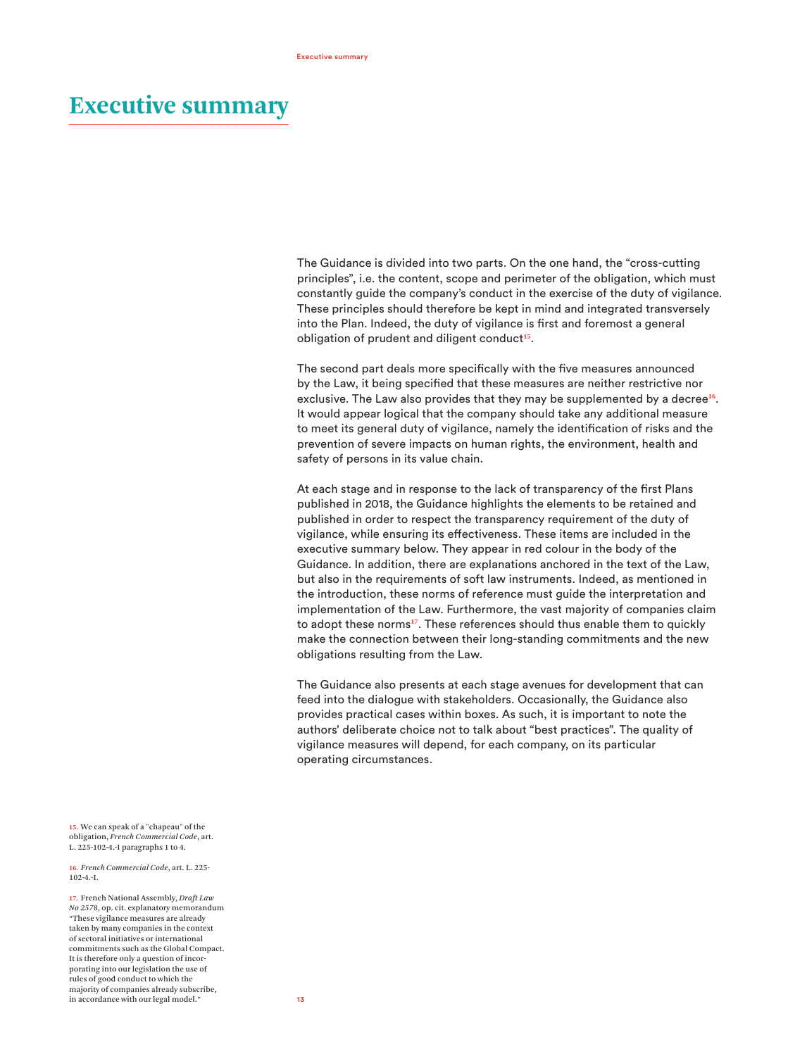# Executive summary

The Guidance is divided into two parts. On the one hand, the "cross-cutting principles", i.e. the content, scope and perimeter of the obligation, which must constantly guide the company's conduct in the exercise of the duty of vigilance. These principles should therefore be kept in mind and integrated transversely into the Plan. Indeed, the duty of vigilance is first and foremost a general obligation of prudent and diligent conduct[15].

The second part deals more specifically with the five measures announced by the Law, it being specified that these measures are neither restrictive nor exclusive. The Law also provides that they may be supplemented by a decree[16]. It would appear logical that the company should take any additional measure to meet its general duty of vigilance, namely the identification of risks and the prevention of severe impacts on human rights, the environment, health and safety of persons in its value chain.

At each stage and in response to the lack of transparency of the first Plans published in 2018, the Guidance highlights the elements to be retained and published in order to respect the transparency requirement of the duty of vigilance, while ensuring its effectiveness. These items are included in the executive summary below. They appear in red colour in the body of the Guidance. In addition, there are explanations anchored in the text of the Law, but also in the requirements of soft law instruments. Indeed, as mentioned in the introduction, these norms of reference must guide the interpretation and implementation of the Law. Furthermore, the vast majority of companies claim to adopt these norms[17]. These references should thus enable them to quickly make the connection between their long-standing commitments and the new obligations resulting from the Law.

The Guidance also presents at each stage avenues for development that can feed into the dialogue with stakeholders. Occasionally, the Guidance also provides practical cases within boxes. As such, it is important to note the authors' deliberate choice not to talk about "best practices". The quality of vigilance measures will depend, for each company, on its particular operating circumstances.

15. We can speak of a "chapeau" of the obligation, *French Commercial Code*, art. L. 225-102-4.-I paragraphs 1 to 4.

16. *French Commercial Code*, art. L. 225-102-4.-I.

17. French National Assembly, *Draft Law No 2578*, op. cit. explanatory memorandum "These vigilance measures are already taken by many companies in the context of sectoral initiatives or international commitments such as the Global Compact. It is therefore only a question of incorporating into our legislation the use of rules of good conduct to which the majority of companies already subscribe, in accordance with our legal model."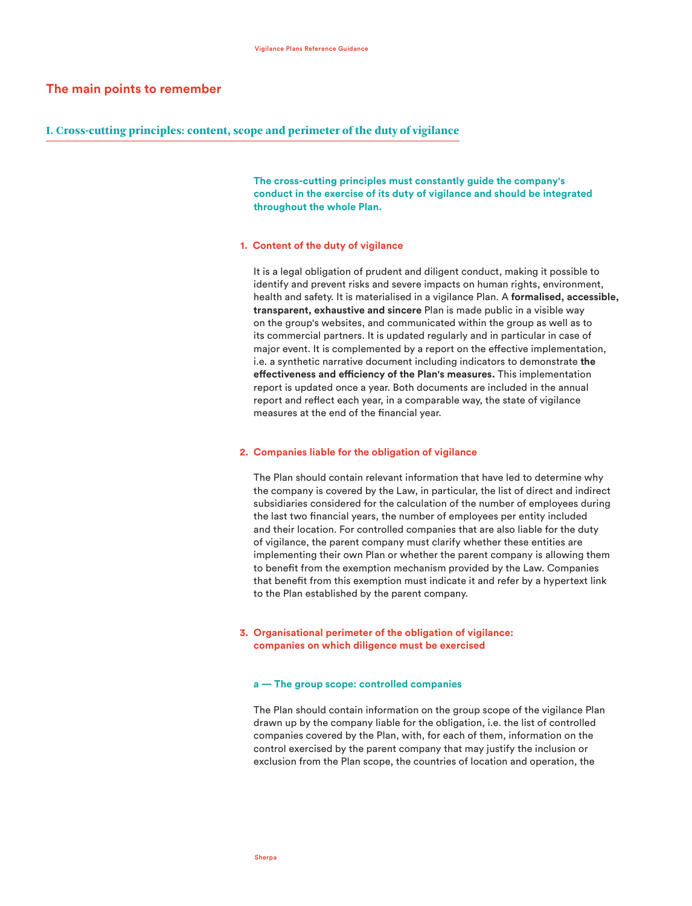## The main points to remember

### I. Cross-cutting principles: content, scope and perimeter of the duty of vigilance

**The cross-cutting principles must constantly guide the company's conduct in the exercise of its duty of vigilance and should be integrated throughout the whole Plan.**

#### 1. Content of the duty of vigilance

It is a legal obligation of prudent and diligent conduct, making it possible to identify and prevent risks and severe impacts on human rights, environment, health and safety. It is materialised in a vigilance Plan. A **formalised, accessible, transparent, exhaustive and sincere** Plan is made public in a visible way on the group's websites, and communicated within the group as well as to its commercial partners. It is updated regularly and in particular in case of major event. It is complemented by a report on the effective implementation, i.e. a synthetic narrative document including indicators to demonstrate **the effectiveness and efficiency of the Plan's measures.** This implementation report is updated once a year. Both documents are included in the annual report and reflect each year, in a comparable way, the state of vigilance measures at the end of the financial year.

#### 2. Companies liable for the obligation of vigilance

The Plan should contain relevant information that have led to determine why the company is covered by the Law, in particular, the list of direct and indirect subsidiaries considered for the calculation of the number of employees during the last two financial years, the number of employees per entity included and their location. For controlled companies that are also liable for the duty of vigilance, the parent company must clarify whether these entities are implementing their own Plan or whether the parent company is allowing them to benefit from the exemption mechanism provided by the Law. Companies that benefit from this exemption must indicate it and refer by a hypertext link to the Plan established by the parent company.

#### 3. Organisational perimeter of the obligation of vigilance: companies on which diligence must be exercised

##### a — The group scope: controlled companies

The Plan should contain information on the group scope of the vigilance Plan drawn up by the company liable for the obligation, i.e. the list of controlled companies covered by the Plan, with, for each of them, information on the control exercised by the parent company that may justify the inclusion or exclusion from the Plan scope, the countries of location and operation, the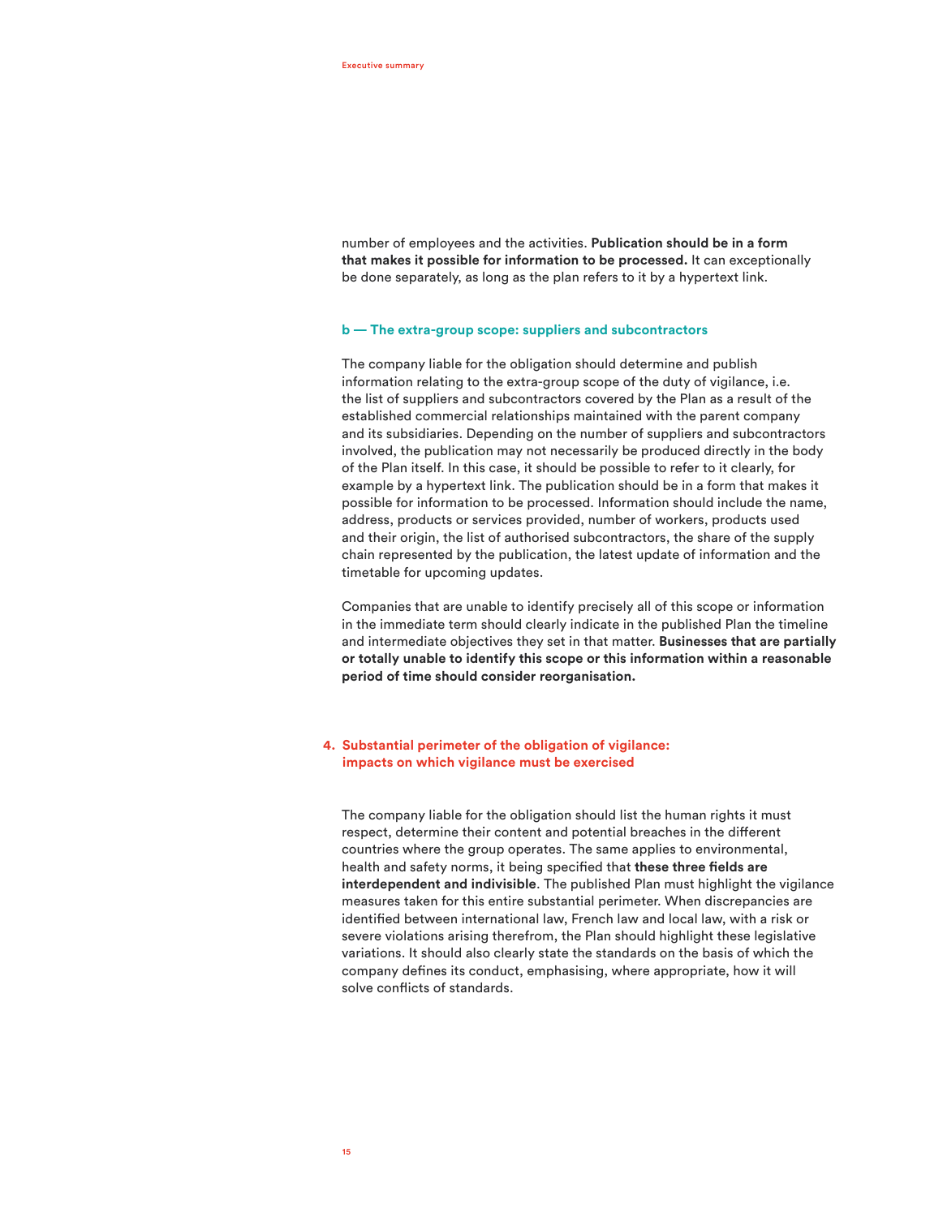number of employees and the activities. **Publication should be in a form that makes it possible for information to be processed.** It can exceptionally be done separately, as long as the plan refers to it by a hypertext link.

### b — The extra-group scope: suppliers and subcontractors

The company liable for the obligation should determine and publish information relating to the extra-group scope of the duty of vigilance, i.e. the list of suppliers and subcontractors covered by the Plan as a result of the established commercial relationships maintained with the parent company and its subsidiaries. Depending on the number of suppliers and subcontractors involved, the publication may not necessarily be produced directly in the body of the Plan itself. In this case, it should be possible to refer to it clearly, for example by a hypertext link. The publication should be in a form that makes it possible for information to be processed. Information should include the name, address, products or services provided, number of workers, products used and their origin, the list of authorised subcontractors, the share of the supply chain represented by the publication, the latest update of information and the timetable for upcoming updates.

Companies that are unable to identify precisely all of this scope or information in the immediate term should clearly indicate in the published Plan the timeline and intermediate objectives they set in that matter. **Businesses that are partially or totally unable to identify this scope or this information within a reasonable period of time should consider reorganisation.**

## 4. Substantial perimeter of the obligation of vigilance: impacts on which vigilance must be exercised

The company liable for the obligation should list the human rights it must respect, determine their content and potential breaches in the different countries where the group operates. The same applies to environmental, health and safety norms, it being specified that **these three fields are interdependent and indivisible**. The published Plan must highlight the vigilance measures taken for this entire substantial perimeter. When discrepancies are identified between international law, French law and local law, with a risk or severe violations arising therefrom, the Plan should highlight these legislative variations. It should also clearly state the standards on the basis of which the company defines its conduct, emphasising, where appropriate, how it will solve conflicts of standards.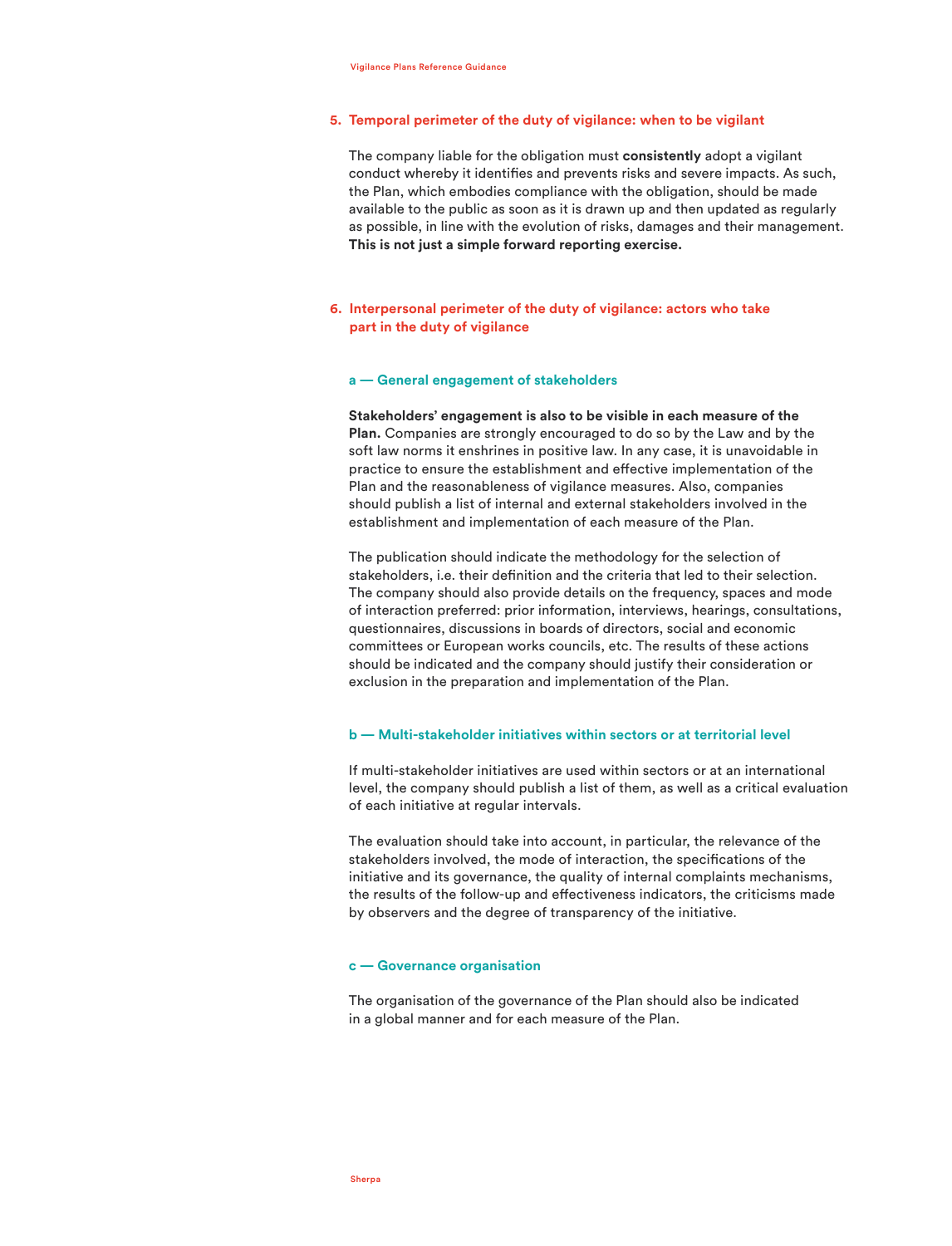## 5. Temporal perimeter of the duty of vigilance: when to be vigilant

The company liable for the obligation must **consistently** adopt a vigilant conduct whereby it identifies and prevents risks and severe impacts. As such, the Plan, which embodies compliance with the obligation, should be made available to the public as soon as it is drawn up and then updated as regularly as possible, in line with the evolution of risks, damages and their management. **This is not just a simple forward reporting exercise.**

## 6. Interpersonal perimeter of the duty of vigilance: actors who take part in the duty of vigilance

### a — General engagement of stakeholders

**Stakeholders' engagement is also to be visible in each measure of the Plan.** Companies are strongly encouraged to do so by the Law and by the soft law norms it enshrines in positive law. In any case, it is unavoidable in practice to ensure the establishment and effective implementation of the Plan and the reasonableness of vigilance measures. Also, companies should publish a list of internal and external stakeholders involved in the establishment and implementation of each measure of the Plan.

The publication should indicate the methodology for the selection of stakeholders, i.e. their definition and the criteria that led to their selection. The company should also provide details on the frequency, spaces and mode of interaction preferred: prior information, interviews, hearings, consultations, questionnaires, discussions in boards of directors, social and economic committees or European works councils, etc. The results of these actions should be indicated and the company should justify their consideration or exclusion in the preparation and implementation of the Plan.

### b — Multi-stakeholder initiatives within sectors or at territorial level

If multi-stakeholder initiatives are used within sectors or at an international level, the company should publish a list of them, as well as a critical evaluation of each initiative at regular intervals.

The evaluation should take into account, in particular, the relevance of the stakeholders involved, the mode of interaction, the specifications of the initiative and its governance, the quality of internal complaints mechanisms, the results of the follow-up and effectiveness indicators, the criticisms made by observers and the degree of transparency of the initiative.

### c — Governance organisation

The organisation of the governance of the Plan should also be indicated in a global manner and for each measure of the Plan.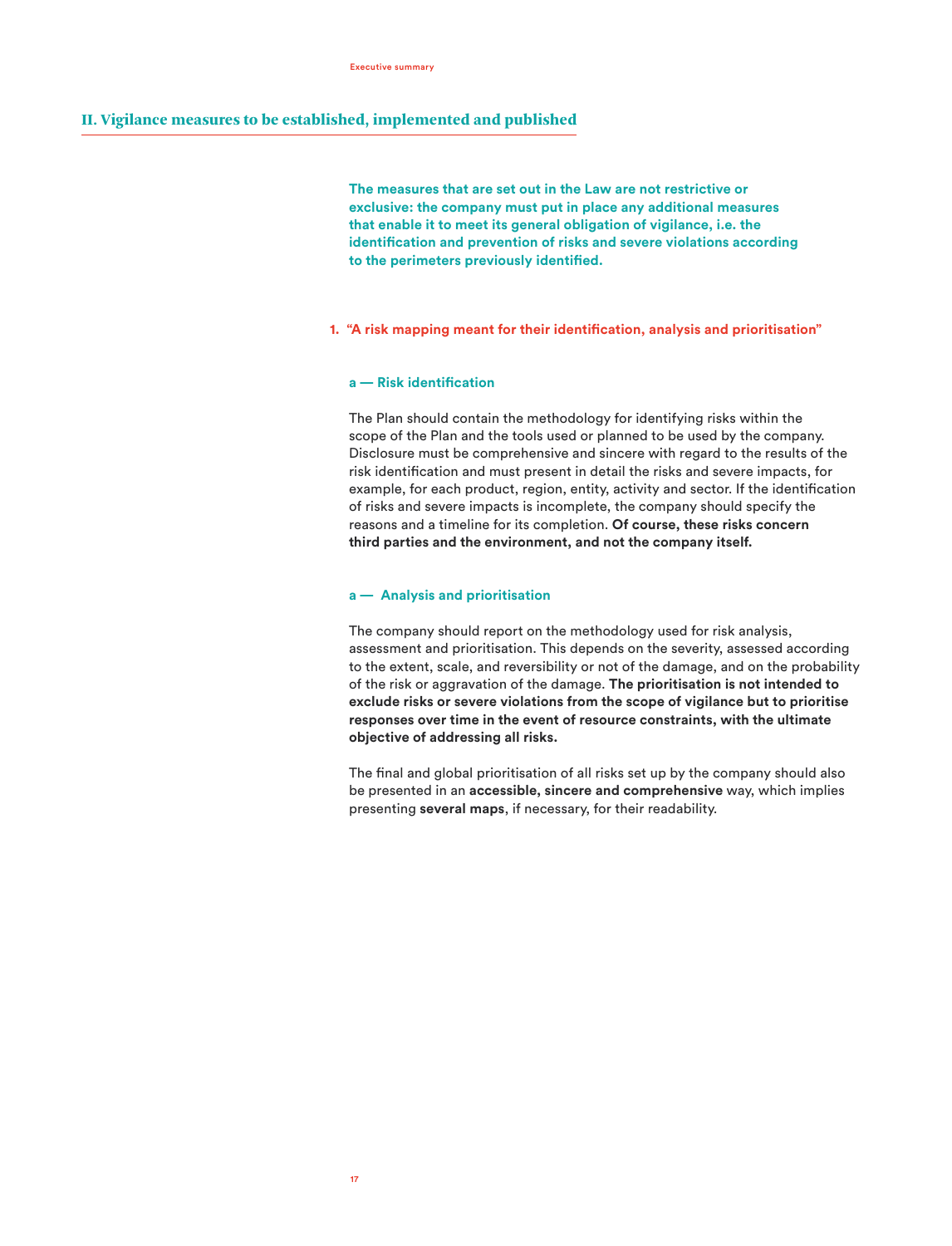## II. Vigilance measures to be established, implemented and published

**The measures that are set out in the Law are not restrictive or exclusive: the company must put in place any additional measures that enable it to meet its general obligation of vigilance, i.e. the identification and prevention of risks and severe violations according to the perimeters previously identified.**

### 1. "A risk mapping meant for their identification, analysis and prioritisation"

#### a — Risk identification

The Plan should contain the methodology for identifying risks within the scope of the Plan and the tools used or planned to be used by the company. Disclosure must be comprehensive and sincere with regard to the results of the risk identification and must present in detail the risks and severe impacts, for example, for each product, region, entity, activity and sector. If the identification of risks and severe impacts is incomplete, the company should specify the reasons and a timeline for its completion. **Of course, these risks concern third parties and the environment, and not the company itself.**

#### a — Analysis and prioritisation

The company should report on the methodology used for risk analysis, assessment and prioritisation. This depends on the severity, assessed according to the extent, scale, and reversibility or not of the damage, and on the probability of the risk or aggravation of the damage. **The prioritisation is not intended to exclude risks or severe violations from the scope of vigilance but to prioritise responses over time in the event of resource constraints, with the ultimate objective of addressing all risks.**

The final and global prioritisation of all risks set up by the company should also be presented in an **accessible, sincere and comprehensive** way, which implies presenting **several maps**, if necessary, for their readability.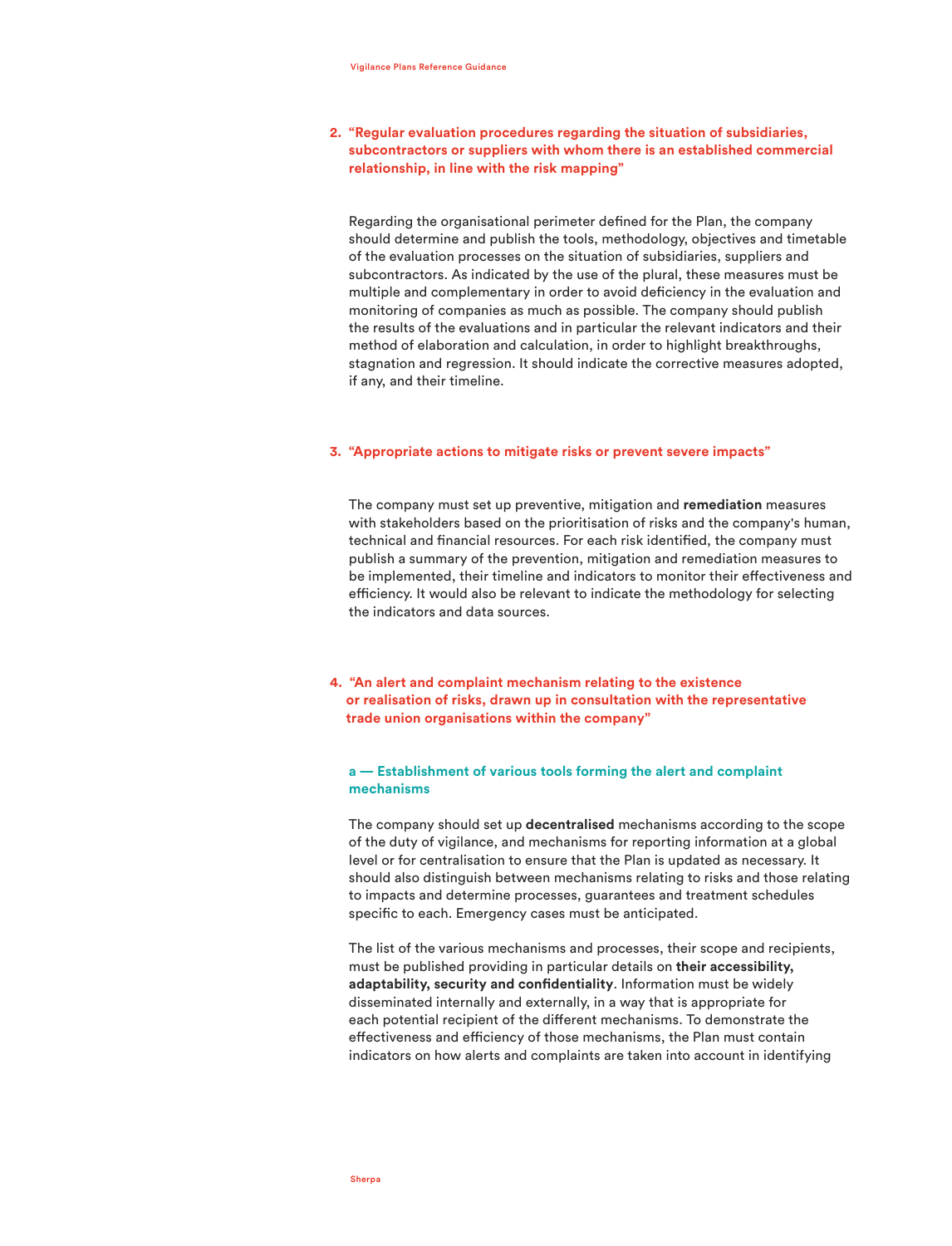## 2. “Regular evaluation procedures regarding the situation of subsidiaries, subcontractors or suppliers with whom there is an established commercial relationship, in line with the risk mapping”

Regarding the organisational perimeter defined for the Plan, the company should determine and publish the tools, methodology, objectives and timetable of the evaluation processes on the situation of subsidiaries, suppliers and subcontractors. As indicated by the use of the plural, these measures must be multiple and complementary in order to avoid deficiency in the evaluation and monitoring of companies as much as possible. The company should publish the results of the evaluations and in particular the relevant indicators and their method of elaboration and calculation, in order to highlight breakthroughs, stagnation and regression. It should indicate the corrective measures adopted, if any, and their timeline.

## 3. “Appropriate actions to mitigate risks or prevent severe impacts”

The company must set up preventive, mitigation and **remediation** measures with stakeholders based on the prioritisation of risks and the company's human, technical and financial resources. For each risk identified, the company must publish a summary of the prevention, mitigation and remediation measures to be implemented, their timeline and indicators to monitor their effectiveness and efficiency. It would also be relevant to indicate the methodology for selecting the indicators and data sources.

## 4. “An alert and complaint mechanism relating to the existence or realisation of risks, drawn up in consultation with the representative trade union organisations within the company”

### a — Establishment of various tools forming the alert and complaint mechanisms

The company should set up **decentralised** mechanisms according to the scope of the duty of vigilance, and mechanisms for reporting information at a global level or for centralisation to ensure that the Plan is updated as necessary. It should also distinguish between mechanisms relating to risks and those relating to impacts and determine processes, guarantees and treatment schedules specific to each. Emergency cases must be anticipated.

The list of the various mechanisms and processes, their scope and recipients, must be published providing in particular details on **their accessibility, adaptability, security and confidentiality**. Information must be widely disseminated internally and externally, in a way that is appropriate for each potential recipient of the different mechanisms. To demonstrate the effectiveness and efficiency of those mechanisms, the Plan must contain indicators on how alerts and complaints are taken into account in identifying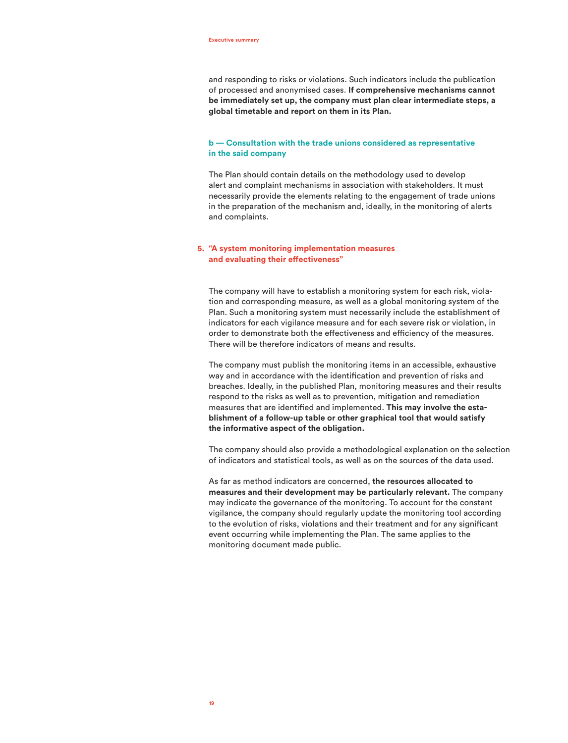and responding to risks or violations. Such indicators include the publication of processed and anonymised cases. **If comprehensive mechanisms cannot be immediately set up, the company must plan clear intermediate steps, a global timetable and report on them in its Plan.**

### b — Consultation with the trade unions considered as representative in the said company

The Plan should contain details on the methodology used to develop alert and complaint mechanisms in association with stakeholders. It must necessarily provide the elements relating to the engagement of trade unions in the preparation of the mechanism and, ideally, in the monitoring of alerts and complaints.

## 5. "A system monitoring implementation measures and evaluating their effectiveness"

The company will have to establish a monitoring system for each risk, violation and corresponding measure, as well as a global monitoring system of the Plan. Such a monitoring system must necessarily include the establishment of indicators for each vigilance measure and for each severe risk or violation, in order to demonstrate both the effectiveness and efficiency of the measures. There will be therefore indicators of means and results.

The company must publish the monitoring items in an accessible, exhaustive way and in accordance with the identification and prevention of risks and breaches. Ideally, in the published Plan, monitoring measures and their results respond to the risks as well as to prevention, mitigation and remediation measures that are identified and implemented. **This may involve the establishment of a follow-up table or other graphical tool that would satisfy the informative aspect of the obligation.**

The company should also provide a methodological explanation on the selection of indicators and statistical tools, as well as on the sources of the data used.

As far as method indicators are concerned, **the resources allocated to measures and their development may be particularly relevant.** The company may indicate the governance of the monitoring. To account for the constant vigilance, the company should regularly update the monitoring tool according to the evolution of risks, violations and their treatment and for any significant event occurring while implementing the Plan. The same applies to the monitoring document made public.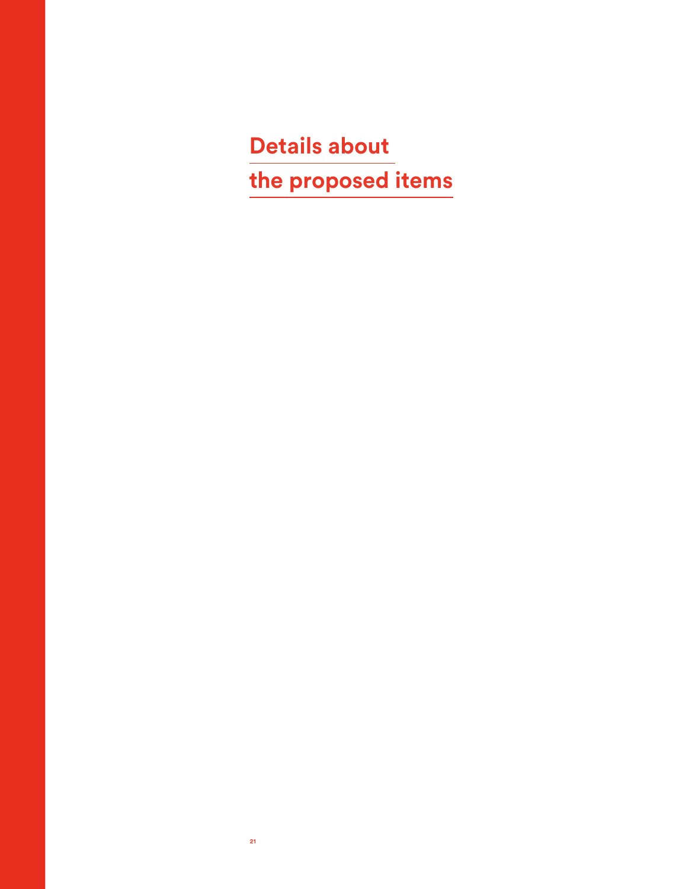# Details about the proposed items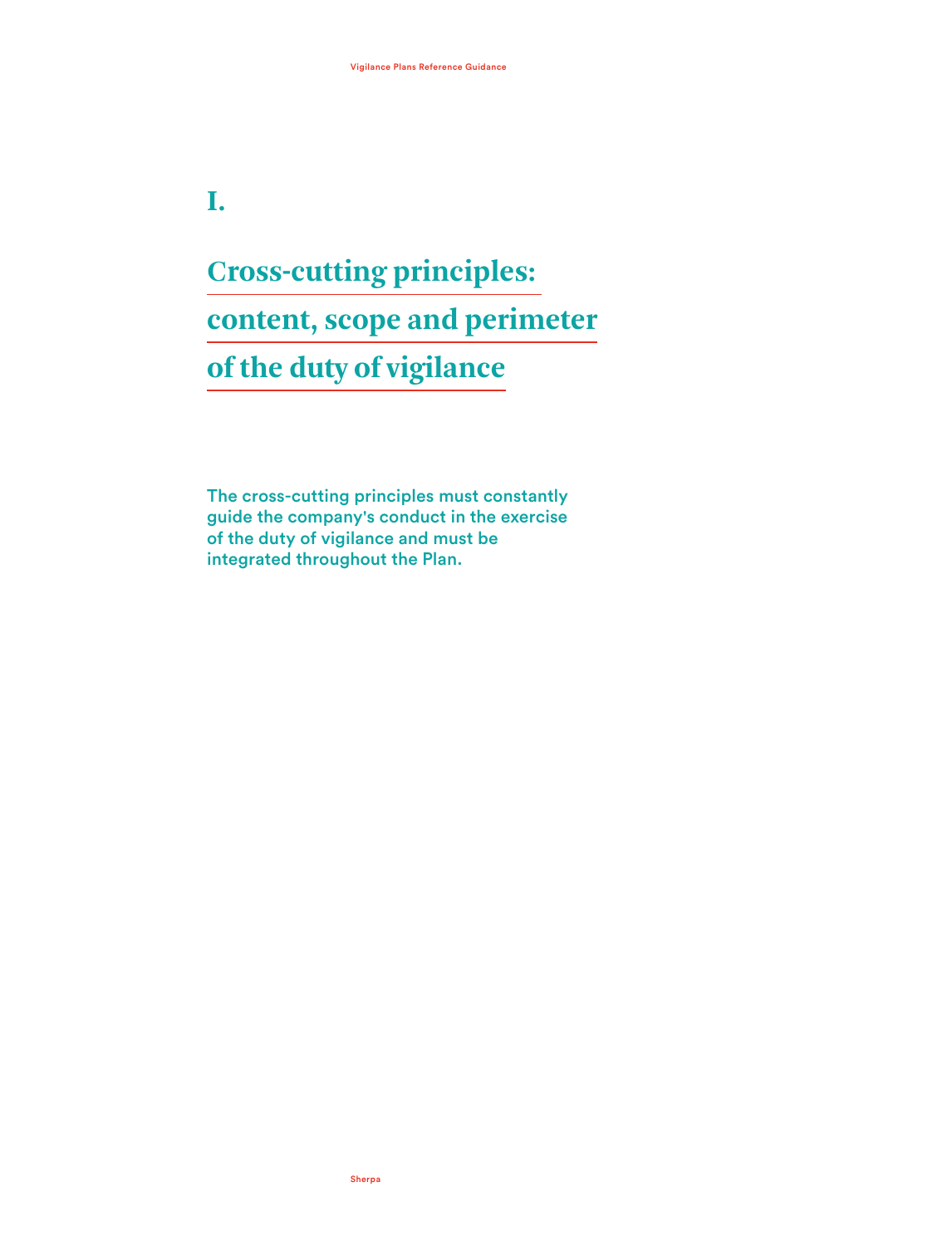# I.

# Cross-cutting principles: content, scope and perimeter of the duty of vigilance

**The cross-cutting principles must constantly guide the company's conduct in the exercise of the duty of vigilance and must be integrated throughout the Plan.**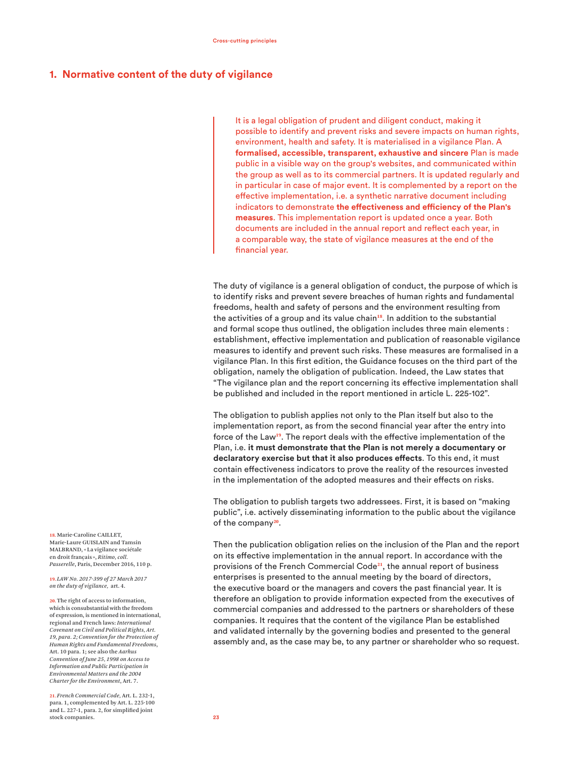## 1. Normative content of the duty of vigilance

> It is a legal obligation of prudent and diligent conduct, making it possible to identify and prevent risks and severe impacts on human rights, environment, health and safety. It is materialised in a vigilance Plan. A **formalised, accessible, transparent, exhaustive and sincere** Plan is made public in a visible way on the group's websites, and communicated within the group as well as to its commercial partners. It is updated regularly and in particular in case of major event. It is complemented by a report on the effective implementation, i.e. a synthetic narrative document including indicators to demonstrate **the effectiveness and efficiency of the Plan's measures**. This implementation report is updated once a year. Both documents are included in the annual report and reflect each year, in a comparable way, the state of vigilance measures at the end of the financial year.

The duty of vigilance is a general obligation of conduct, the purpose of which is to identify risks and prevent severe breaches of human rights and fundamental freedoms, health and safety of persons and the environment resulting from the activities of a group and its value chain[18]. In addition to the substantial and formal scope thus outlined, the obligation includes three main elements : establishment, effective implementation and publication of reasonable vigilance measures to identify and prevent such risks. These measures are formalised in a vigilance Plan. In this first edition, the Guidance focuses on the third part of the obligation, namely the obligation of publication. Indeed, the Law states that "The vigilance plan and the report concerning its effective implementation shall be published and included in the report mentioned in article L. 225-102".

The obligation to publish applies not only to the Plan itself but also to the implementation report, as from the second financial year after the entry into force of the Law[19]. The report deals with the effective implementation of the Plan, i.e. **it must demonstrate that the Plan is not merely a documentary or declaratory exercise but that it also produces effects**. To this end, it must contain effectiveness indicators to prove the reality of the resources invested in the implementation of the adopted measures and their effects on risks.

The obligation to publish targets two addressees. First, it is based on "making public", i.e. actively disseminating information to the public about the vigilance of the company[20].

Then the publication obligation relies on the inclusion of the Plan and the report on its effective implementation in the annual report. In accordance with the provisions of the French Commercial Code[21], the annual report of business enterprises is presented to the annual meeting by the board of directors, the executive board or the managers and covers the past financial year. It is therefore an obligation to provide information expected from the executives of commercial companies and addressed to the partners or shareholders of these companies. It requires that the content of the vigilance Plan be established and validated internally by the governing bodies and presented to the general assembly and, as the case may be, to any partner or shareholder who so request.

18. Marie-Caroline CAILLET, Marie-Laure GUISLAIN and Tamsin MALBRAND, « La vigilance sociétale en droit français », *Ritimo, coll. Passerelle*, Paris, December 2016, 110 p.

19. *LAW No. 2017-399 of 27 March 2017 on the duty of vigilance*, art. 4.

20. The right of access to information, which is consubstantial with the freedom of expression, is mentioned in international, regional and French laws: *International Covenant on Civil and Political Rights, Art. 19, para. 2; Convention for the Protection of Human Rights and Fundamental Freedoms*, Art. 10 para. 1; see also the *Aarhus Convention of June 25, 1998 on Access to Information and Public Participation in Environmental Matters and the 2004 Charter for the Environment*, Art. 7.

21. *French Commercial Code*, Art. L. 232-1, para. 1, complemented by Art. L. 225-100 and L. 227-1, para. 2, for simplified joint stock companies.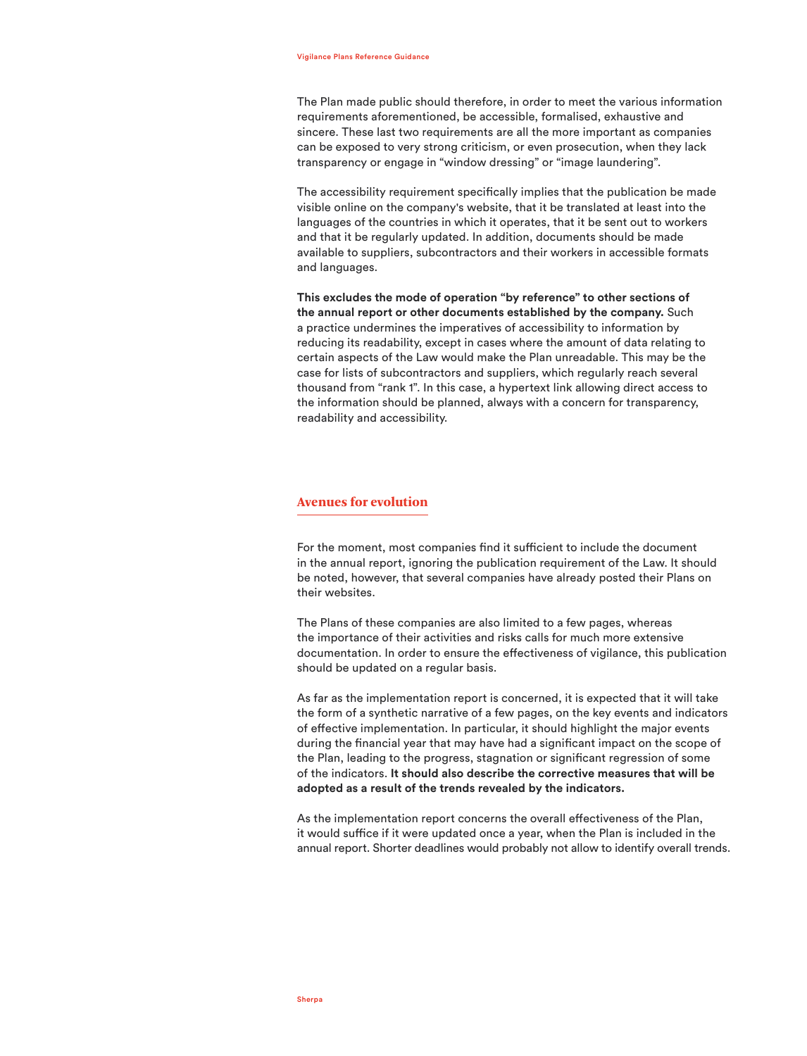The Plan made public should therefore, in order to meet the various information requirements aforementioned, be accessible, formalised, exhaustive and sincere. These last two requirements are all the more important as companies can be exposed to very strong criticism, or even prosecution, when they lack transparency or engage in "window dressing" or "image laundering".

The accessibility requirement specifically implies that the publication be made visible online on the company's website, that it be translated at least into the languages of the countries in which it operates, that it be sent out to workers and that it be regularly updated. In addition, documents should be made available to suppliers, subcontractors and their workers in accessible formats and languages.

**This excludes the mode of operation "by reference" to other sections of the annual report or other documents established by the company.** Such a practice undermines the imperatives of accessibility to information by reducing its readability, except in cases where the amount of data relating to certain aspects of the Law would make the Plan unreadable. This may be the case for lists of subcontractors and suppliers, which regularly reach several thousand from "rank 1". In this case, a hypertext link allowing direct access to the information should be planned, always with a concern for transparency, readability and accessibility.

## Avenues for evolution

For the moment, most companies find it sufficient to include the document in the annual report, ignoring the publication requirement of the Law. It should be noted, however, that several companies have already posted their Plans on their websites.

The Plans of these companies are also limited to a few pages, whereas the importance of their activities and risks calls for much more extensive documentation. In order to ensure the effectiveness of vigilance, this publication should be updated on a regular basis.

As far as the implementation report is concerned, it is expected that it will take the form of a synthetic narrative of a few pages, on the key events and indicators of effective implementation. In particular, it should highlight the major events during the financial year that may have had a significant impact on the scope of the Plan, leading to the progress, stagnation or significant regression of some of the indicators. **It should also describe the corrective measures that will be adopted as a result of the trends revealed by the indicators.**

As the implementation report concerns the overall effectiveness of the Plan, it would suffice if it were updated once a year, when the Plan is included in the annual report. Shorter deadlines would probably not allow to identify overall trends.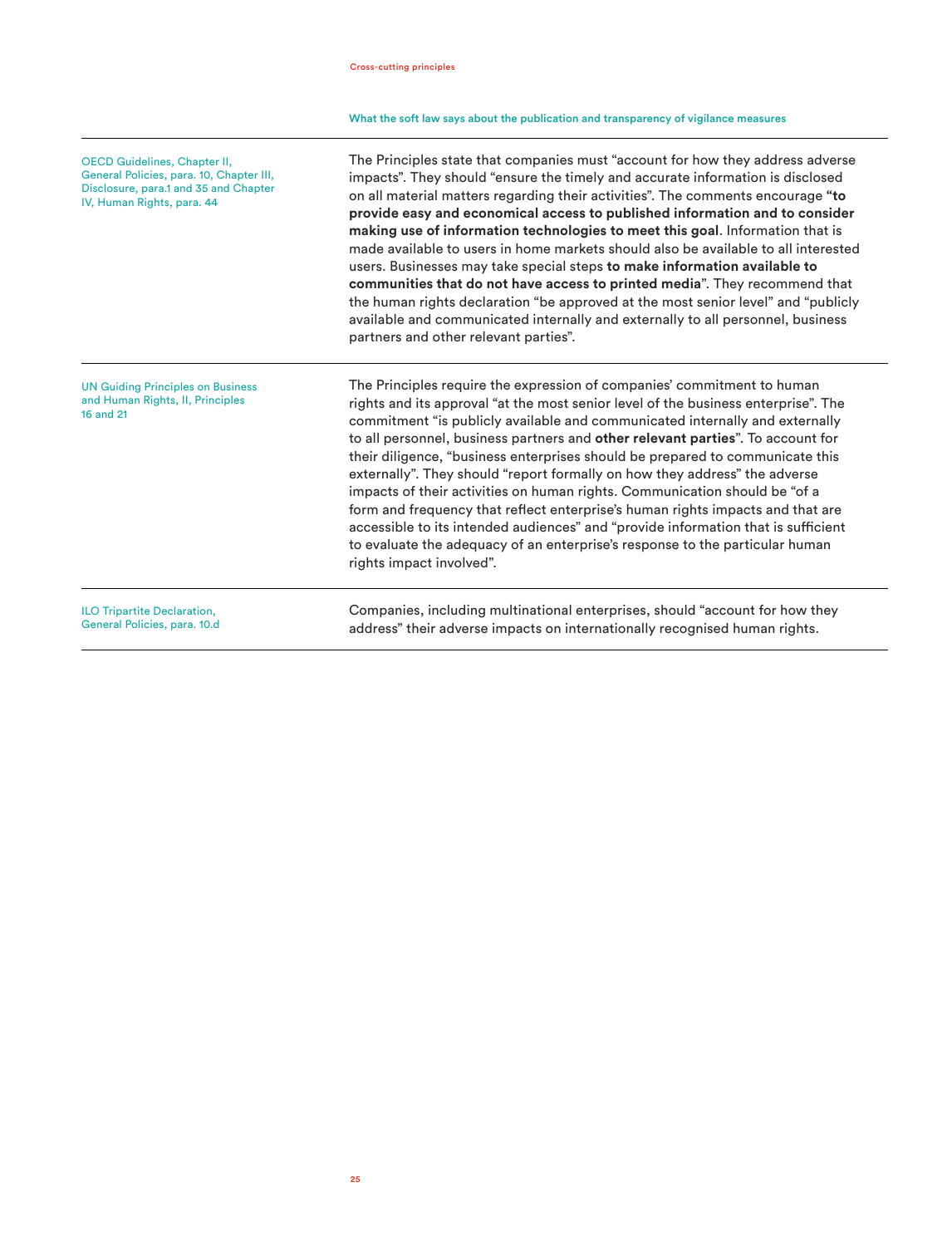### What the soft law says about the publication and transparency of vigilance measures

| | |
|---|---|
| OECD Guidelines, Chapter II, General Policies, para. 10, Chapter III, Disclosure, para.1 and 35 and Chapter IV, Human Rights, para. 44 | The Principles state that companies must "account for how they address adverse impacts". They should "ensure the timely and accurate information is disclosed on all material matters regarding their activities". The comments encourage **"to provide easy and economical access to published information and to consider making use of information technologies to meet this goal**. Information that is made available to users in home markets should also be available to all interested users. Businesses may take special steps **to make information available to communities that do not have access to printed media**". They recommend that the human rights declaration "be approved at the most senior level" and "publicly available and communicated internally and externally to all personnel, business partners and other relevant parties". |
| UN Guiding Principles on Business and Human Rights, II, Principles 16 and 21 | The Principles require the expression of companies' commitment to human rights and its approval "at the most senior level of the business enterprise". The commitment "is publicly available and communicated internally and externally to all personnel, business partners and **other relevant parties**". To account for their diligence, "business enterprises should be prepared to communicate this externally". They should "report formally on how they address" the adverse impacts of their activities on human rights. Communication should be "of a form and frequency that reflect enterprise's human rights impacts and that are accessible to its intended audiences" and "provide information that is sufficient to evaluate the adequacy of an enterprise's response to the particular human rights impact involved". |
| ILO Tripartite Declaration, General Policies, para. 10.d | Companies, including multinational enterprises, should "account for how they address" their adverse impacts on internationally recognised human rights. |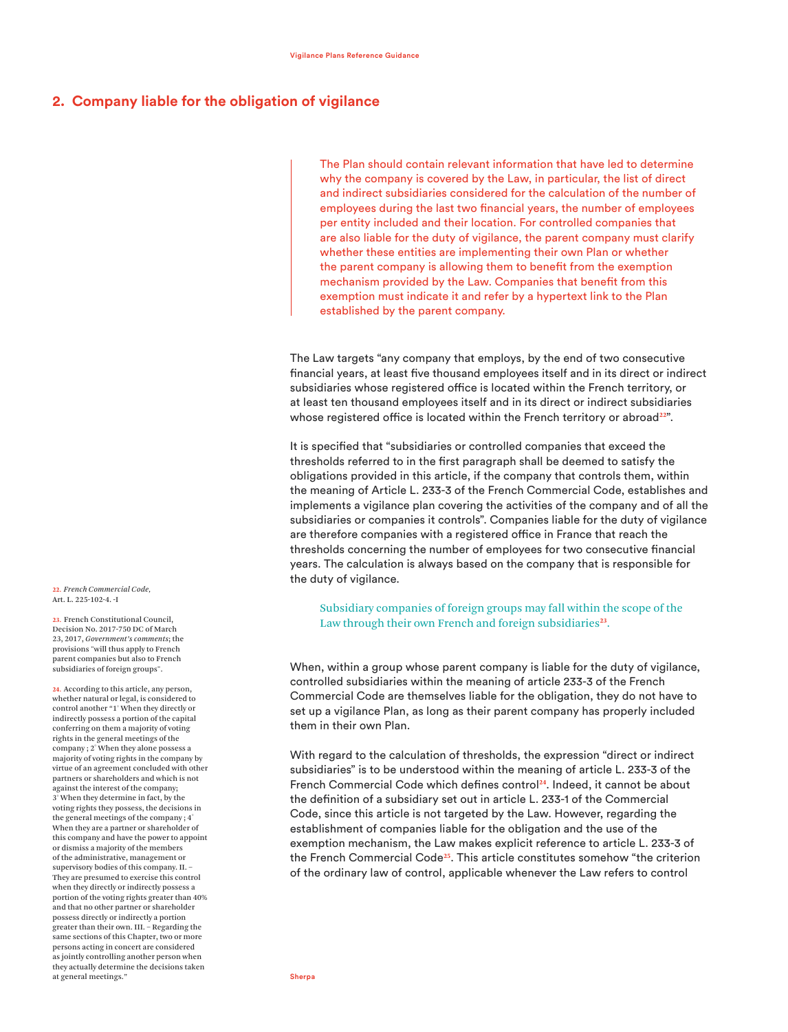## 2. Company liable for the obligation of vigilance

> The Plan should contain relevant information that have led to determine why the company is covered by the Law, in particular, the list of direct and indirect subsidiaries considered for the calculation of the number of employees during the last two financial years, the number of employees per entity included and their location. For controlled companies that are also liable for the duty of vigilance, the parent company must clarify whether these entities are implementing their own Plan or whether the parent company is allowing them to benefit from the exemption mechanism provided by the Law. Companies that benefit from this exemption must indicate it and refer by a hypertext link to the Plan established by the parent company.

The Law targets "any company that employs, by the end of two consecutive financial years, at least five thousand employees itself and in its direct or indirect subsidiaries whose registered office is located within the French territory, or at least ten thousand employees itself and in its direct or indirect subsidiaries whose registered office is located within the French territory or abroad[22]".

It is specified that "subsidiaries or controlled companies that exceed the thresholds referred to in the first paragraph shall be deemed to satisfy the obligations provided in this article, if the company that controls them, within the meaning of Article L. 233-3 of the French Commercial Code, establishes and implements a vigilance plan covering the activities of the company and of all the subsidiaries or companies it controls". Companies liable for the duty of vigilance are therefore companies with a registered office in France that reach the thresholds concerning the number of employees for two consecutive financial years. The calculation is always based on the company that is responsible for the duty of vigilance.

> Subsidiary companies of foreign groups may fall within the scope of the Law through their own French and foreign subsidiaries[23].

When, within a group whose parent company is liable for the duty of vigilance, controlled subsidiaries within the meaning of article 233-3 of the French Commercial Code are themselves liable for the obligation, they do not have to set up a vigilance Plan, as long as their parent company has properly included them in their own Plan.

With regard to the calculation of thresholds, the expression "direct or indirect subsidiaries" is to be understood within the meaning of article L. 233-3 of the French Commercial Code which defines control[24]. Indeed, it cannot be about the definition of a subsidiary set out in article L. 233-1 of the Commercial Code, since this article is not targeted by the Law. However, regarding the establishment of companies liable for the obligation and the use of the exemption mechanism, the Law makes explicit reference to article L. 233-3 of the French Commercial Code[25]. This article constitutes somehow "the criterion of the ordinary law of control, applicable whenever the Law refers to control

22. *French Commercial Code,* Art. L. 225-102-4. -I

23. French Constitutional Council, Decision No. 2017-750 DC of March 23, 2017, *Government's comments*; the provisions "will thus apply to French parent companies but also to French subsidiaries of foreign groups".

24. According to this article, any person, whether natural or legal, is considered to control another "1° When they directly or indirectly possess a portion of the capital conferring on them a majority of voting rights in the general meetings of the company ; 2° When they alone possess a majority of voting rights in the company by virtue of an agreement concluded with other partners or shareholders and which is not against the interest of the company; 3° When they determine in fact, by the voting rights they possess, the decisions in the general meetings of the company ; 4° When they are a partner or shareholder of this company and have the power to appoint or dismiss a majority of the members of the administrative, management or supervisory bodies of this company. II. – They are presumed to exercise this control when they directly or indirectly possess a portion of the voting rights greater than 40% and that no other partner or shareholder possess directly or indirectly a portion greater than their own. III. – Regarding the same sections of this Chapter, two or more persons acting in concert are considered as jointly controlling another person when they actually determine the decisions taken at general meetings."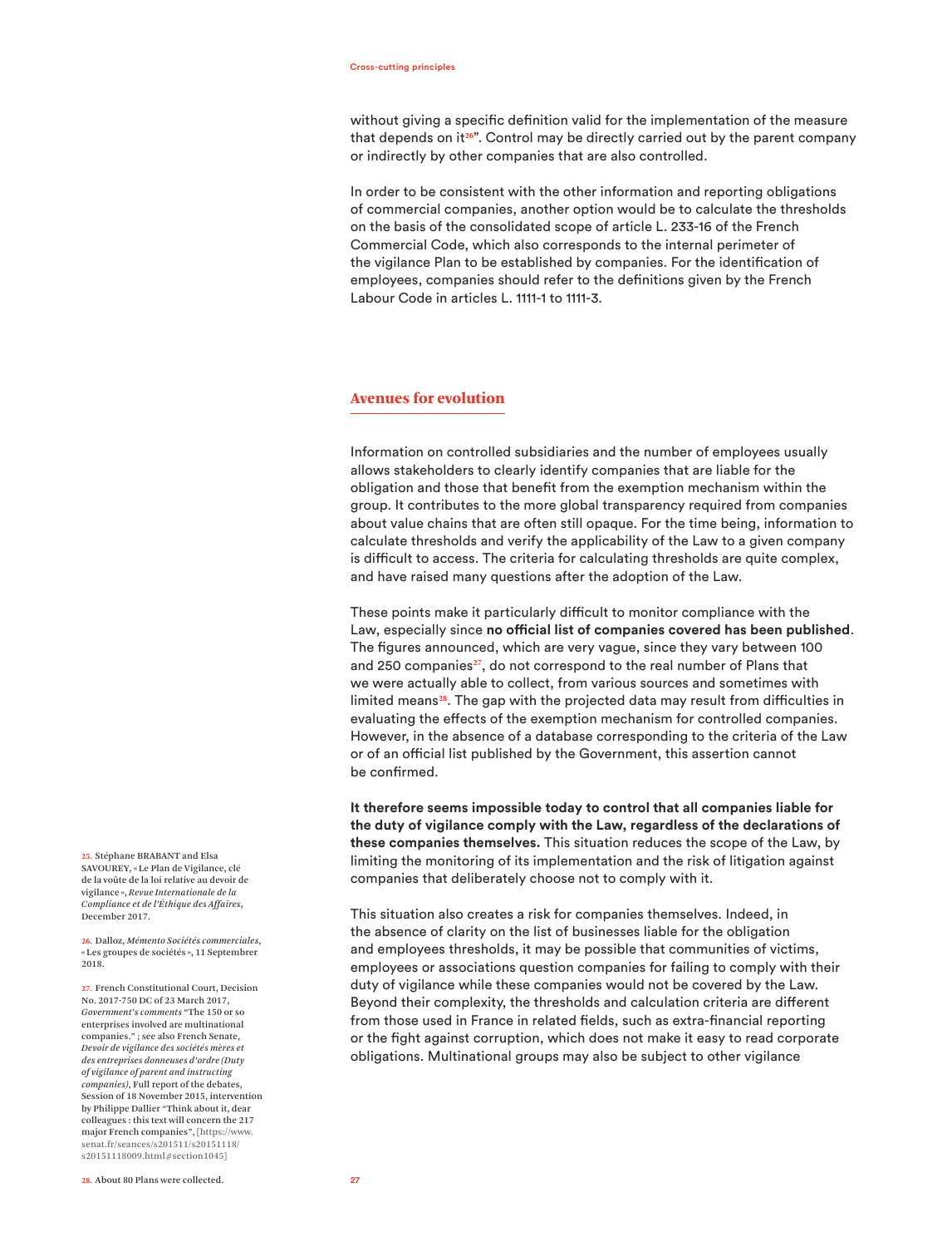without giving a specific definition valid for the implementation of the measure that depends on it[26]". Control may be directly carried out by the parent company or indirectly by other companies that are also controlled.

In order to be consistent with the other information and reporting obligations of commercial companies, another option would be to calculate the thresholds on the basis of the consolidated scope of article L. 233-16 of the French Commercial Code, which also corresponds to the internal perimeter of the vigilance Plan to be established by companies. For the identification of employees, companies should refer to the definitions given by the French Labour Code in articles L. 1111-1 to 1111-3.

## Avenues for evolution

Information on controlled subsidiaries and the number of employees usually allows stakeholders to clearly identify companies that are liable for the obligation and those that benefit from the exemption mechanism within the group. It contributes to the more global transparency required from companies about value chains that are often still opaque. For the time being, information to calculate thresholds and verify the applicability of the Law to a given company is difficult to access. The criteria for calculating thresholds are quite complex, and have raised many questions after the adoption of the Law.

These points make it particularly difficult to monitor compliance with the Law, especially since **no official list of companies covered has been published**. The figures announced, which are very vague, since they vary between 100 and 250 companies[27], do not correspond to the real number of Plans that we were actually able to collect, from various sources and sometimes with limited means[28]. The gap with the projected data may result from difficulties in evaluating the effects of the exemption mechanism for controlled companies. However, in the absence of a database corresponding to the criteria of the Law or of an official list published by the Government, this assertion cannot be confirmed.

**It therefore seems impossible today to control that all companies liable for the duty of vigilance comply with the Law, regardless of the declarations of these companies themselves.** This situation reduces the scope of the Law, by limiting the monitoring of its implementation and the risk of litigation against companies that deliberately choose not to comply with it.

This situation also creates a risk for companies themselves. Indeed, in the absence of clarity on the list of businesses liable for the obligation and employees thresholds, it may be possible that communities of victims, employees or associations question companies for failing to comply with their duty of vigilance while these companies would not be covered by the Law. Beyond their complexity, the thresholds and calculation criteria are different from those used in France in related fields, such as extra-financial reporting or the fight against corruption, which does not make it easy to read corporate obligations. Multinational groups may also be subject to other vigilance

---

25. Stéphane BRABANT and Elsa SAVOUREY, « Le Plan de Vigilance, clé de la voûte de la loi relative au devoir de vigilance », *Revue Internationale de la Compliance et de l'Éthique des Affaires*, December 2017.

26. Dalloz, *Mémento Sociétés commerciales*, « Les groupes de sociétés », 11 Septembrer 2018.

27. French Constitutional Court, Decision No. 2017-750 DC of 23 March 2017, *Government's comments* "The 150 or so enterprises involved are multinational companies." ; see also French Senate, *Devoir de vigilance des sociétés mères et des entreprises donneuses d'ordre (Duty of vigilance of parent and instructing companies)*, Full report of the debates, Session of 18 November 2015, intervention by Philippe Dallier "Think about it, dear colleagues : this text will concern the 217 major French companies", [https://www.senat.fr/seances/s201511/s20151118/s20151118009.html#section1045]

28. About 80 Plans were collected.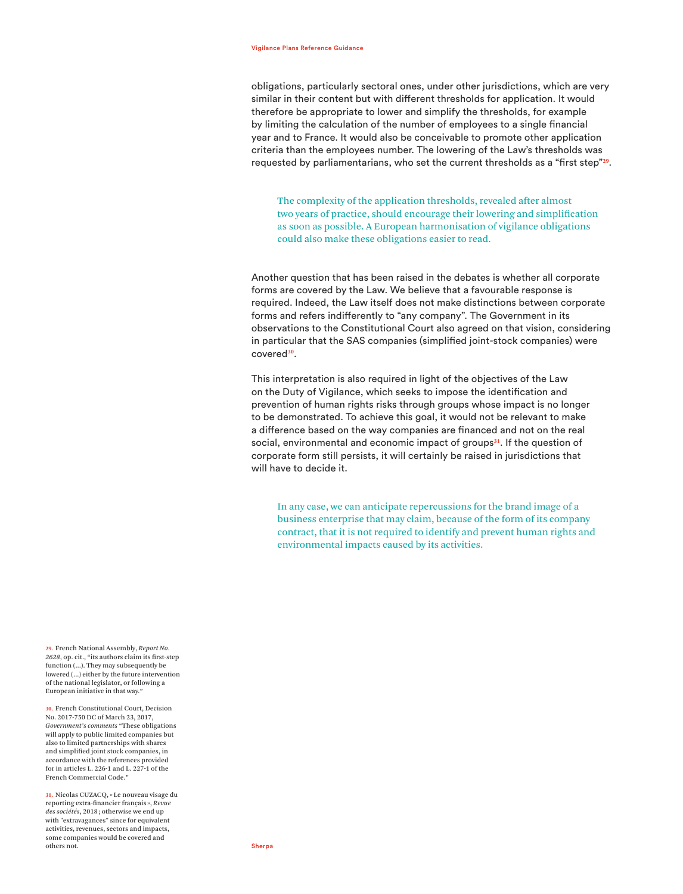obligations, particularly sectoral ones, under other jurisdictions, which are very similar in their content but with different thresholds for application. It would therefore be appropriate to lower and simplify the thresholds, for example by limiting the calculation of the number of employees to a single financial year and to France. It would also be conceivable to promote other application criteria than the employees number. The lowering of the Law's thresholds was requested by parliamentarians, who set the current thresholds as a "first step"[29].

> The complexity of the application thresholds, revealed after almost two years of practice, should encourage their lowering and simplification as soon as possible. A European harmonisation of vigilance obligations could also make these obligations easier to read.

Another question that has been raised in the debates is whether all corporate forms are covered by the Law. We believe that a favourable response is required. Indeed, the Law itself does not make distinctions between corporate forms and refers indifferently to "any company". The Government in its observations to the Constitutional Court also agreed on that vision, considering in particular that the SAS companies (simplified joint-stock companies) were covered[30].

This interpretation is also required in light of the objectives of the Law on the Duty of Vigilance, which seeks to impose the identification and prevention of human rights risks through groups whose impact is no longer to be demonstrated. To achieve this goal, it would not be relevant to make a difference based on the way companies are financed and not on the real social, environmental and economic impact of groups[31]. If the question of corporate form still persists, it will certainly be raised in jurisdictions that will have to decide it.

> In any case, we can anticipate repercussions for the brand image of a business enterprise that may claim, because of the form of its company contract, that it is not required to identify and prevent human rights and environmental impacts caused by its activities.

29. French National Assembly, *Report No. 2628*, op. cit., "its authors claim its first-step function (…). They may subsequently be lowered (…) either by the future intervention of the national legislator, or following a European initiative in that way."

30. French Constitutional Court, Decision No. 2017-750 DC of March 23, 2017, *Government's comments* "These obligations will apply to public limited companies but also to limited partnerships with shares and simplified joint stock companies, in accordance with the references provided for in articles L. 226-1 and L. 227-1 of the French Commercial Code."

31. Nicolas CUZACQ, « Le nouveau visage du reporting extra-financier français », *Revue des sociétés*, 2018 ; otherwise we end up with "extravagances" since for equivalent activities, revenues, sectors and impacts, some companies would be covered and others not.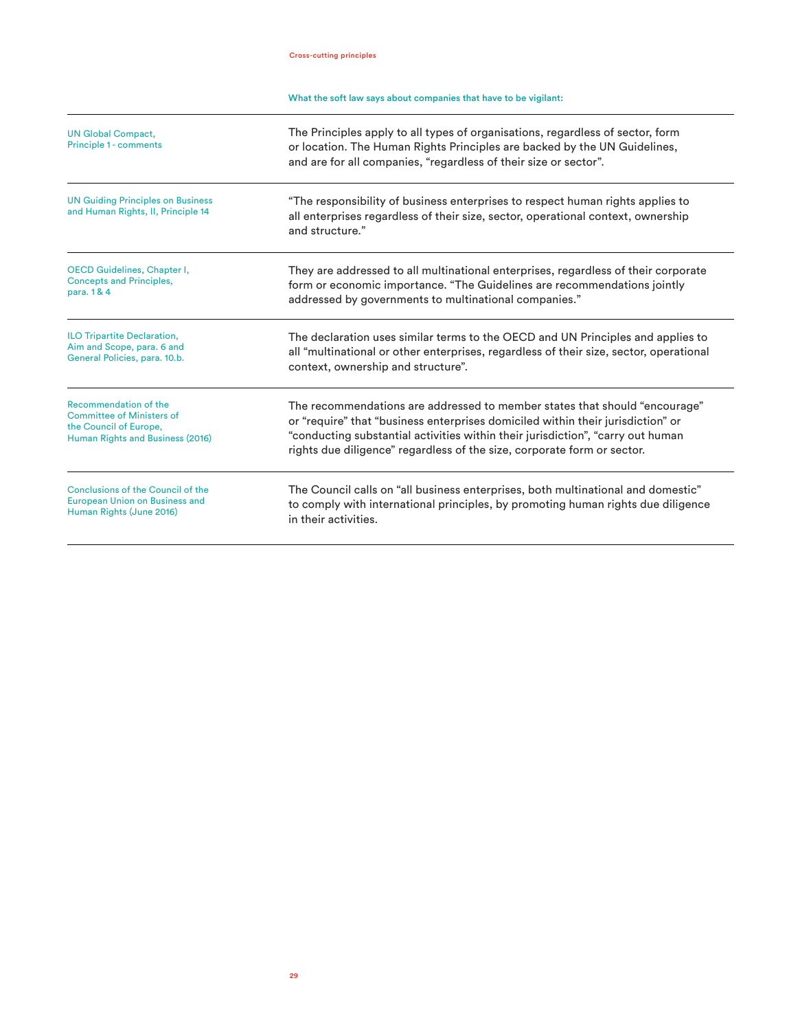What the soft law says about companies that have to be vigilant:

| | |
|---|---|
| UN Global Compact, Principle 1 - comments | The Principles apply to all types of organisations, regardless of sector, form or location. The Human Rights Principles are backed by the UN Guidelines, and are for all companies, "regardless of their size or sector". |
| UN Guiding Principles on Business and Human Rights, II, Principle 14 | "The responsibility of business enterprises to respect human rights applies to all enterprises regardless of their size, sector, operational context, ownership and structure." |
| OECD Guidelines, Chapter I, Concepts and Principles, para. 1 & 4 | They are addressed to all multinational enterprises, regardless of their corporate form or economic importance. "The Guidelines are recommendations jointly addressed by governments to multinational companies." |
| ILO Tripartite Declaration, Aim and Scope, para. 6 and General Policies, para. 10.b. | The declaration uses similar terms to the OECD and UN Principles and applies to all "multinational or other enterprises, regardless of their size, sector, operational context, ownership and structure". |
| Recommendation of the Committee of Ministers of the Council of Europe, Human Rights and Business (2016) | The recommendations are addressed to member states that should "encourage" or "require" that "business enterprises domiciled within their jurisdiction" or "conducting substantial activities within their jurisdiction", "carry out human rights due diligence" regardless of the size, corporate form or sector. |
| Conclusions of the Council of the European Union on Business and Human Rights (June 2016) | The Council calls on "all business enterprises, both multinational and domestic" to comply with international principles, by promoting human rights due diligence in their activities. |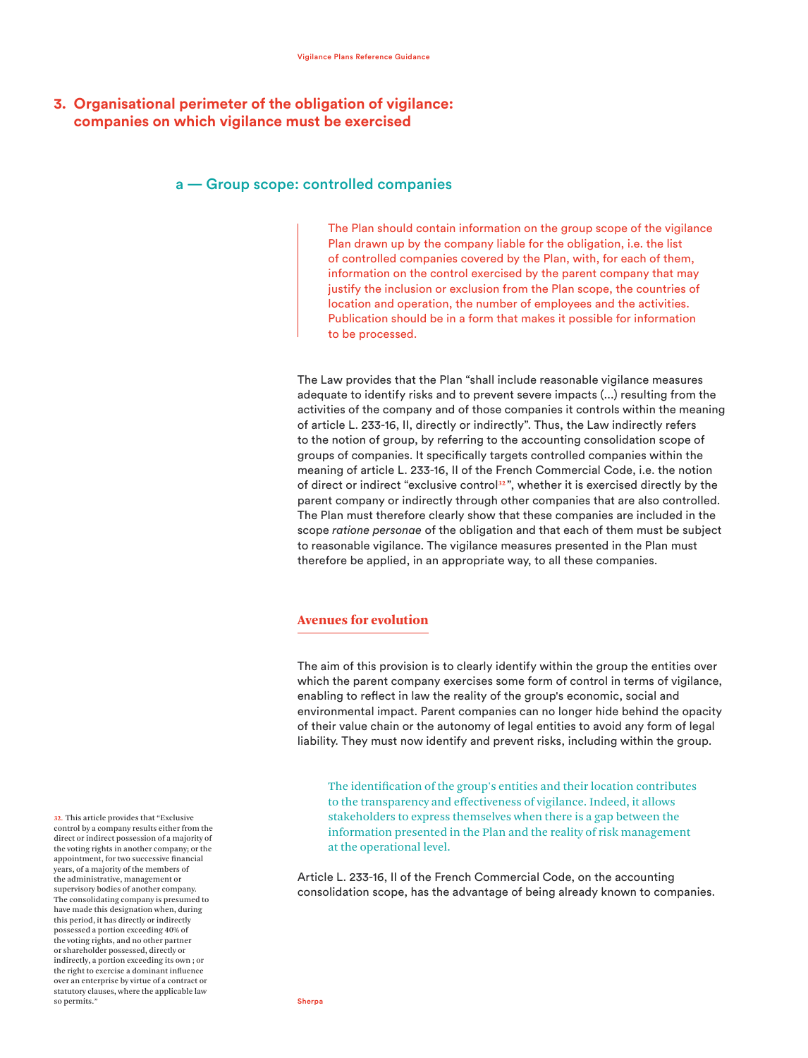## 3. Organisational perimeter of the obligation of vigilance: companies on which vigilance must be exercised

### a — Group scope: controlled companies

> The Plan should contain information on the group scope of the vigilance Plan drawn up by the company liable for the obligation, i.e. the list of controlled companies covered by the Plan, with, for each of them, information on the control exercised by the parent company that may justify the inclusion or exclusion from the Plan scope, the countries of location and operation, the number of employees and the activities. Publication should be in a form that makes it possible for information to be processed.

The Law provides that the Plan "shall include reasonable vigilance measures adequate to identify risks and to prevent severe impacts (...) resulting from the activities of the company and of those companies it controls within the meaning of article L. 233-16, II, directly or indirectly". Thus, the Law indirectly refers to the notion of group, by referring to the accounting consolidation scope of groups of companies. It specifically targets controlled companies within the meaning of article L. 233-16, II of the French Commercial Code, i.e. the notion of direct or indirect "exclusive control[32]", whether it is exercised directly by the parent company or indirectly through other companies that are also controlled. The Plan must therefore clearly show that these companies are included in the scope *ratione personae* of the obligation and that each of them must be subject to reasonable vigilance. The vigilance measures presented in the Plan must therefore be applied, in an appropriate way, to all these companies.

#### Avenues for evolution

The aim of this provision is to clearly identify within the group the entities over which the parent company exercises some form of control in terms of vigilance, enabling to reflect in law the reality of the group's economic, social and environmental impact. Parent companies can no longer hide behind the opacity of their value chain or the autonomy of legal entities to avoid any form of legal liability. They must now identify and prevent risks, including within the group.

> The identification of the group's entities and their location contributes to the transparency and effectiveness of vigilance. Indeed, it allows stakeholders to express themselves when there is a gap between the information presented in the Plan and the reality of risk management at the operational level.

Article L. 233-16, II of the French Commercial Code, on the accounting consolidation scope, has the advantage of being already known to companies.

---

32. This article provides that "Exclusive control by a company results either from the direct or indirect possession of a majority of the voting rights in another company; or the appointment, for two successive financial years, of a majority of the members of the administrative, management or supervisory bodies of another company. The consolidating company is presumed to have made this designation when, during this period, it has directly or indirectly possessed a portion exceeding 40% of the voting rights, and no other partner or shareholder possessed, directly or indirectly, a portion exceeding its own ; or the right to exercise a dominant influence over an enterprise by virtue of a contract or statutory clauses, where the applicable law so permits."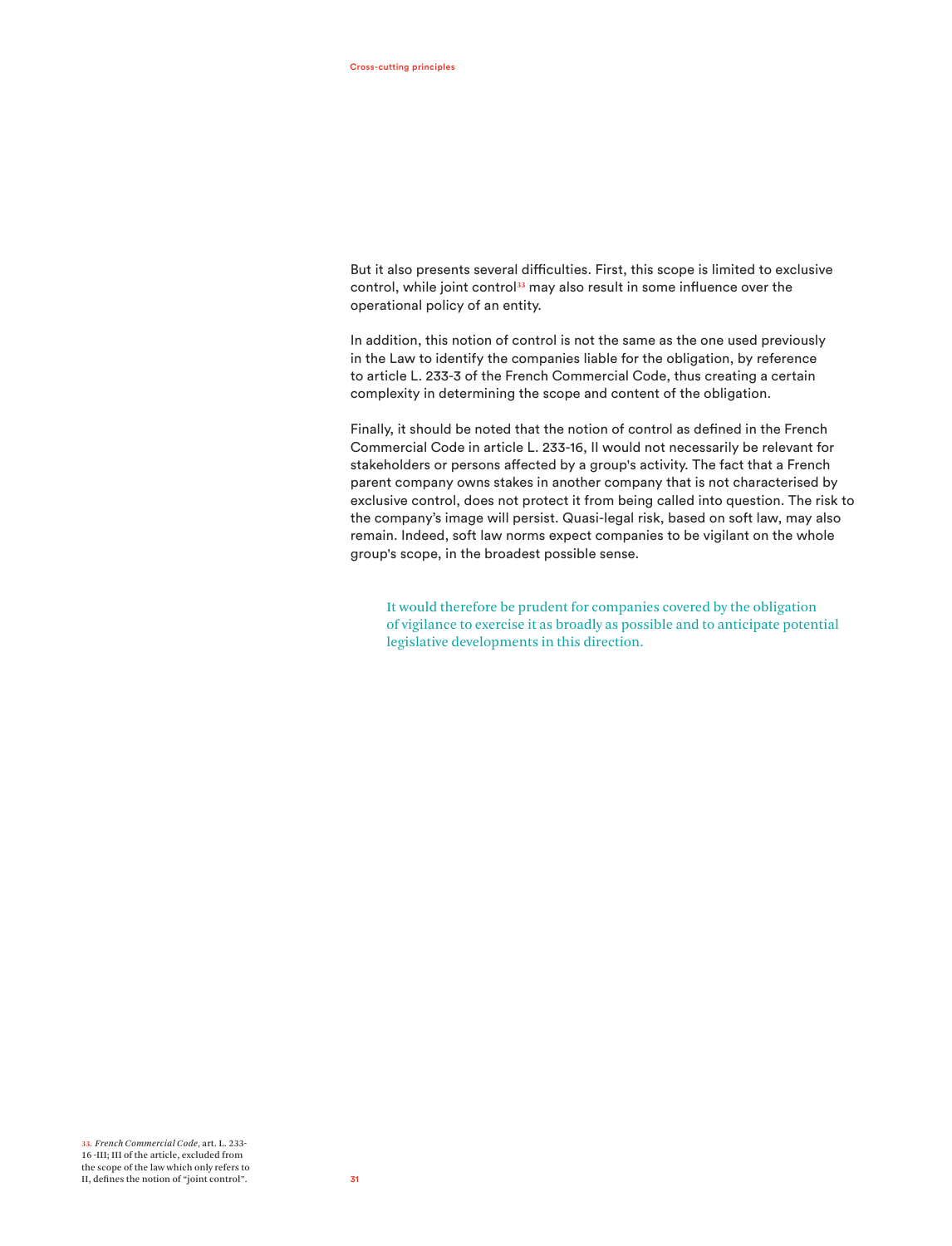But it also presents several difficulties. First, this scope is limited to exclusive control, while joint control[33] may also result in some influence over the operational policy of an entity.

In addition, this notion of control is not the same as the one used previously in the Law to identify the companies liable for the obligation, by reference to article L. 233-3 of the French Commercial Code, thus creating a certain complexity in determining the scope and content of the obligation.

Finally, it should be noted that the notion of control as defined in the French Commercial Code in article L. 233-16, II would not necessarily be relevant for stakeholders or persons affected by a group's activity. The fact that a French parent company owns stakes in another company that is not characterised by exclusive control, does not protect it from being called into question. The risk to the company's image will persist. Quasi-legal risk, based on soft law, may also remain. Indeed, soft law norms expect companies to be vigilant on the whole group's scope, in the broadest possible sense.

> It would therefore be prudent for companies covered by the obligation of vigilance to exercise it as broadly as possible and to anticipate potential legislative developments in this direction.

33. *French Commercial Code*, art. L. 233-16 -III; III of the article, excluded from the scope of the law which only refers to II, defines the notion of "joint control".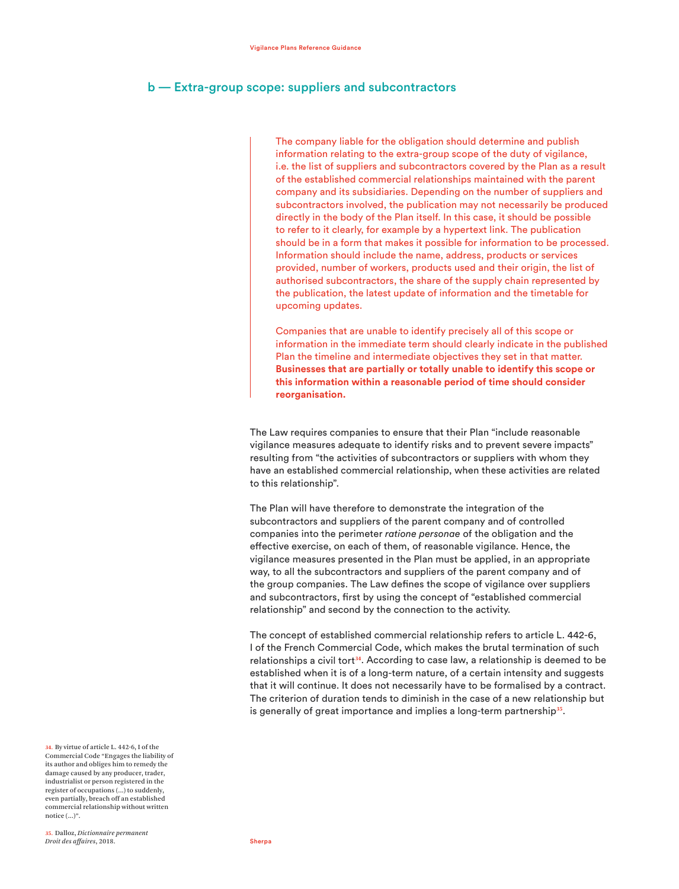## b — Extra-group scope: suppliers and subcontractors

> The company liable for the obligation should determine and publish information relating to the extra-group scope of the duty of vigilance, i.e. the list of suppliers and subcontractors covered by the Plan as a result of the established commercial relationships maintained with the parent company and its subsidiaries. Depending on the number of suppliers and subcontractors involved, the publication may not necessarily be produced directly in the body of the Plan itself. In this case, it should be possible to refer to it clearly, for example by a hypertext link. The publication should be in a form that makes it possible for information to be processed. Information should include the name, address, products or services provided, number of workers, products used and their origin, the list of authorised subcontractors, the share of the supply chain represented by the publication, the latest update of information and the timetable for upcoming updates.
>
> Companies that are unable to identify precisely all of this scope or information in the immediate term should clearly indicate in the published Plan the timeline and intermediate objectives they set in that matter. **Businesses that are partially or totally unable to identify this scope or this information within a reasonable period of time should consider reorganisation.**

The Law requires companies to ensure that their Plan "include reasonable vigilance measures adequate to identify risks and to prevent severe impacts" resulting from "the activities of subcontractors or suppliers with whom they have an established commercial relationship, when these activities are related to this relationship".

The Plan will have therefore to demonstrate the integration of the subcontractors and suppliers of the parent company and of controlled companies into the perimeter *ratione personae* of the obligation and the effective exercise, on each of them, of reasonable vigilance. Hence, the vigilance measures presented in the Plan must be applied, in an appropriate way, to all the subcontractors and suppliers of the parent company and of the group companies. The Law defines the scope of vigilance over suppliers and subcontractors, first by using the concept of "established commercial relationship" and second by the connection to the activity.

The concept of established commercial relationship refers to article L. 442-6, I of the French Commercial Code, which makes the brutal termination of such relationships a civil tort[34]. According to case law, a relationship is deemed to be established when it is of a long-term nature, of a certain intensity and suggests that it will continue. It does not necessarily have to be formalised by a contract. The criterion of duration tends to diminish in the case of a new relationship but is generally of great importance and implies a long-term partnership[35].

[34] By virtue of article L. 442-6, I of the Commercial Code "Engages the liability of its author and obliges him to remedy the damage caused by any producer, trader, industrialist or person registered in the register of occupations (...) to suddenly, even partially, breach off an established commercial relationship without written notice (...)".

[35] Dalloz, *Dictionnaire permanent Droit des affaires*, 2018.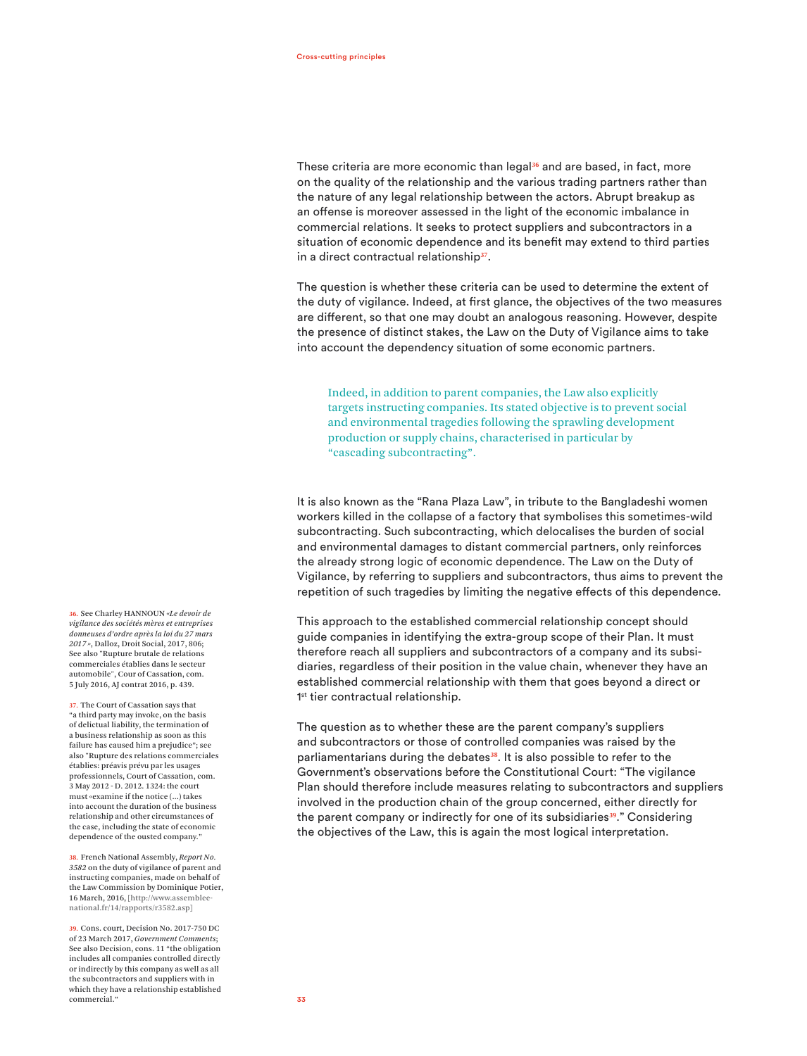These criteria are more economic than legal[36] and are based, in fact, more on the quality of the relationship and the various trading partners rather than the nature of any legal relationship between the actors. Abrupt breakup as an offense is moreover assessed in the light of the economic imbalance in commercial relations. It seeks to protect suppliers and subcontractors in a situation of economic dependence and its benefit may extend to third parties in a direct contractual relationship[37].

The question is whether these criteria can be used to determine the extent of the duty of vigilance. Indeed, at first glance, the objectives of the two measures are different, so that one may doubt an analogous reasoning. However, despite the presence of distinct stakes, the Law on the Duty of Vigilance aims to take into account the dependency situation of some economic partners.

> Indeed, in addition to parent companies, the Law also explicitly targets instructing companies. Its stated objective is to prevent social and environmental tragedies following the sprawling development production or supply chains, characterised in particular by “cascading subcontracting”.

It is also known as the “Rana Plaza Law”, in tribute to the Bangladeshi women workers killed in the collapse of a factory that symbolises this sometimes-wild subcontracting. Such subcontracting, which delocalises the burden of social and environmental damages to distant commercial partners, only reinforces the already strong logic of economic dependence. The Law on the Duty of Vigilance, by referring to suppliers and subcontractors, thus aims to prevent the repetition of such tragedies by limiting the negative effects of this dependence.

This approach to the established commercial relationship concept should guide companies in identifying the extra-group scope of their Plan. It must therefore reach all suppliers and subcontractors of a company and its subsidiaries, regardless of their position in the value chain, whenever they have an established commercial relationship with them that goes beyond a direct or 1st tier contractual relationship.

The question as to whether these are the parent company’s suppliers and subcontractors or those of controlled companies was raised by the parliamentarians during the debates[38]. It is also possible to refer to the Government’s observations before the Constitutional Court: “The vigilance Plan should therefore include measures relating to subcontractors and suppliers involved in the production chain of the group concerned, either directly for the parent company or indirectly for one of its subsidiaries[39].” Considering the objectives of the Law, this is again the most logical interpretation.

---

36. See Charley HANNOUN *«Le devoir de vigilance des sociétés mères et entreprises donneuses d’ordre après la loi du 27 mars 2017»*, Dalloz, Droit Social, 2017, 806; See also "Rupture brutale de relations commerciales établies dans le secteur automobile", Cour of Cassation, com. 5 July 2016, AJ contrat 2016, p. 439.

37. The Court of Cassation says that “a third party may invoke, on the basis of delictual liability, the termination of a business relationship as soon as this failure has caused him a prejudice”; see also "Rupture des relations commerciales établies: préavis prévu par les usages professionnels, Court of Cassation, com. 3 May 2012 - D. 2012. 1324: the court must «examine if the notice (...) takes into account the duration of the business relationship and other circumstances of the case, including the state of economic dependence of the ousted company."

38. French National Assembly, *Report No. 3582* on the duty of vigilance of parent and instructing companies, made on behalf of the Law Commission by Dominique Potier, 16 March, 2016, [http://www.assemblee-national.fr/14/rapports/r3582.asp]

39. Cons. court, Decision No. 2017-750 DC of 23 March 2017, *Government Comments*; See also Decision, cons. 11 “the obligation includes all companies controlled directly or indirectly by this company as well as all the subcontractors and suppliers with in which they have a relationship established commercial.”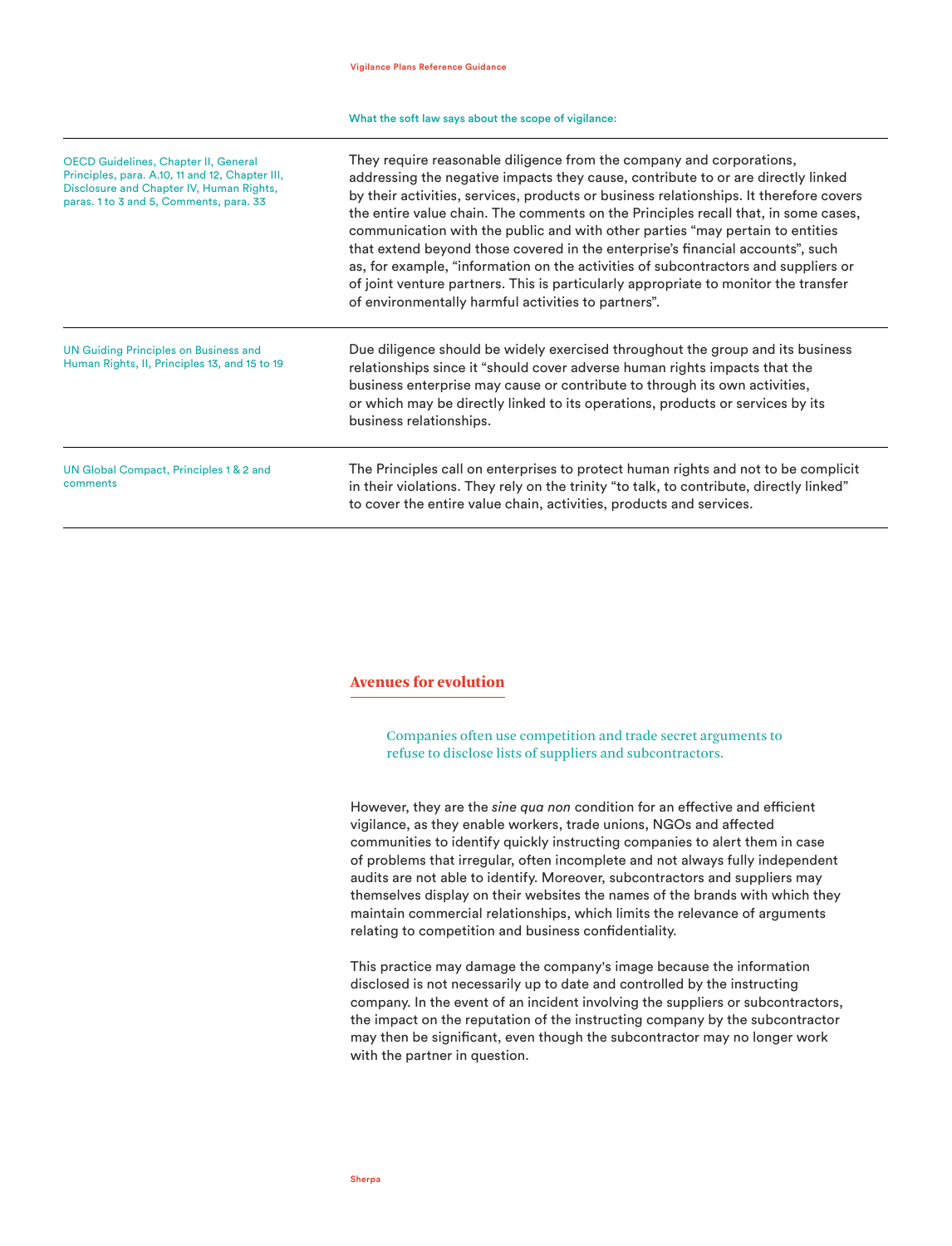What the soft law says about the scope of vigilance:

| | |
|---|---|
| OECD Guidelines, Chapter II, General Principles, para. A.10, 11 and 12, Chapter III, Disclosure and Chapter IV, Human Rights, paras. 1 to 3 and 5, Comments, para. 33 | They require reasonable diligence from the company and corporations, addressing the negative impacts they cause, contribute to or are directly linked by their activities, services, products or business relationships. It therefore covers the entire value chain. The comments on the Principles recall that, in some cases, communication with the public and with other parties "may pertain to entities that extend beyond those covered in the enterprise's financial accounts", such as, for example, "information on the activities of subcontractors and suppliers or of joint venture partners. This is particularly appropriate to monitor the transfer of environmentally harmful activities to partners". |
| UN Guiding Principles on Business and Human Rights, II, Principles 13, and 15 to 19 | Due diligence should be widely exercised throughout the group and its business relationships since it "should cover adverse human rights impacts that the business enterprise may cause or contribute to through its own activities, or which may be directly linked to its operations, products or services by its business relationships. |
| UN Global Compact, Principles 1 & 2 and comments | The Principles call on enterprises to protect human rights and not to be complicit in their violations. They rely on the trinity "to talk, to contribute, directly linked" to cover the entire value chain, activities, products and services. |

## Avenues for evolution

Companies often use competition and trade secret arguments to refuse to disclose lists of suppliers and subcontractors.

However, they are the *sine qua non* condition for an effective and efficient vigilance, as they enable workers, trade unions, NGOs and affected communities to identify quickly instructing companies to alert them in case of problems that irregular, often incomplete and not always fully independent audits are not able to identify. Moreover, subcontractors and suppliers may themselves display on their websites the names of the brands with which they maintain commercial relationships, which limits the relevance of arguments relating to competition and business confidentiality.

This practice may damage the company's image because the information disclosed is not necessarily up to date and controlled by the instructing company. In the event of an incident involving the suppliers or subcontractors, the impact on the reputation of the instructing company by the subcontractor may then be significant, even though the subcontractor may no longer work with the partner in question.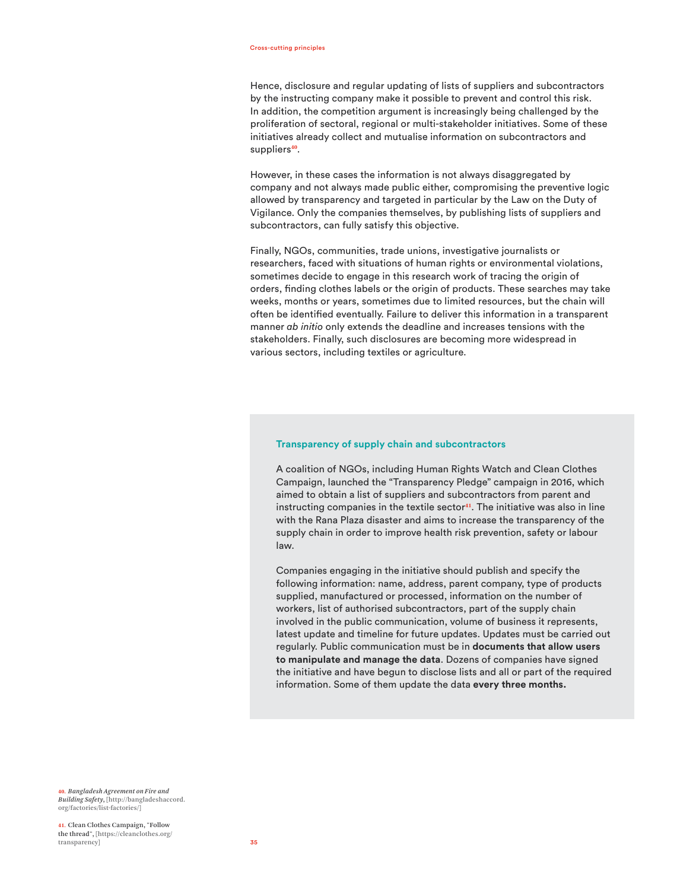Hence, disclosure and regular updating of lists of suppliers and subcontractors by the instructing company make it possible to prevent and control this risk. In addition, the competition argument is increasingly being challenged by the proliferation of sectoral, regional or multi-stakeholder initiatives. Some of these initiatives already collect and mutualise information on subcontractors and suppliers[40].

However, in these cases the information is not always disaggregated by company and not always made public either, compromising the preventive logic allowed by transparency and targeted in particular by the Law on the Duty of Vigilance. Only the companies themselves, by publishing lists of suppliers and subcontractors, can fully satisfy this objective.

Finally, NGOs, communities, trade unions, investigative journalists or researchers, faced with situations of human rights or environmental violations, sometimes decide to engage in this research work of tracing the origin of orders, finding clothes labels or the origin of products. These searches may take weeks, months or years, sometimes due to limited resources, but the chain will often be identified eventually. Failure to deliver this information in a transparent manner *ab initio* only extends the deadline and increases tensions with the stakeholders. Finally, such disclosures are becoming more widespread in various sectors, including textiles or agriculture.

### Transparency of supply chain and subcontractors

A coalition of NGOs, including Human Rights Watch and Clean Clothes Campaign, launched the “Transparency Pledge” campaign in 2016, which aimed to obtain a list of suppliers and subcontractors from parent and instructing companies in the textile sector[41]. The initiative was also in line with the Rana Plaza disaster and aims to increase the transparency of the supply chain in order to improve health risk prevention, safety or labour law.

Companies engaging in the initiative should publish and specify the following information: name, address, parent company, type of products supplied, manufactured or processed, information on the number of workers, list of authorised subcontractors, part of the supply chain involved in the public communication, volume of business it represents, latest update and timeline for future updates. Updates must be carried out regularly. Public communication must be in **documents that allow users to manipulate and manage the data**. Dozens of companies have signed the initiative and have begun to disclose lists and all or part of the required information. Some of them update the data **every three months.**

40. *Bangladesh Agreement on Fire and Building Safety*, [http://bangladeshaccord.org/factories/list-factories/]

41. Clean Clothes Campaign, "Follow the thread", [https://cleanclothes.org/transparency]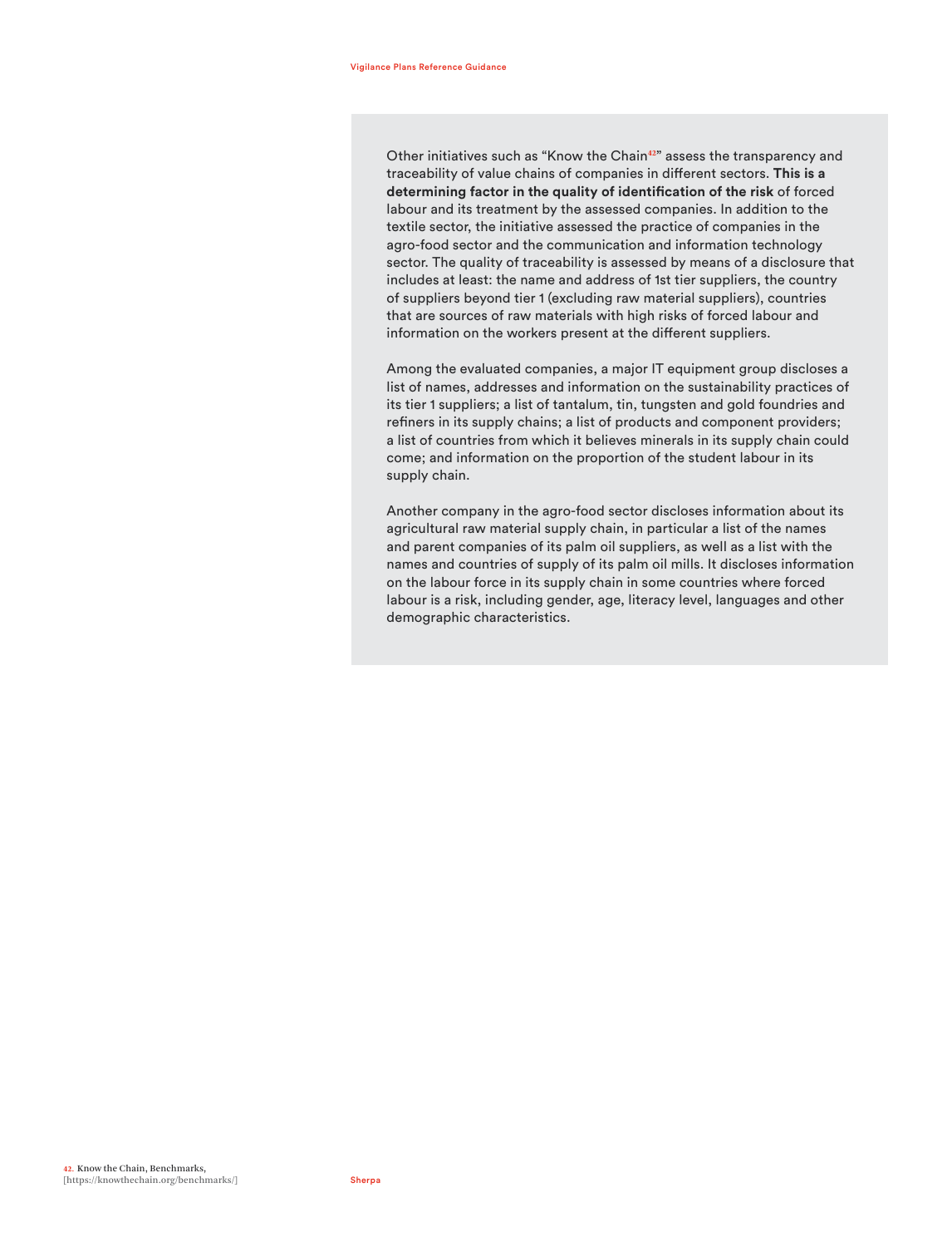Other initiatives such as "Know the Chain[42]" assess the transparency and traceability of value chains of companies in different sectors. **This is a determining factor in the quality of identification of the risk** of forced labour and its treatment by the assessed companies. In addition to the textile sector, the initiative assessed the practice of companies in the agro-food sector and the communication and information technology sector. The quality of traceability is assessed by means of a disclosure that includes at least: the name and address of 1st tier suppliers, the country of suppliers beyond tier 1 (excluding raw material suppliers), countries that are sources of raw materials with high risks of forced labour and information on the workers present at the different suppliers.

Among the evaluated companies, a major IT equipment group discloses a list of names, addresses and information on the sustainability practices of its tier 1 suppliers; a list of tantalum, tin, tungsten and gold foundries and refiners in its supply chains; a list of products and component providers; a list of countries from which it believes minerals in its supply chain could come; and information on the proportion of the student labour in its supply chain.

Another company in the agro-food sector discloses information about its agricultural raw material supply chain, in particular a list of the names and parent companies of its palm oil suppliers, as well as a list with the names and countries of supply of its palm oil mills. It discloses information on the labour force in its supply chain in some countries where forced labour is a risk, including gender, age, literacy level, languages and other demographic characteristics.

42. Know the Chain, Benchmarks, [https://knowthechain.org/benchmarks/]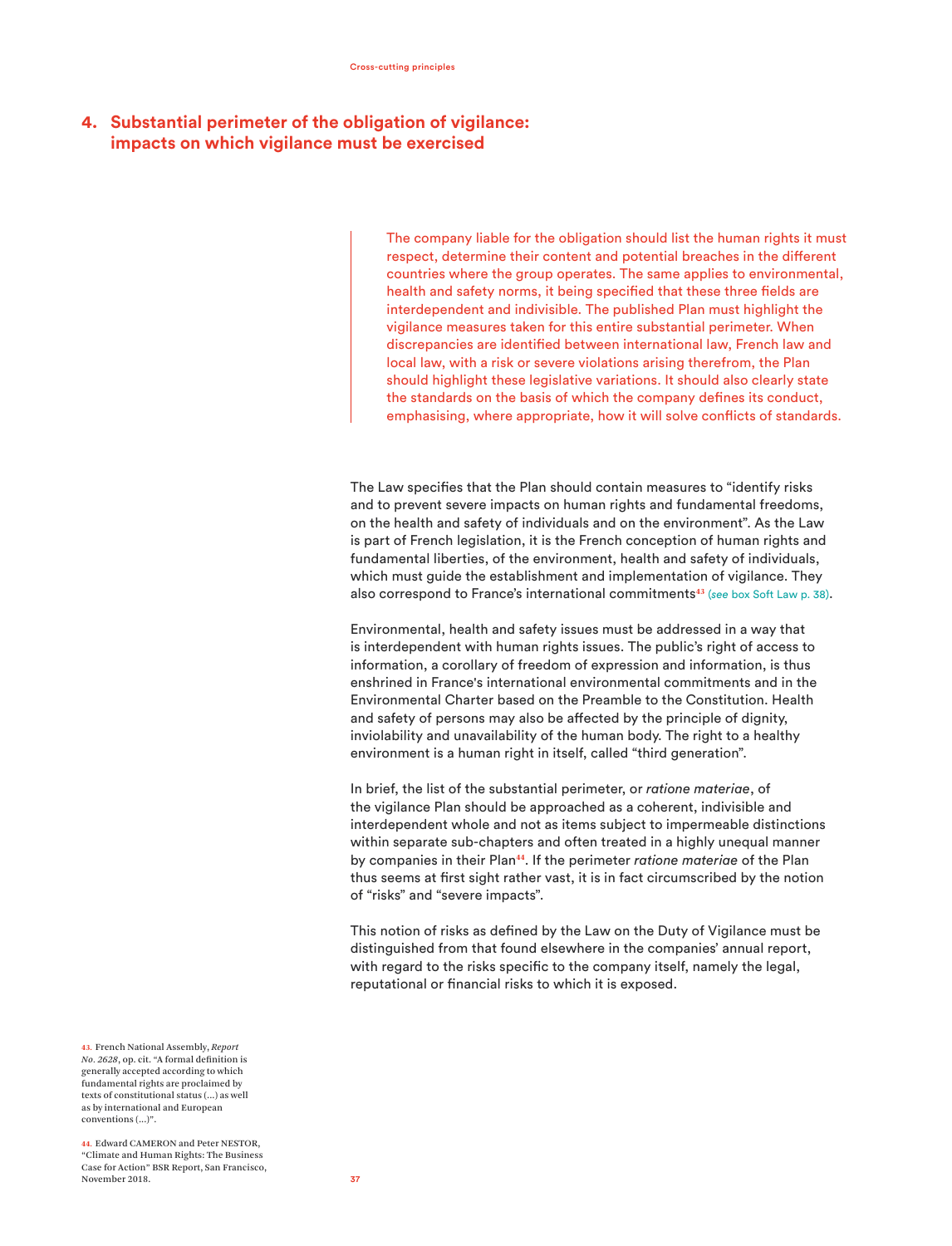## 4. Substantial perimeter of the obligation of vigilance: impacts on which vigilance must be exercised

> The company liable for the obligation should list the human rights it must respect, determine their content and potential breaches in the different countries where the group operates. The same applies to environmental, health and safety norms, it being specified that these three fields are interdependent and indivisible. The published Plan must highlight the vigilance measures taken for this entire substantial perimeter. When discrepancies are identified between international law, French law and local law, with a risk or severe violations arising therefrom, the Plan should highlight these legislative variations. It should also clearly state the standards on the basis of which the company defines its conduct, emphasising, where appropriate, how it will solve conflicts of standards.

The Law specifies that the Plan should contain measures to "identify risks and to prevent severe impacts on human rights and fundamental freedoms, on the health and safety of individuals and on the environment". As the Law is part of French legislation, it is the French conception of human rights and fundamental liberties, of the environment, health and safety of individuals, which must guide the establishment and implementation of vigilance. They also correspond to France's international commitments[43] (*see* box Soft Law p. 38).

Environmental, health and safety issues must be addressed in a way that is interdependent with human rights issues. The public's right of access to information, a corollary of freedom of expression and information, is thus enshrined in France's international environmental commitments and in the Environmental Charter based on the Preamble to the Constitution. Health and safety of persons may also be affected by the principle of dignity, inviolability and unavailability of the human body. The right to a healthy environment is a human right in itself, called "third generation".

In brief, the list of the substantial perimeter, or *ratione materiae*, of the vigilance Plan should be approached as a coherent, indivisible and interdependent whole and not as items subject to impermeable distinctions within separate sub-chapters and often treated in a highly unequal manner by companies in their Plan[44]. If the perimeter *ratione materiae* of the Plan thus seems at first sight rather vast, it is in fact circumscribed by the notion of "risks" and "severe impacts".

This notion of risks as defined by the Law on the Duty of Vigilance must be distinguished from that found elsewhere in the companies' annual report, with regard to the risks specific to the company itself, namely the legal, reputational or financial risks to which it is exposed.

43. French National Assembly, *Report No. 2628*, op. cit. "A formal definition is generally accepted according to which fundamental rights are proclaimed by texts of constitutional status (...) as well as by international and European conventions (...)".

44. Edward CAMERON and Peter NESTOR, "Climate and Human Rights: The Business Case for Action" BSR Report, San Francisco, November 2018.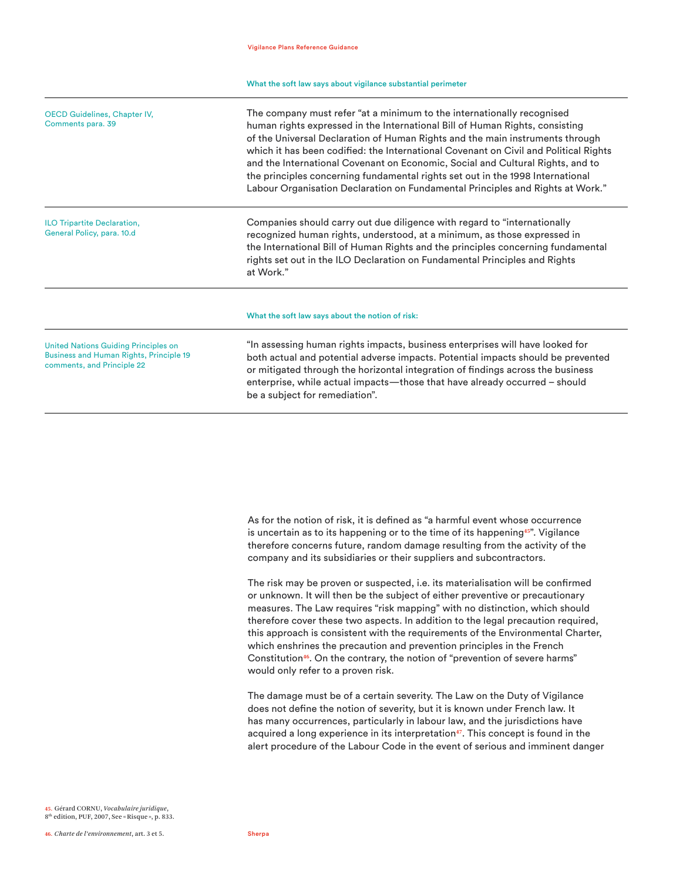What the soft law says about vigilance substantial perimeter

| | |
|---|---|
| OECD Guidelines, Chapter IV, Comments para. 39 | The company must refer "at a minimum to the internationally recognised human rights expressed in the International Bill of Human Rights, consisting of the Universal Declaration of Human Rights and the main instruments through which it has been codified: the International Covenant on Civil and Political Rights and the International Covenant on Economic, Social and Cultural Rights, and to the principles concerning fundamental rights set out in the 1998 International Labour Organisation Declaration on Fundamental Principles and Rights at Work." |
| ILO Tripartite Declaration, General Policy, para. 10.d | Companies should carry out due diligence with regard to "internationally recognized human rights, understood, at a minimum, as those expressed in the International Bill of Human Rights and the principles concerning fundamental rights set out in the ILO Declaration on Fundamental Principles and Rights at Work." |

What the soft law says about the notion of risk:

| | |
|---|---|
| United Nations Guiding Principles on Business and Human Rights, Principle 19 comments, and Principle 22 | "In assessing human rights impacts, business enterprises will have looked for both actual and potential adverse impacts. Potential impacts should be prevented or mitigated through the horizontal integration of findings across the business enterprise, while actual impacts—those that have already occurred – should be a subject for remediation". |

As for the notion of risk, it is defined as "a harmful event whose occurrence is uncertain as to its happening or to the time of its happening[45]". Vigilance therefore concerns future, random damage resulting from the activity of the company and its subsidiaries or their suppliers and subcontractors.

The risk may be proven or suspected, i.e. its materialisation will be confirmed or unknown. It will then be the subject of either preventive or precautionary measures. The Law requires "risk mapping" with no distinction, which should therefore cover these two aspects. In addition to the legal precaution required, this approach is consistent with the requirements of the Environmental Charter, which enshrines the precaution and prevention principles in the French Constitution[46]. On the contrary, the notion of "prevention of severe harms" would only refer to a proven risk.

The damage must be of a certain severity. The Law on the Duty of Vigilance does not define the notion of severity, but it is known under French law. It has many occurrences, particularly in labour law, and the jurisdictions have acquired a long experience in its interpretation[47]. This concept is found in the alert procedure of the Labour Code in the event of serious and imminent danger

45. Gérard CORNU, *Vocabulaire juridique*, 8th edition, PUF, 2007, See « Risque », p. 833.

46. *Charte de l'environnement*, art. 3 et 5.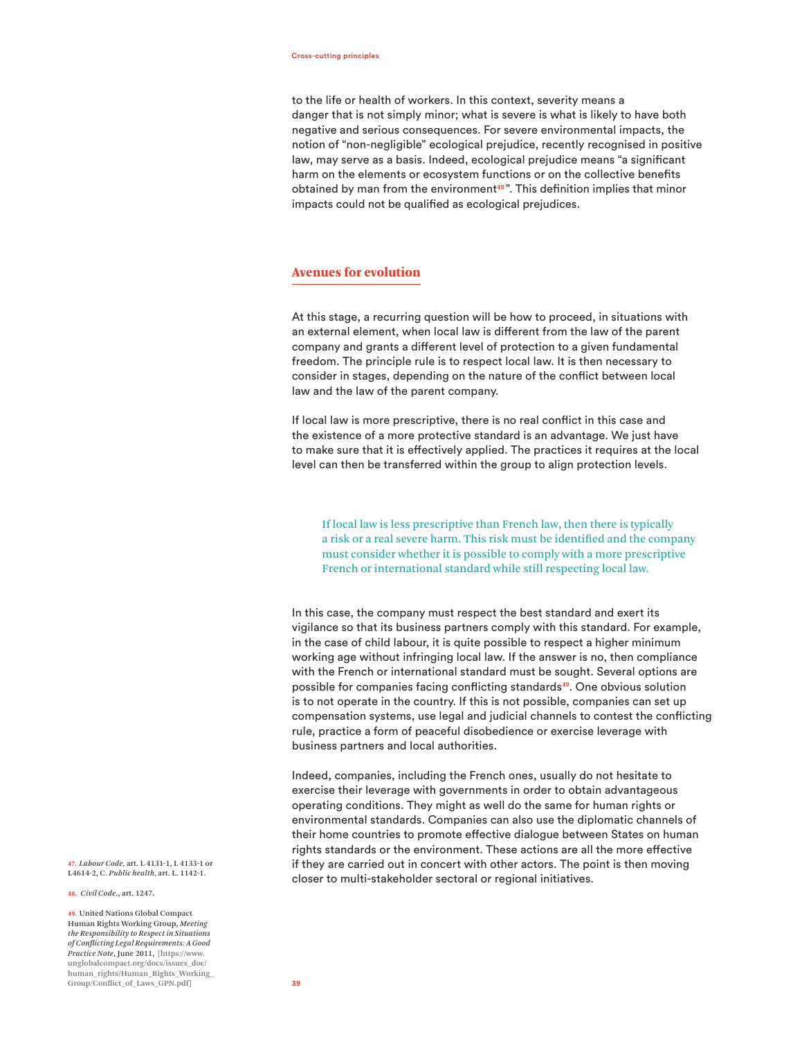to the life or health of workers. In this context, severity means a danger that is not simply minor; what is severe is what is likely to have both negative and serious consequences. For severe environmental impacts, the notion of "non-negligible" ecological prejudice, recently recognised in positive law, may serve as a basis. Indeed, ecological prejudice means "a significant harm on the elements or ecosystem functions or on the collective benefits obtained by man from the environment[48]". This definition implies that minor impacts could not be qualified as ecological prejudices.

## Avenues for evolution

At this stage, a recurring question will be how to proceed, in situations with an external element, when local law is different from the law of the parent company and grants a different level of protection to a given fundamental freedom. The principle rule is to respect local law. It is then necessary to consider in stages, depending on the nature of the conflict between local law and the law of the parent company.

If local law is more prescriptive, there is no real conflict in this case and the existence of a more protective standard is an advantage. We just have to make sure that it is effectively applied. The practices it requires at the local level can then be transferred within the group to align protection levels.

> If local law is less prescriptive than French law, then there is typically a risk or a real severe harm. This risk must be identified and the company must consider whether it is possible to comply with a more prescriptive French or international standard while still respecting local law.

In this case, the company must respect the best standard and exert its vigilance so that its business partners comply with this standard. For example, in the case of child labour, it is quite possible to respect a higher minimum working age without infringing local law. If the answer is no, then compliance with the French or international standard must be sought. Several options are possible for companies facing conflicting standards[49]. One obvious solution is to not operate in the country. If this is not possible, companies can set up compensation systems, use legal and judicial channels to contest the conflicting rule, practice a form of peaceful disobedience or exercise leverage with business partners and local authorities.

Indeed, companies, including the French ones, usually do not hesitate to exercise their leverage with governments in order to obtain advantageous operating conditions. They might as well do the same for human rights or environmental standards. Companies can also use the diplomatic channels of their home countries to promote effective dialogue between States on human rights standards or the environment. These actions are all the more effective if they are carried out in concert with other actors. The point is then moving closer to multi-stakeholder sectoral or regional initiatives.

---

47. *Labour Code*, art. L 4131-1, L 4133-1 or L4614-2, C. *Public health*, art. L. 1142-1.

48. *Civil Code*., art. 1247.

49. United Nations Global Compact Human Rights Working Group, *Meeting the Responsibility to Respect in Situations of Conflicting Legal Requirements: A Good Practice Note*, June 2011, [https://www.unglobalcompact.org/docs/issues_doc/human_rights/Human_Rights_Working_Group/Conflict_of_Laws_GPN.pdf]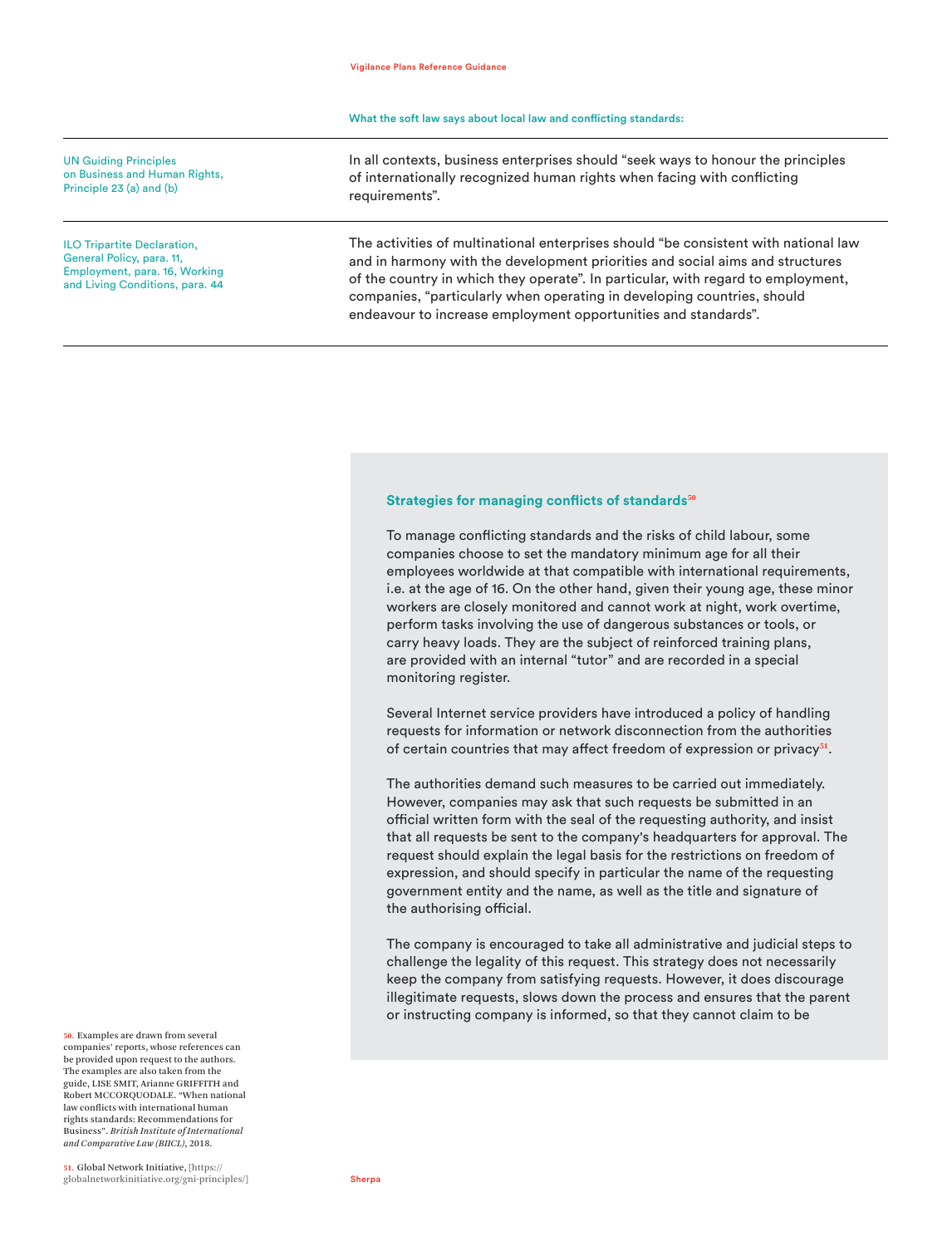What the soft law says about local law and conflicting standards:

| | |
|---|---|
| UN Guiding Principles on Business and Human Rights, Principle 23 (a) and (b) | In all contexts, business enterprises should "seek ways to honour the principles of internationally recognized human rights when facing with conflicting requirements". |
| ILO Tripartite Declaration, General Policy, para. 11, Employment, para. 16, Working and Living Conditions, para. 44 | The activities of multinational enterprises should "be consistent with national law and in harmony with the development priorities and social aims and structures of the country in which they operate". In particular, with regard to employment, companies, "particularly when operating in developing countries, should endeavour to increase employment opportunities and standards". |

### Strategies for managing conflicts of standards[50]

To manage conflicting standards and the risks of child labour, some companies choose to set the mandatory minimum age for all their employees worldwide at that compatible with international requirements, i.e. at the age of 16. On the other hand, given their young age, these minor workers are closely monitored and cannot work at night, work overtime, perform tasks involving the use of dangerous substances or tools, or carry heavy loads. They are the subject of reinforced training plans, are provided with an internal "tutor" and are recorded in a special monitoring register.

Several Internet service providers have introduced a policy of handling requests for information or network disconnection from the authorities of certain countries that may affect freedom of expression or privacy[51].

The authorities demand such measures to be carried out immediately. However, companies may ask that such requests be submitted in an official written form with the seal of the requesting authority, and insist that all requests be sent to the company's headquarters for approval. The request should explain the legal basis for the restrictions on freedom of expression, and should specify in particular the name of the requesting government entity and the name, as well as the title and signature of the authorising official.

The company is encouraged to take all administrative and judicial steps to challenge the legality of this request. This strategy does not necessarily keep the company from satisfying requests. However, it does discourage illegitimate requests, slows down the process and ensures that the parent or instructing company is informed, so that they cannot claim to be

50. Examples are drawn from several companies' reports, whose references can be provided upon request to the authors. The examples are also taken from the guide, LISE SMIT, Arianne GRIFFITH and Robert MCCORQUODALE. "When national law conflicts with international human rights standards: Recommendations for Business". *British Institute of International and Comparative Law (BIICL)*, 2018.

51. Global Network Initiative, [https://globalnetworkinitiative.org/gni-principles/]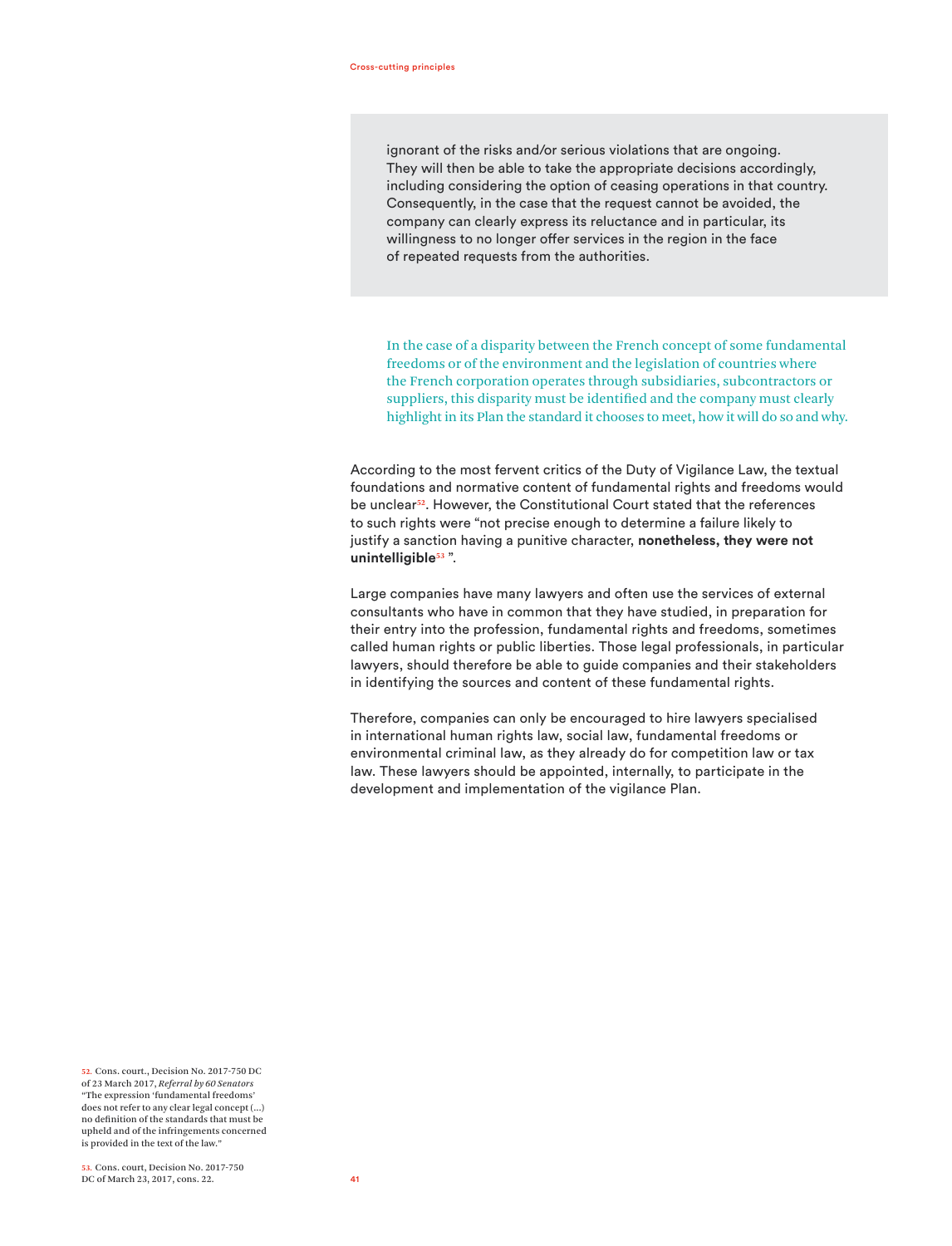ignorant of the risks and/or serious violations that are ongoing. They will then be able to take the appropriate decisions accordingly, including considering the option of ceasing operations in that country. Consequently, in the case that the request cannot be avoided, the company can clearly express its reluctance and in particular, its willingness to no longer offer services in the region in the face of repeated requests from the authorities.

> In the case of a disparity between the French concept of some fundamental freedoms or of the environment and the legislation of countries where the French corporation operates through subsidiaries, subcontractors or suppliers, this disparity must be identified and the company must clearly highlight in its Plan the standard it chooses to meet, how it will do so and why.

According to the most fervent critics of the Duty of Vigilance Law, the textual foundations and normative content of fundamental rights and freedoms would be unclear[52]. However, the Constitutional Court stated that the references to such rights were "not precise enough to determine a failure likely to justify a sanction having a punitive character, **nonetheless, they were not unintelligible**[53] ".

Large companies have many lawyers and often use the services of external consultants who have in common that they have studied, in preparation for their entry into the profession, fundamental rights and freedoms, sometimes called human rights or public liberties. Those legal professionals, in particular lawyers, should therefore be able to guide companies and their stakeholders in identifying the sources and content of these fundamental rights.

Therefore, companies can only be encouraged to hire lawyers specialised in international human rights law, social law, fundamental freedoms or environmental criminal law, as they already do for competition law or tax law. These lawyers should be appointed, internally, to participate in the development and implementation of the vigilance Plan.

52. Cons. court., Decision No. 2017-750 DC of 23 March 2017, *Referral by 60 Senators* "The expression 'fundamental freedoms' does not refer to any clear legal concept (...) no definition of the standards that must be upheld and of the infringements concerned is provided in the text of the law."

53. Cons. court, Decision No. 2017-750 DC of March 23, 2017, cons. 22.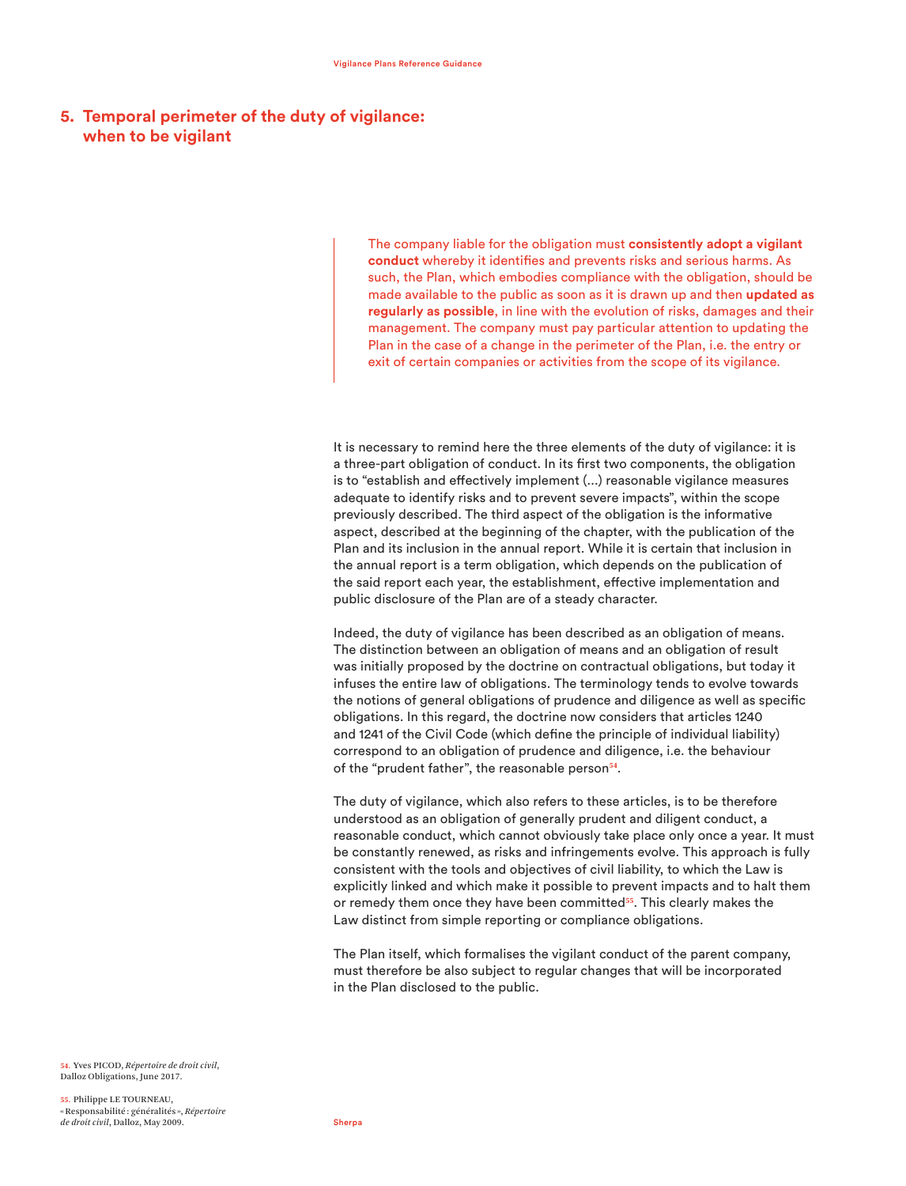## 5. Temporal perimeter of the duty of vigilance: when to be vigilant

> The company liable for the obligation must **consistently adopt a vigilant conduct** whereby it identifies and prevents risks and serious harms. As such, the Plan, which embodies compliance with the obligation, should be made available to the public as soon as it is drawn up and then **updated as regularly as possible**, in line with the evolution of risks, damages and their management. The company must pay particular attention to updating the Plan in the case of a change in the perimeter of the Plan, i.e. the entry or exit of certain companies or activities from the scope of its vigilance.

It is necessary to remind here the three elements of the duty of vigilance: it is a three-part obligation of conduct. In its first two components, the obligation is to "establish and effectively implement (...) reasonable vigilance measures adequate to identify risks and to prevent severe impacts", within the scope previously described. The third aspect of the obligation is the informative aspect, described at the beginning of the chapter, with the publication of the Plan and its inclusion in the annual report. While it is certain that inclusion in the annual report is a term obligation, which depends on the publication of the said report each year, the establishment, effective implementation and public disclosure of the Plan are of a steady character.

Indeed, the duty of vigilance has been described as an obligation of means. The distinction between an obligation of means and an obligation of result was initially proposed by the doctrine on contractual obligations, but today it infuses the entire law of obligations. The terminology tends to evolve towards the notions of general obligations of prudence and diligence as well as specific obligations. In this regard, the doctrine now considers that articles 1240 and 1241 of the Civil Code (which define the principle of individual liability) correspond to an obligation of prudence and diligence, i.e. the behaviour of the "prudent father", the reasonable person[54].

The duty of vigilance, which also refers to these articles, is to be therefore understood as an obligation of generally prudent and diligent conduct, a reasonable conduct, which cannot obviously take place only once a year. It must be constantly renewed, as risks and infringements evolve. This approach is fully consistent with the tools and objectives of civil liability, to which the Law is explicitly linked and which make it possible to prevent impacts and to halt them or remedy them once they have been committed[55]. This clearly makes the Law distinct from simple reporting or compliance obligations.

The Plan itself, which formalises the vigilant conduct of the parent company, must therefore be also subject to regular changes that will be incorporated in the Plan disclosed to the public.

54. Yves PICOD, *Répertoire de droit civil*, Dalloz Obligations, June 2017.

55. Philippe LE TOURNEAU, « Responsabilité : généralités », *Répertoire de droit civil*, Dalloz, May 2009.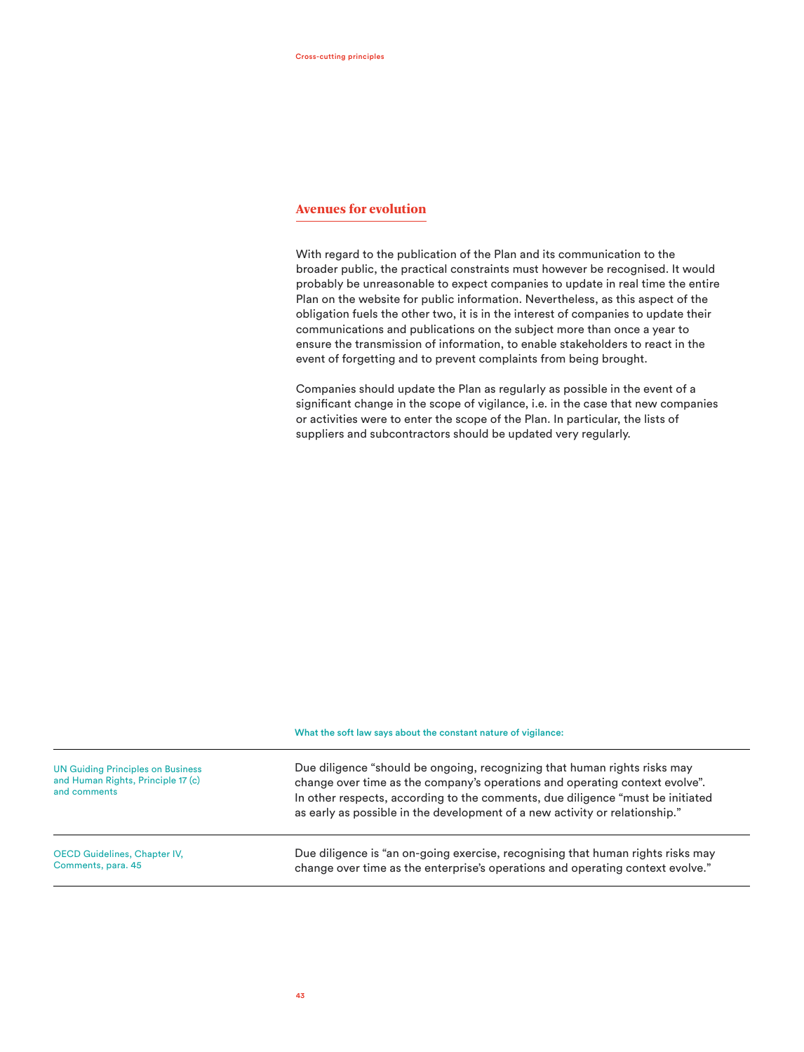## Avenues for evolution

With regard to the publication of the Plan and its communication to the broader public, the practical constraints must however be recognised. It would probably be unreasonable to expect companies to update in real time the entire Plan on the website for public information. Nevertheless, as this aspect of the obligation fuels the other two, it is in the interest of companies to update their communications and publications on the subject more than once a year to ensure the transmission of information, to enable stakeholders to react in the event of forgetting and to prevent complaints from being brought.

Companies should update the Plan as regularly as possible in the event of a significant change in the scope of vigilance, i.e. in the case that new companies or activities were to enter the scope of the Plan. In particular, the lists of suppliers and subcontractors should be updated very regularly.

**What the soft law says about the constant nature of vigilance:**

| | |
|---|---|
| UN Guiding Principles on Business and Human Rights, Principle 17 (c) and comments | Due diligence "should be ongoing, recognizing that human rights risks may change over time as the company's operations and operating context evolve". In other respects, according to the comments, due diligence "must be initiated as early as possible in the development of a new activity or relationship." |
| OECD Guidelines, Chapter IV, Comments, para. 45 | Due diligence is "an on-going exercise, recognising that human rights risks may change over time as the enterprise's operations and operating context evolve." |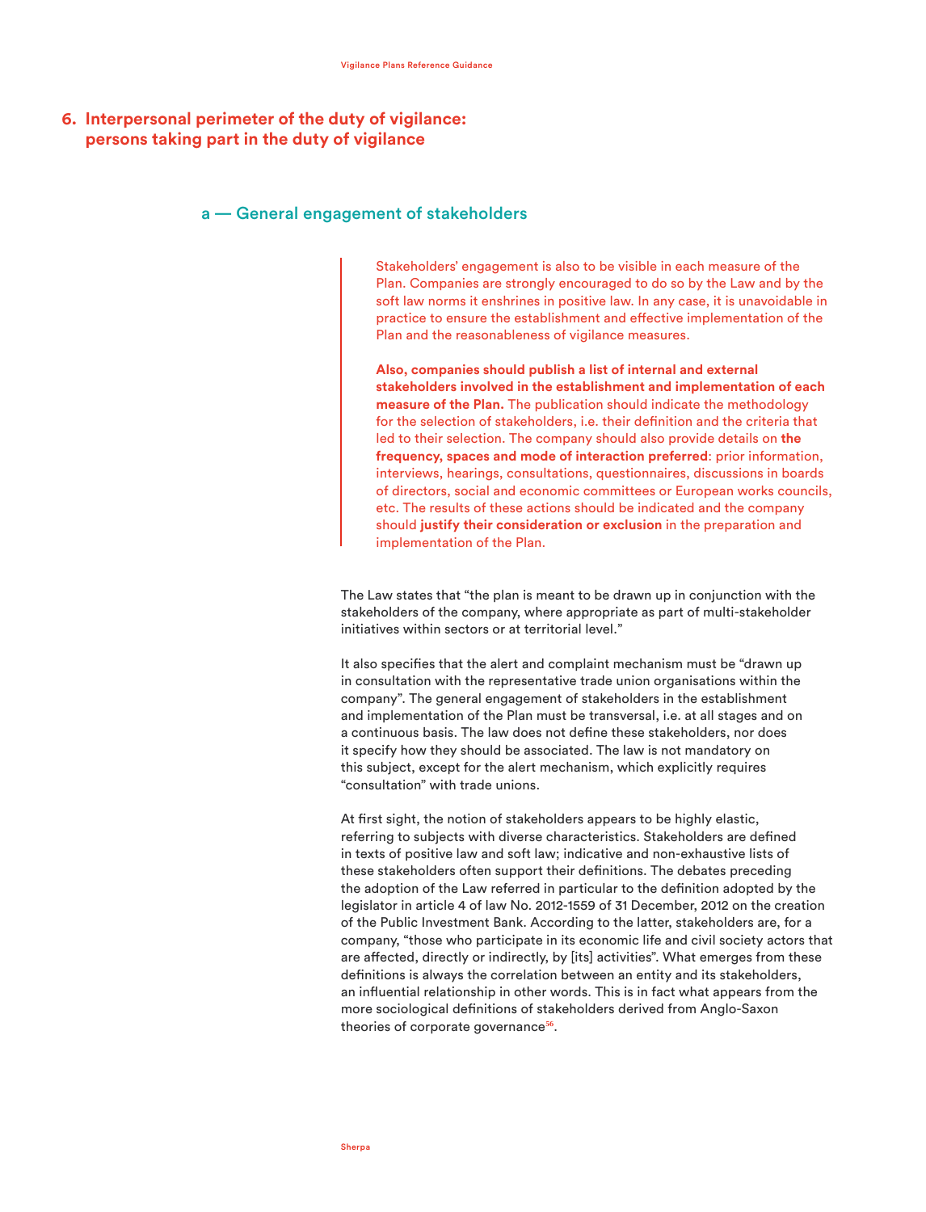## 6. Interpersonal perimeter of the duty of vigilance: persons taking part in the duty of vigilance

### a — General engagement of stakeholders

> Stakeholders' engagement is also to be visible in each measure of the Plan. Companies are strongly encouraged to do so by the Law and by the soft law norms it enshrines in positive law. In any case, it is unavoidable in practice to ensure the establishment and effective implementation of the Plan and the reasonableness of vigilance measures.
>
> **Also, companies should publish a list of internal and external stakeholders involved in the establishment and implementation of each measure of the Plan.** The publication should indicate the methodology for the selection of stakeholders, i.e. their definition and the criteria that led to their selection. The company should also provide details on **the frequency, spaces and mode of interaction preferred**: prior information, interviews, hearings, consultations, questionnaires, discussions in boards of directors, social and economic committees or European works councils, etc. The results of these actions should be indicated and the company should **justify their consideration or exclusion** in the preparation and implementation of the Plan.

The Law states that "the plan is meant to be drawn up in conjunction with the stakeholders of the company, where appropriate as part of multi-stakeholder initiatives within sectors or at territorial level."

It also specifies that the alert and complaint mechanism must be "drawn up in consultation with the representative trade union organisations within the company". The general engagement of stakeholders in the establishment and implementation of the Plan must be transversal, i.e. at all stages and on a continuous basis. The law does not define these stakeholders, nor does it specify how they should be associated. The law is not mandatory on this subject, except for the alert mechanism, which explicitly requires "consultation" with trade unions.

At first sight, the notion of stakeholders appears to be highly elastic, referring to subjects with diverse characteristics. Stakeholders are defined in texts of positive law and soft law; indicative and non-exhaustive lists of these stakeholders often support their definitions. The debates preceding the adoption of the Law referred in particular to the definition adopted by the legislator in article 4 of law No. 2012-1559 of 31 December, 2012 on the creation of the Public Investment Bank. According to the latter, stakeholders are, for a company, "those who participate in its economic life and civil society actors that are affected, directly or indirectly, by [its] activities". What emerges from these definitions is always the correlation between an entity and its stakeholders, an influential relationship in other words. This is in fact what appears from the more sociological definitions of stakeholders derived from Anglo-Saxon theories of corporate governance[56].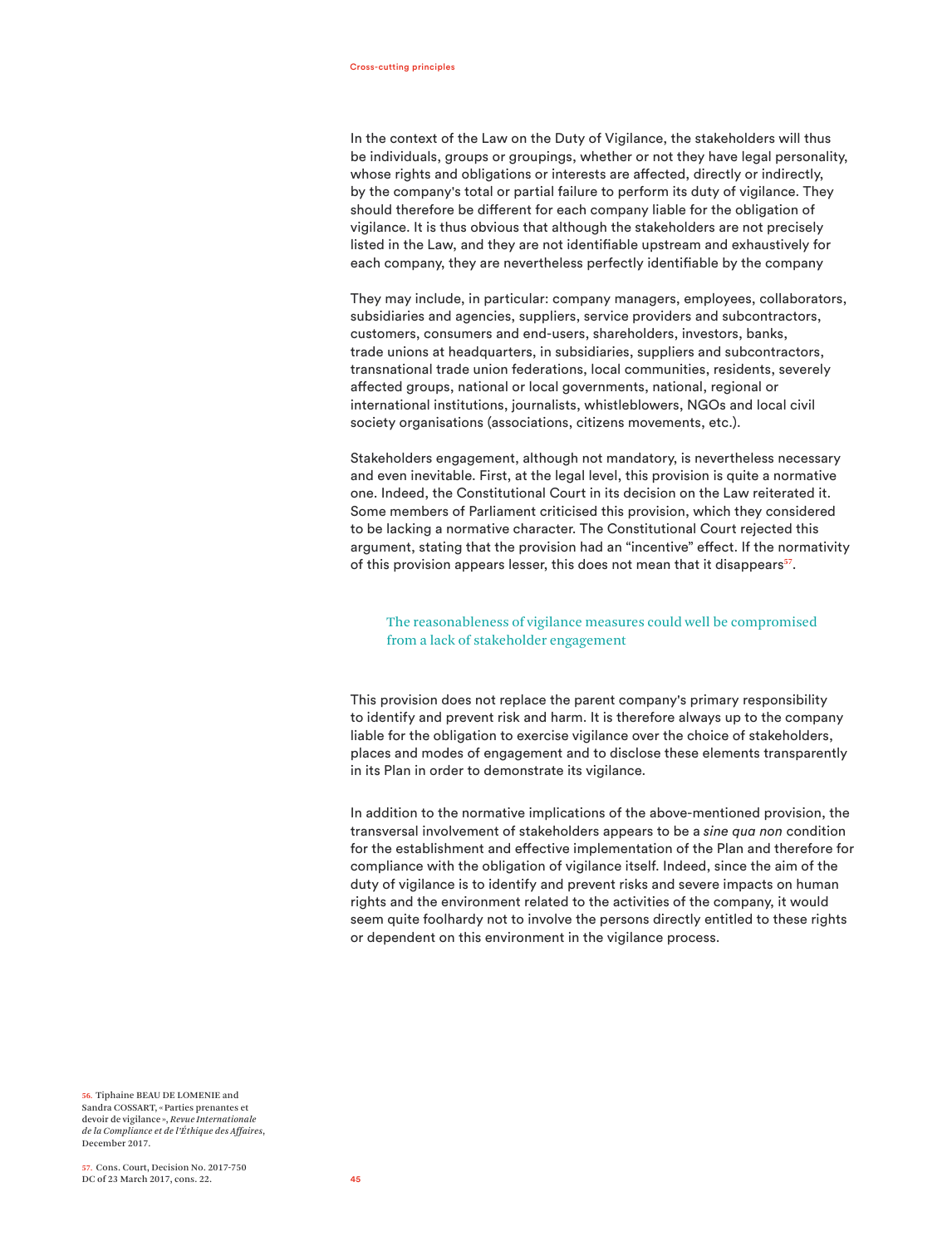In the context of the Law on the Duty of Vigilance, the stakeholders will thus be individuals, groups or groupings, whether or not they have legal personality, whose rights and obligations or interests are affected, directly or indirectly, by the company's total or partial failure to perform its duty of vigilance. They should therefore be different for each company liable for the obligation of vigilance. It is thus obvious that although the stakeholders are not precisely listed in the Law, and they are not identifiable upstream and exhaustively for each company, they are nevertheless perfectly identifiable by the company

They may include, in particular: company managers, employees, collaborators, subsidiaries and agencies, suppliers, service providers and subcontractors, customers, consumers and end-users, shareholders, investors, banks, trade unions at headquarters, in subsidiaries, suppliers and subcontractors, transnational trade union federations, local communities, residents, severely affected groups, national or local governments, national, regional or international institutions, journalists, whistleblowers, NGOs and local civil society organisations (associations, citizens movements, etc.).

Stakeholders engagement, although not mandatory, is nevertheless necessary and even inevitable. First, at the legal level, this provision is quite a normative one. Indeed, the Constitutional Court in its decision on the Law reiterated it. Some members of Parliament criticised this provision, which they considered to be lacking a normative character. The Constitutional Court rejected this argument, stating that the provision had an "incentive" effect. If the normativity of this provision appears lesser, this does not mean that it disappears[57].

> The reasonableness of vigilance measures could well be compromised from a lack of stakeholder engagement

This provision does not replace the parent company's primary responsibility to identify and prevent risk and harm. It is therefore always up to the company liable for the obligation to exercise vigilance over the choice of stakeholders, places and modes of engagement and to disclose these elements transparently in its Plan in order to demonstrate its vigilance.

In addition to the normative implications of the above-mentioned provision, the transversal involvement of stakeholders appears to be a *sine qua non* condition for the establishment and effective implementation of the Plan and therefore for compliance with the obligation of vigilance itself. Indeed, since the aim of the duty of vigilance is to identify and prevent risks and severe impacts on human rights and the environment related to the activities of the company, it would seem quite foolhardy not to involve the persons directly entitled to these rights or dependent on this environment in the vigilance process.

56. Tiphaine BEAU DE LOMENIE and Sandra COSSART, « Parties prenantes et devoir de vigilance », *Revue Internationale de la Compliance et de l'Éthique des Affaires*, December 2017.

57. Cons. Court, Decision No. 2017-750 DC of 23 March 2017, cons. 22.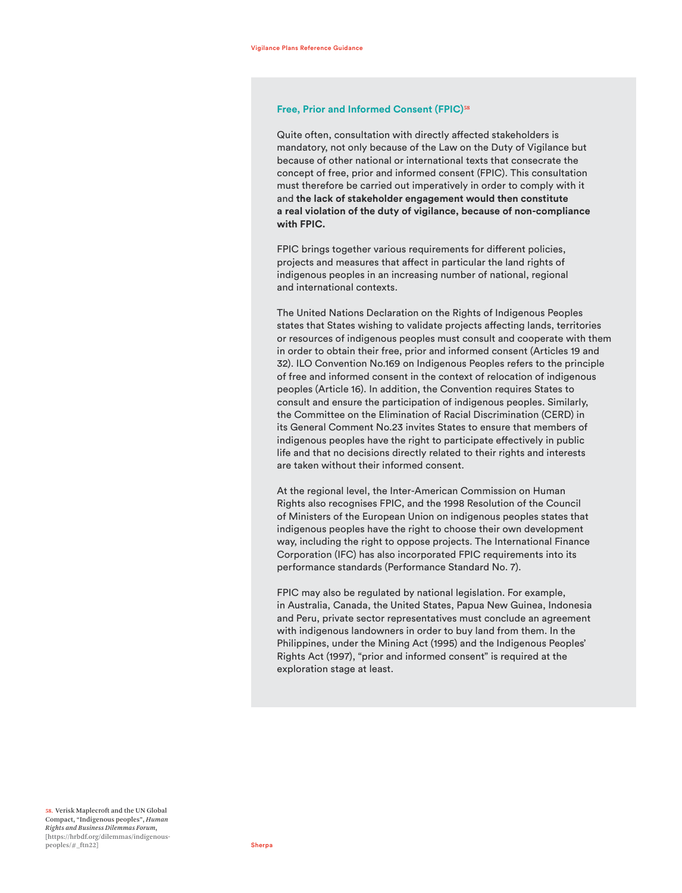### Free, Prior and Informed Consent (FPIC)[58]

Quite often, consultation with directly affected stakeholders is mandatory, not only because of the Law on the Duty of Vigilance but because of other national or international texts that consecrate the concept of free, prior and informed consent (FPIC). This consultation must therefore be carried out imperatively in order to comply with it and **the lack of stakeholder engagement would then constitute a real violation of the duty of vigilance, because of non-compliance with FPIC.**

FPIC brings together various requirements for different policies, projects and measures that affect in particular the land rights of indigenous peoples in an increasing number of national, regional and international contexts.

The United Nations Declaration on the Rights of Indigenous Peoples states that States wishing to validate projects affecting lands, territories or resources of indigenous peoples must consult and cooperate with them in order to obtain their free, prior and informed consent (Articles 19 and 32). ILO Convention No.169 on Indigenous Peoples refers to the principle of free and informed consent in the context of relocation of indigenous peoples (Article 16). In addition, the Convention requires States to consult and ensure the participation of indigenous peoples. Similarly, the Committee on the Elimination of Racial Discrimination (CERD) in its General Comment No.23 invites States to ensure that members of indigenous peoples have the right to participate effectively in public life and that no decisions directly related to their rights and interests are taken without their informed consent.

At the regional level, the Inter-American Commission on Human Rights also recognises FPIC, and the 1998 Resolution of the Council of Ministers of the European Union on indigenous peoples states that indigenous peoples have the right to choose their own development way, including the right to oppose projects. The International Finance Corporation (IFC) has also incorporated FPIC requirements into its performance standards (Performance Standard No. 7).

FPIC may also be regulated by national legislation. For example, in Australia, Canada, the United States, Papua New Guinea, Indonesia and Peru, private sector representatives must conclude an agreement with indigenous landowners in order to buy land from them. In the Philippines, under the Mining Act (1995) and the Indigenous Peoples' Rights Act (1997), "prior and informed consent" is required at the exploration stage at least.

58. Verisk Maplecroft and the UN Global Compact, "Indigenous peoples", *Human Rights and Business Dilemmas Forum*, [https://hrbdf.org/dilemmas/indigenous-peoples/#_ftn22]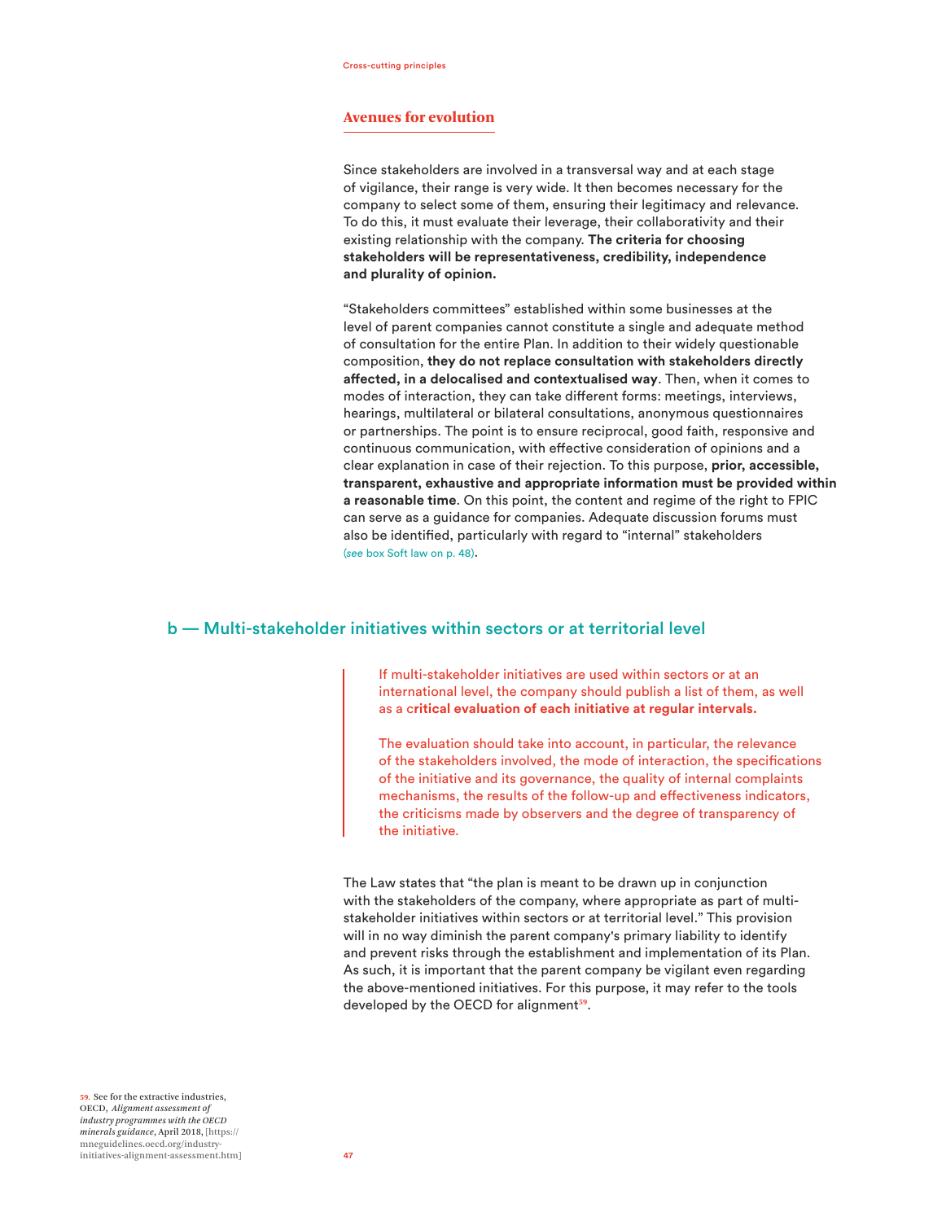### Avenues for evolution

Since stakeholders are involved in a transversal way and at each stage of vigilance, their range is very wide. It then becomes necessary for the company to select some of them, ensuring their legitimacy and relevance. To do this, it must evaluate their leverage, their collaborativity and their existing relationship with the company. **The criteria for choosing stakeholders will be representativeness, credibility, independence and plurality of opinion.**

"Stakeholders committees" established within some businesses at the level of parent companies cannot constitute a single and adequate method of consultation for the entire Plan. In addition to their widely questionable composition, **they do not replace consultation with stakeholders directly affected, in a delocalised and contextualised way**. Then, when it comes to modes of interaction, they can take different forms: meetings, interviews, hearings, multilateral or bilateral consultations, anonymous questionnaires or partnerships. The point is to ensure reciprocal, good faith, responsive and continuous communication, with effective consideration of opinions and a clear explanation in case of their rejection. To this purpose, **prior, accessible, transparent, exhaustive and appropriate information must be provided within a reasonable time**. On this point, the content and regime of the right to FPIC can serve as a guidance for companies. Adequate discussion forums must also be identified, particularly with regard to "internal" stakeholders (*see* box Soft law on p. 48).

## b — Multi-stakeholder initiatives within sectors or at territorial level

> If multi-stakeholder initiatives are used within sectors or at an international level, the company should publish a list of them, as well as a c**ritical evaluation of each initiative at regular intervals.**
>
> The evaluation should take into account, in particular, the relevance of the stakeholders involved, the mode of interaction, the specifications of the initiative and its governance, the quality of internal complaints mechanisms, the results of the follow-up and effectiveness indicators, the criticisms made by observers and the degree of transparency of the initiative.

The Law states that "the plan is meant to be drawn up in conjunction with the stakeholders of the company, where appropriate as part of multi-stakeholder initiatives within sectors or at territorial level." This provision will in no way diminish the parent company's primary liability to identify and prevent risks through the establishment and implementation of its Plan. As such, it is important that the parent company be vigilant even regarding the above-mentioned initiatives. For this purpose, it may refer to the tools developed by the OECD for alignment[59].

59. See for the extractive industries, OECD, *Alignment assessment of industry programmes with the OECD minerals guidance*, April 2018, [https://mneguidelines.oecd.org/industry-initiatives-alignment-assessment.htm]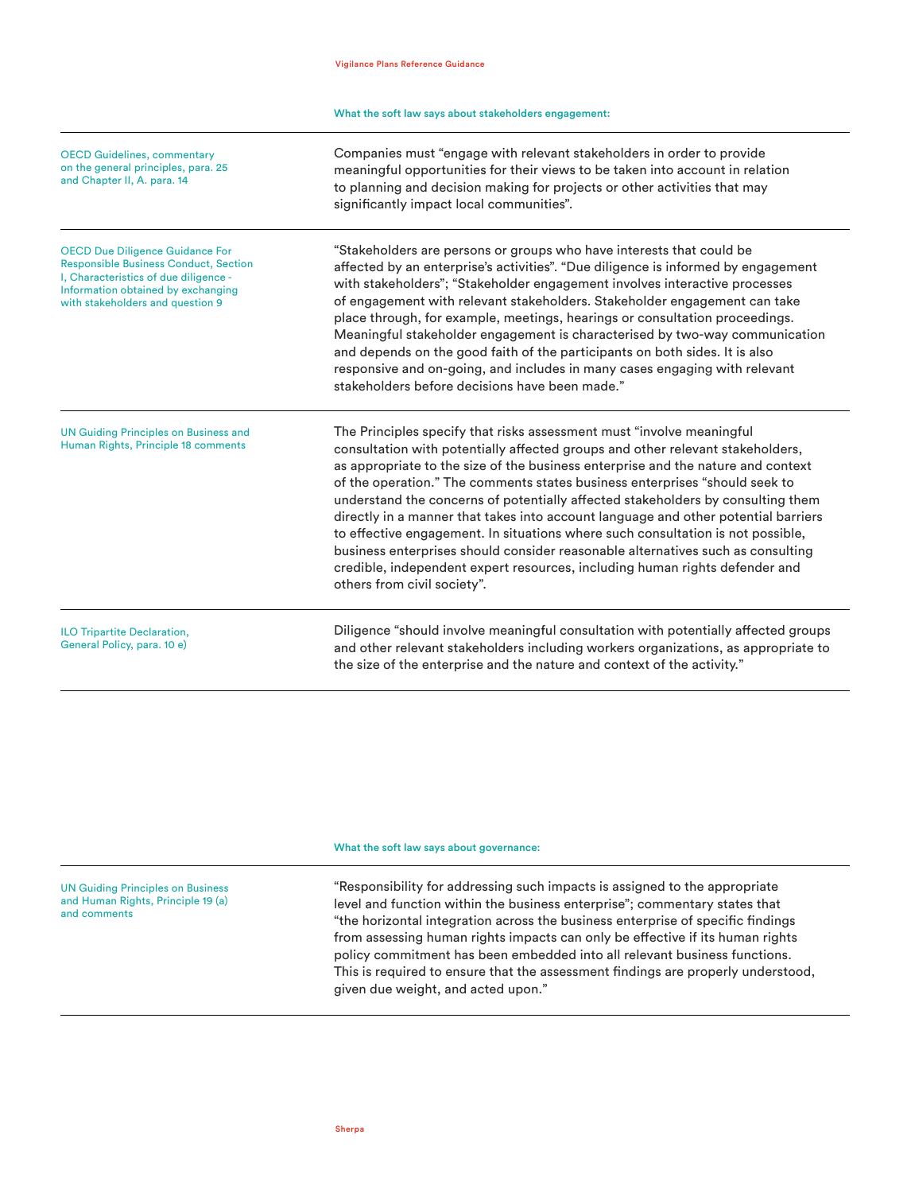#### What the soft law says about stakeholders engagement:

| | |
|---|---|
| OECD Guidelines, commentary on the general principles, para. 25 and Chapter II, A. para. 14 | Companies must "engage with relevant stakeholders in order to provide meaningful opportunities for their views to be taken into account in relation to planning and decision making for projects or other activities that may significantly impact local communities". |
| OECD Due Diligence Guidance For Responsible Business Conduct, Section I, Characteristics of due diligence - Information obtained by exchanging with stakeholders and question 9 | "Stakeholders are persons or groups who have interests that could be affected by an enterprise's activities". "Due diligence is informed by engagement with stakeholders"; "Stakeholder engagement involves interactive processes of engagement with relevant stakeholders. Stakeholder engagement can take place through, for example, meetings, hearings or consultation proceedings. Meaningful stakeholder engagement is characterised by two-way communication and depends on the good faith of the participants on both sides. It is also responsive and on-going, and includes in many cases engaging with relevant stakeholders before decisions have been made." |
| UN Guiding Principles on Business and Human Rights, Principle 18 comments | The Principles specify that risks assessment must "involve meaningful consultation with potentially affected groups and other relevant stakeholders, as appropriate to the size of the business enterprise and the nature and context of the operation." The comments states business enterprises "should seek to understand the concerns of potentially affected stakeholders by consulting them directly in a manner that takes into account language and other potential barriers to effective engagement. In situations where such consultation is not possible, business enterprises should consider reasonable alternatives such as consulting credible, independent expert resources, including human rights defender and others from civil society". |
| ILO Tripartite Declaration, General Policy, para. 10 e) | Diligence "should involve meaningful consultation with potentially affected groups and other relevant stakeholders including workers organizations, as appropriate to the size of the enterprise and the nature and context of the activity." |

#### What the soft law says about governance:

| | |
|---|---|
| UN Guiding Principles on Business and Human Rights, Principle 19 (a) and comments | "Responsibility for addressing such impacts is assigned to the appropriate level and function within the business enterprise"; commentary states that "the horizontal integration across the business enterprise of specific findings from assessing human rights impacts can only be effective if its human rights policy commitment has been embedded into all relevant business functions. This is required to ensure that the assessment findings are properly understood, given due weight, and acted upon." |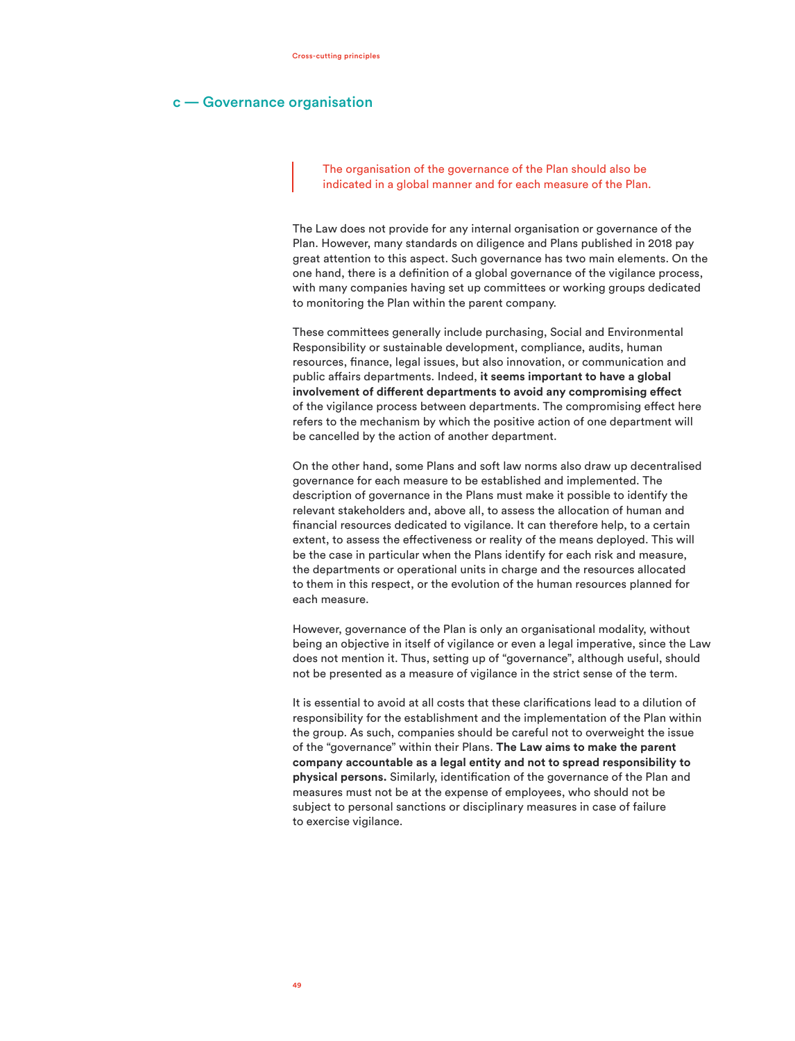## c — Governance organisation

> The organisation of the governance of the Plan should also be indicated in a global manner and for each measure of the Plan.

The Law does not provide for any internal organisation or governance of the Plan. However, many standards on diligence and Plans published in 2018 pay great attention to this aspect. Such governance has two main elements. On the one hand, there is a definition of a global governance of the vigilance process, with many companies having set up committees or working groups dedicated to monitoring the Plan within the parent company.

These committees generally include purchasing, Social and Environmental Responsibility or sustainable development, compliance, audits, human resources, finance, legal issues, but also innovation, or communication and public affairs departments. Indeed, **it seems important to have a global involvement of different departments to avoid any compromising effect** of the vigilance process between departments. The compromising effect here refers to the mechanism by which the positive action of one department will be cancelled by the action of another department.

On the other hand, some Plans and soft law norms also draw up decentralised governance for each measure to be established and implemented. The description of governance in the Plans must make it possible to identify the relevant stakeholders and, above all, to assess the allocation of human and financial resources dedicated to vigilance. It can therefore help, to a certain extent, to assess the effectiveness or reality of the means deployed. This will be the case in particular when the Plans identify for each risk and measure, the departments or operational units in charge and the resources allocated to them in this respect, or the evolution of the human resources planned for each measure.

However, governance of the Plan is only an organisational modality, without being an objective in itself of vigilance or even a legal imperative, since the Law does not mention it. Thus, setting up of "governance", although useful, should not be presented as a measure of vigilance in the strict sense of the term.

It is essential to avoid at all costs that these clarifications lead to a dilution of responsibility for the establishment and the implementation of the Plan within the group. As such, companies should be careful not to overweight the issue of the "governance" within their Plans. **The Law aims to make the parent company accountable as a legal entity and not to spread responsibility to physical persons.** Similarly, identification of the governance of the Plan and measures must not be at the expense of employees, who should not be subject to personal sanctions or disciplinary measures in case of failure to exercise vigilance.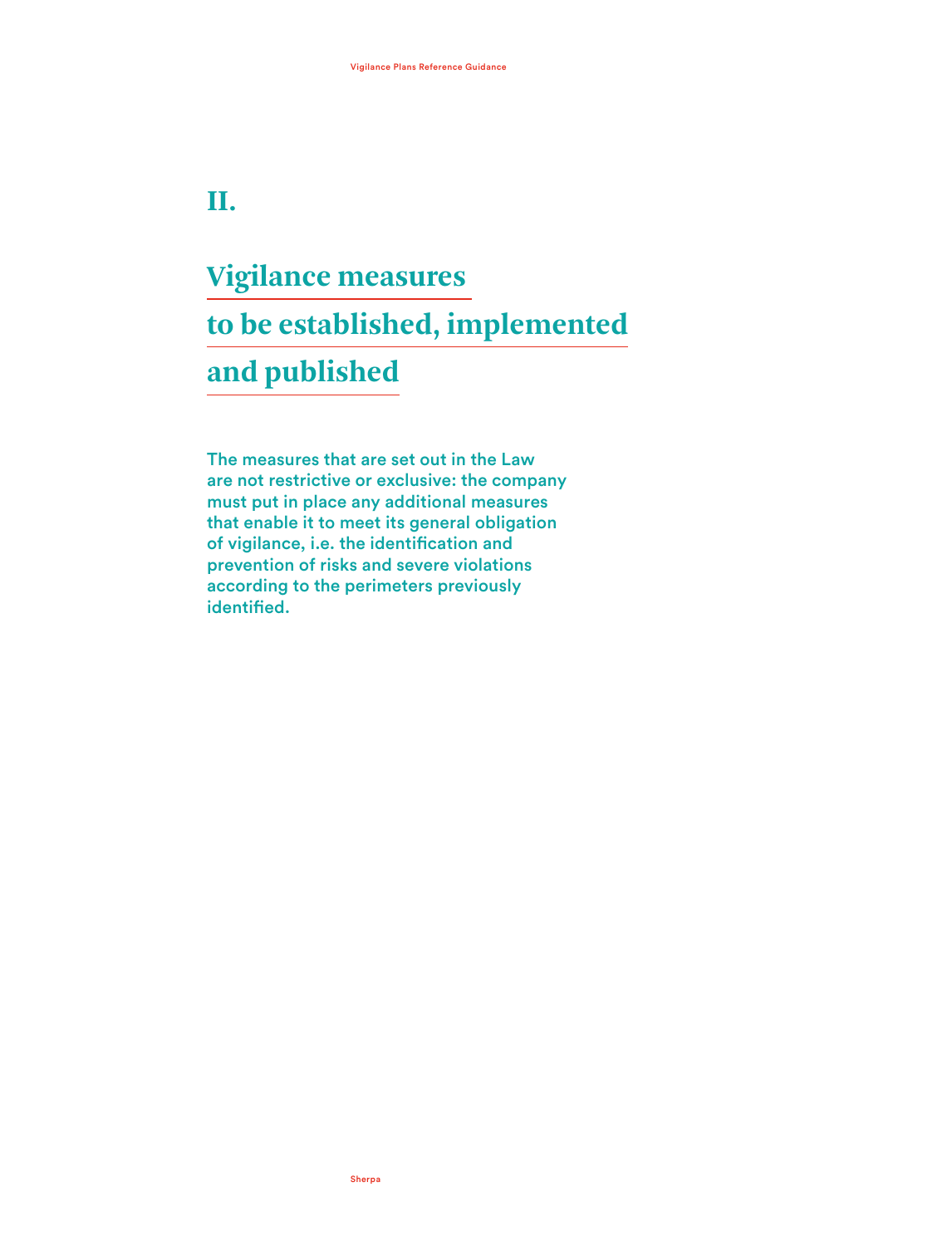# II.

# Vigilance measures to be established, implemented and published

**The measures that are set out in the Law are not restrictive or exclusive: the company must put in place any additional measures that enable it to meet its general obligation of vigilance, i.e. the identification and prevention of risks and severe violations according to the perimeters previously identified.**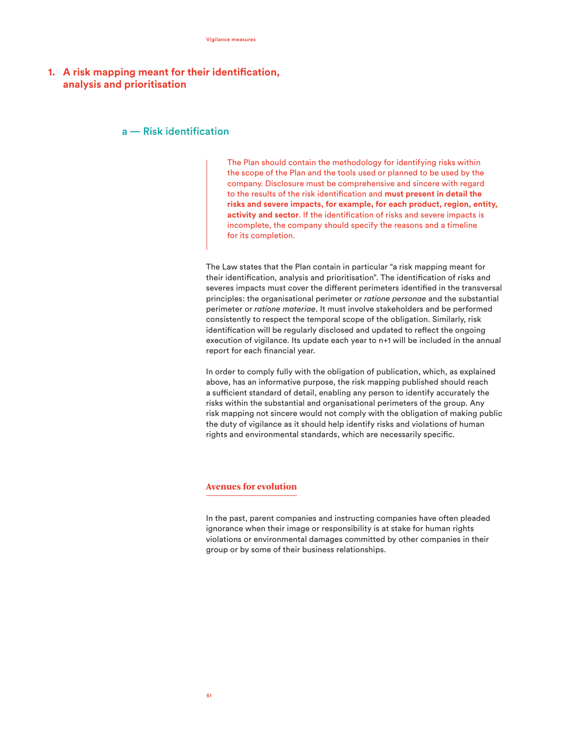## 1. A risk mapping meant for their identification, analysis and prioritisation

### a — Risk identification

> The Plan should contain the methodology for identifying risks within the scope of the Plan and the tools used or planned to be used by the company. Disclosure must be comprehensive and sincere with regard to the results of the risk identification and **must present in detail the risks and severe impacts, for example, for each product, region, entity, activity and sector**. If the identification of risks and severe impacts is incomplete, the company should specify the reasons and a timeline for its completion.

The Law states that the Plan contain in particular "a risk mapping meant for their identification, analysis and prioritisation". The identification of risks and severes impacts must cover the different perimeters identified in the transversal principles: the organisational perimeter or *ratione personae* and the substantial perimeter or *ratione materiae*. It must involve stakeholders and be performed consistently to respect the temporal scope of the obligation. Similarly, risk identification will be regularly disclosed and updated to reflect the ongoing execution of vigilance. Its update each year to n+1 will be included in the annual report for each financial year.

In order to comply fully with the obligation of publication, which, as explained above, has an informative purpose, the risk mapping published should reach a sufficient standard of detail, enabling any person to identify accurately the risks within the substantial and organisational perimeters of the group. Any risk mapping not sincere would not comply with the obligation of making public the duty of vigilance as it should help identify risks and violations of human rights and environmental standards, which are necessarily specific.

#### Avenues for evolution

In the past, parent companies and instructing companies have often pleaded ignorance when their image or responsibility is at stake for human rights violations or environmental damages committed by other companies in their group or by some of their business relationships.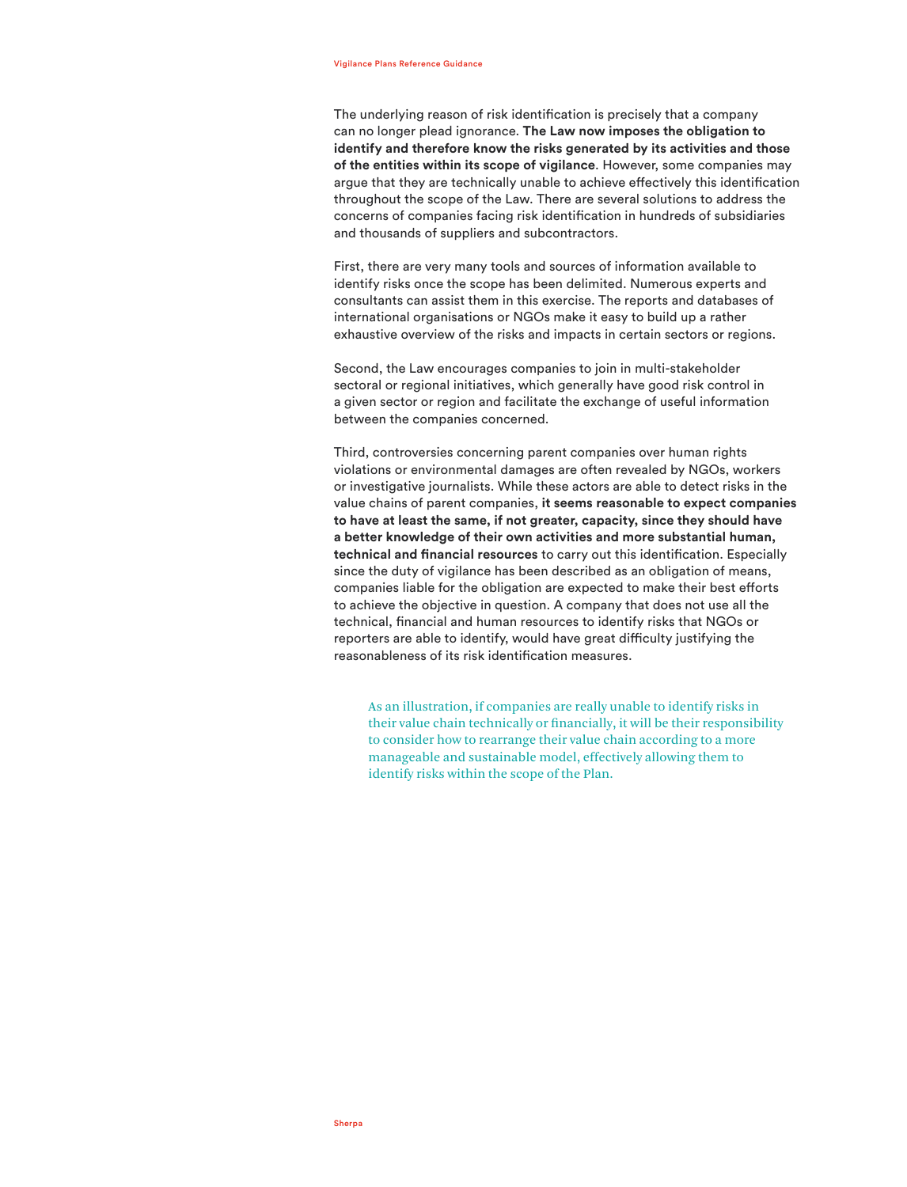The underlying reason of risk identification is precisely that a company can no longer plead ignorance. **The Law now imposes the obligation to identify and therefore know the risks generated by its activities and those of the entities within its scope of vigilance**. However, some companies may argue that they are technically unable to achieve effectively this identification throughout the scope of the Law. There are several solutions to address the concerns of companies facing risk identification in hundreds of subsidiaries and thousands of suppliers and subcontractors.

First, there are very many tools and sources of information available to identify risks once the scope has been delimited. Numerous experts and consultants can assist them in this exercise. The reports and databases of international organisations or NGOs make it easy to build up a rather exhaustive overview of the risks and impacts in certain sectors or regions.

Second, the Law encourages companies to join in multi-stakeholder sectoral or regional initiatives, which generally have good risk control in a given sector or region and facilitate the exchange of useful information between the companies concerned.

Third, controversies concerning parent companies over human rights violations or environmental damages are often revealed by NGOs, workers or investigative journalists. While these actors are able to detect risks in the value chains of parent companies, **it seems reasonable to expect companies to have at least the same, if not greater, capacity, since they should have a better knowledge of their own activities and more substantial human, technical and financial resources** to carry out this identification. Especially since the duty of vigilance has been described as an obligation of means, companies liable for the obligation are expected to make their best efforts to achieve the objective in question. A company that does not use all the technical, financial and human resources to identify risks that NGOs or reporters are able to identify, would have great difficulty justifying the reasonableness of its risk identification measures.

> As an illustration, if companies are really unable to identify risks in their value chain technically or financially, it will be their responsibility to consider how to rearrange their value chain according to a more manageable and sustainable model, effectively allowing them to identify risks within the scope of the Plan.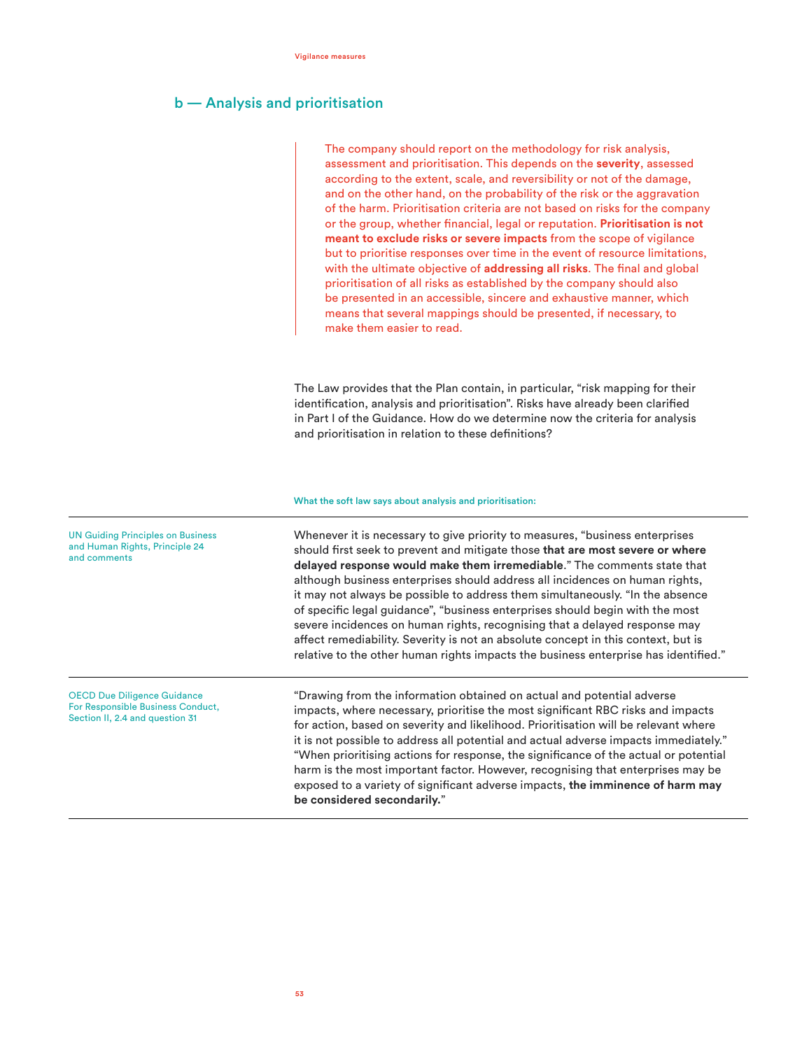## b — Analysis and prioritisation

> The company should report on the methodology for risk analysis, assessment and prioritisation. This depends on the **severity**, assessed according to the extent, scale, and reversibility or not of the damage, and on the other hand, on the probability of the risk or the aggravation of the harm. Prioritisation criteria are not based on risks for the company or the group, whether financial, legal or reputation. **Prioritisation is not meant to exclude risks or severe impacts** from the scope of vigilance but to prioritise responses over time in the event of resource limitations, with the ultimate objective of **addressing all risks**. The final and global prioritisation of all risks as established by the company should also be presented in an accessible, sincere and exhaustive manner, which means that several mappings should be presented, if necessary, to make them easier to read.

The Law provides that the Plan contain, in particular, "risk mapping for their identification, analysis and prioritisation". Risks have already been clarified in Part I of the Guidance. How do we determine now the criteria for analysis and prioritisation in relation to these definitions?

**What the soft law says about analysis and prioritisation:**

| | |
|---|---|
| UN Guiding Principles on Business and Human Rights, Principle 24 and comments | Whenever it is necessary to give priority to measures, "business enterprises should first seek to prevent and mitigate those **that are most severe or where delayed response would make them irremediable**." The comments state that although business enterprises should address all incidences on human rights, it may not always be possible to address them simultaneously. "In the absence of specific legal guidance", "business enterprises should begin with the most severe incidences on human rights, recognising that a delayed response may affect remediability. Severity is not an absolute concept in this context, but is relative to the other human rights impacts the business enterprise has identified." |
| OECD Due Diligence Guidance For Responsible Business Conduct, Section II, 2.4 and question 31 | "Drawing from the information obtained on actual and potential adverse impacts, where necessary, prioritise the most significant RBC risks and impacts for action, based on severity and likelihood. Prioritisation will be relevant where it is not possible to address all potential and actual adverse impacts immediately." "When prioritising actions for response, the significance of the actual or potential harm is the most important factor. However, recognising that enterprises may be exposed to a variety of significant adverse impacts, **the imminence of harm may be considered secondarily.**" |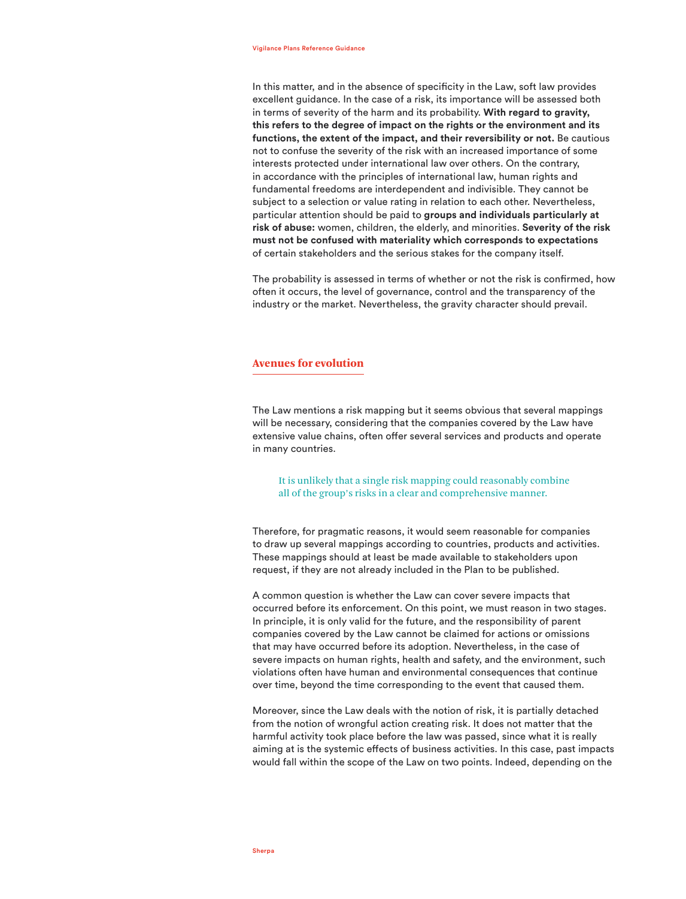In this matter, and in the absence of specificity in the Law, soft law provides excellent guidance. In the case of a risk, its importance will be assessed both in terms of severity of the harm and its probability. **With regard to gravity, this refers to the degree of impact on the rights or the environment and its functions, the extent of the impact, and their reversibility or not.** Be cautious not to confuse the severity of the risk with an increased importance of some interests protected under international law over others. On the contrary, in accordance with the principles of international law, human rights and fundamental freedoms are interdependent and indivisible. They cannot be subject to a selection or value rating in relation to each other. Nevertheless, particular attention should be paid to **groups and individuals particularly at risk of abuse:** women, children, the elderly, and minorities. **Severity of the risk must not be confused with materiality which corresponds to expectations** of certain stakeholders and the serious stakes for the company itself.

The probability is assessed in terms of whether or not the risk is confirmed, how often it occurs, the level of governance, control and the transparency of the industry or the market. Nevertheless, the gravity character should prevail.

## Avenues for evolution

The Law mentions a risk mapping but it seems obvious that several mappings will be necessary, considering that the companies covered by the Law have extensive value chains, often offer several services and products and operate in many countries.

> It is unlikely that a single risk mapping could reasonably combine all of the group's risks in a clear and comprehensive manner.

Therefore, for pragmatic reasons, it would seem reasonable for companies to draw up several mappings according to countries, products and activities. These mappings should at least be made available to stakeholders upon request, if they are not already included in the Plan to be published.

A common question is whether the Law can cover severe impacts that occurred before its enforcement. On this point, we must reason in two stages. In principle, it is only valid for the future, and the responsibility of parent companies covered by the Law cannot be claimed for actions or omissions that may have occurred before its adoption. Nevertheless, in the case of severe impacts on human rights, health and safety, and the environment, such violations often have human and environmental consequences that continue over time, beyond the time corresponding to the event that caused them.

Moreover, since the Law deals with the notion of risk, it is partially detached from the notion of wrongful action creating risk. It does not matter that the harmful activity took place before the law was passed, since what it is really aiming at is the systemic effects of business activities. In this case, past impacts would fall within the scope of the Law on two points. Indeed, depending on the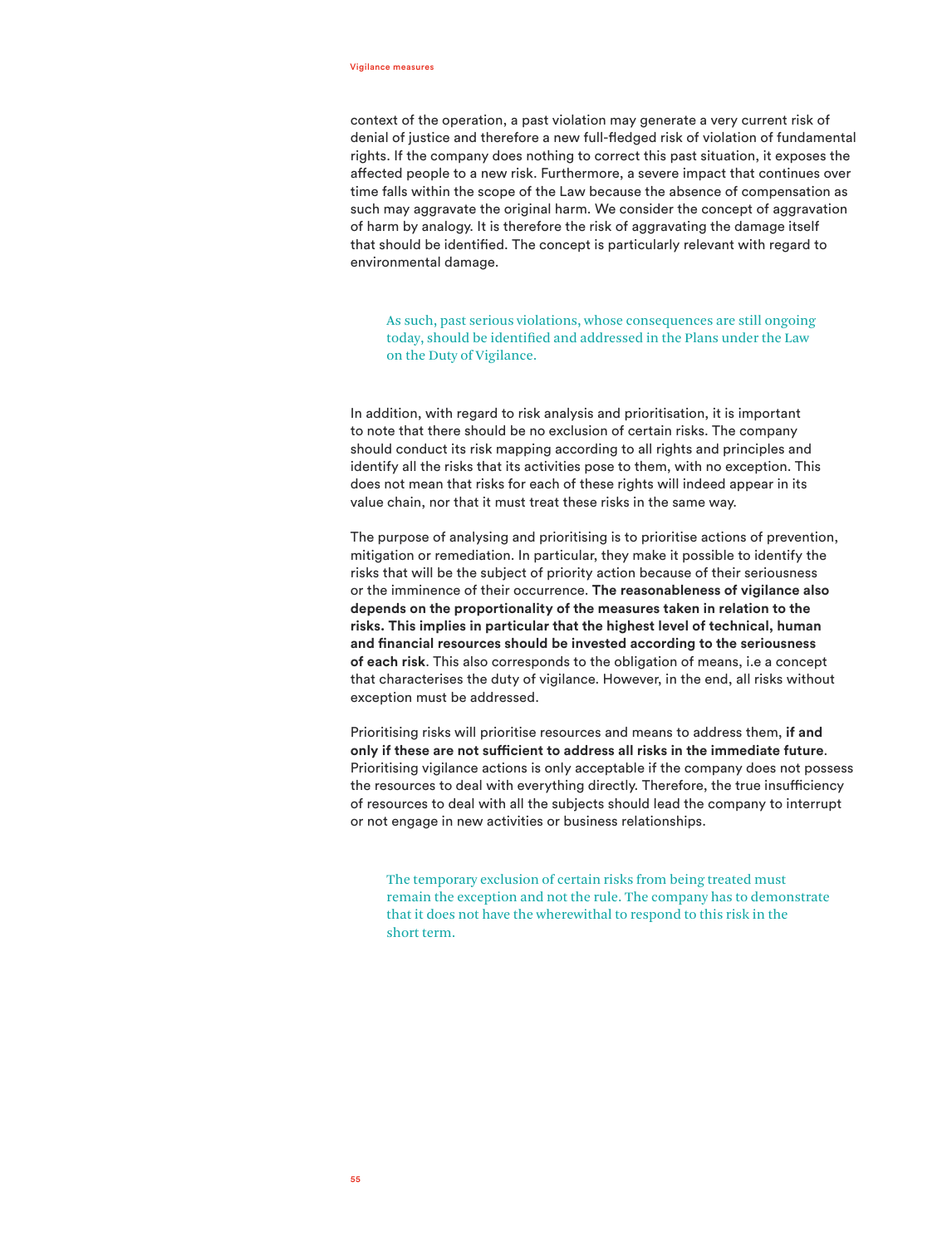context of the operation, a past violation may generate a very current risk of denial of justice and therefore a new full-fledged risk of violation of fundamental rights. If the company does nothing to correct this past situation, it exposes the affected people to a new risk. Furthermore, a severe impact that continues over time falls within the scope of the Law because the absence of compensation as such may aggravate the original harm. We consider the concept of aggravation of harm by analogy. It is therefore the risk of aggravating the damage itself that should be identified. The concept is particularly relevant with regard to environmental damage.

> As such, past serious violations, whose consequences are still ongoing today, should be identified and addressed in the Plans under the Law on the Duty of Vigilance.

In addition, with regard to risk analysis and prioritisation, it is important to note that there should be no exclusion of certain risks. The company should conduct its risk mapping according to all rights and principles and identify all the risks that its activities pose to them, with no exception. This does not mean that risks for each of these rights will indeed appear in its value chain, nor that it must treat these risks in the same way.

The purpose of analysing and prioritising is to prioritise actions of prevention, mitigation or remediation. In particular, they make it possible to identify the risks that will be the subject of priority action because of their seriousness or the imminence of their occurrence. **The reasonableness of vigilance also depends on the proportionality of the measures taken in relation to the risks. This implies in particular that the highest level of technical, human and financial resources should be invested according to the seriousness of each risk**. This also corresponds to the obligation of means, i.e a concept that characterises the duty of vigilance. However, in the end, all risks without exception must be addressed.

Prioritising risks will prioritise resources and means to address them, **if and only if these are not sufficient to address all risks in the immediate future**. Prioritising vigilance actions is only acceptable if the company does not possess the resources to deal with everything directly. Therefore, the true insufficiency of resources to deal with all the subjects should lead the company to interrupt or not engage in new activities or business relationships.

> The temporary exclusion of certain risks from being treated must remain the exception and not the rule. The company has to demonstrate that it does not have the wherewithal to respond to this risk in the short term.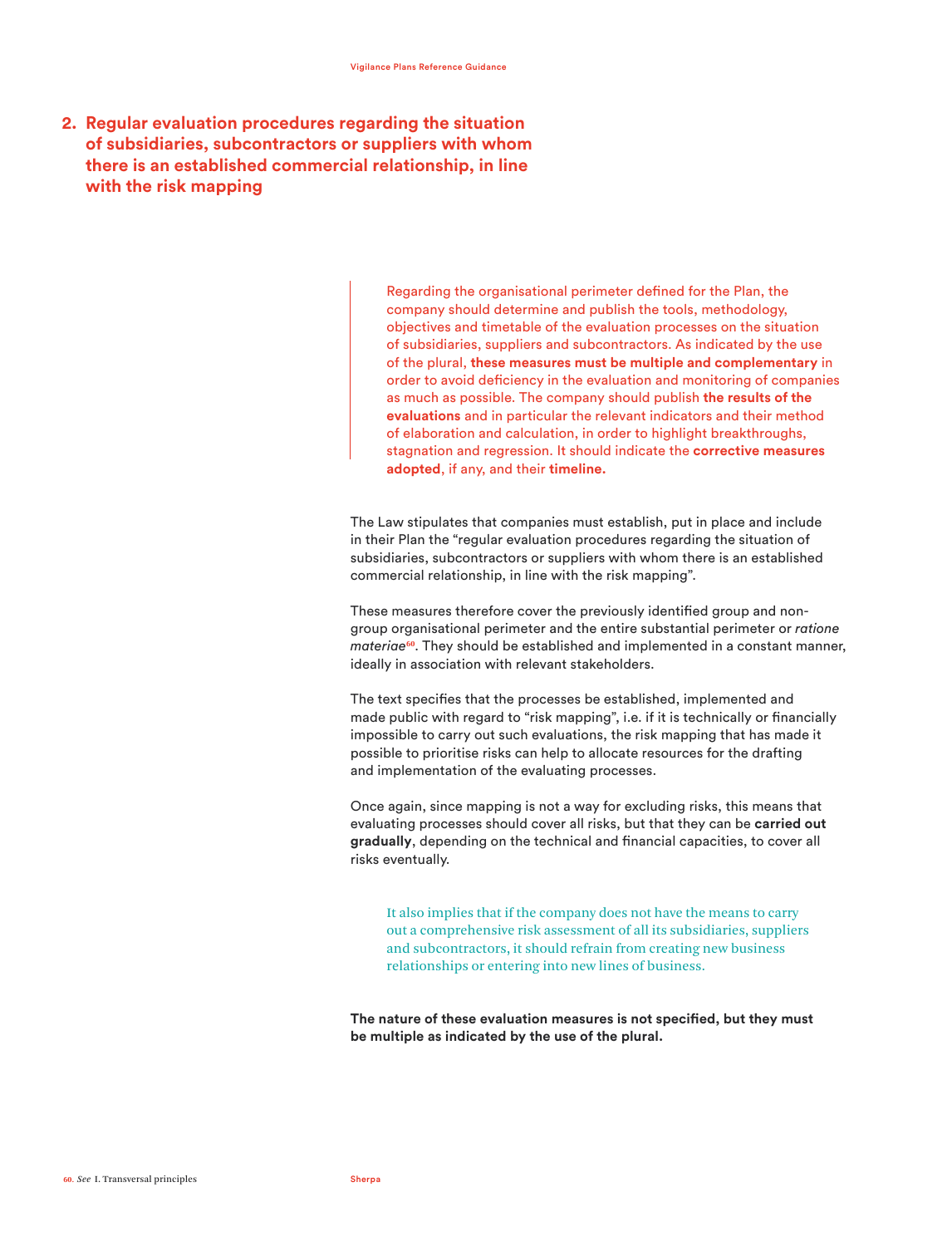## 2. Regular evaluation procedures regarding the situation of subsidiaries, subcontractors or suppliers with whom there is an established commercial relationship, in line with the risk mapping

> Regarding the organisational perimeter defined for the Plan, the company should determine and publish the tools, methodology, objectives and timetable of the evaluation processes on the situation of subsidiaries, suppliers and subcontractors. As indicated by the use of the plural, **these measures must be multiple and complementary** in order to avoid deficiency in the evaluation and monitoring of companies as much as possible. The company should publish **the results of the evaluations** and in particular the relevant indicators and their method of elaboration and calculation, in order to highlight breakthroughs, stagnation and regression. It should indicate the **corrective measures adopted**, if any, and their **timeline.**

The Law stipulates that companies must establish, put in place and include in their Plan the "regular evaluation procedures regarding the situation of subsidiaries, subcontractors or suppliers with whom there is an established commercial relationship, in line with the risk mapping".

These measures therefore cover the previously identified group and non-group organisational perimeter and the entire substantial perimeter or *ratione materiae*[60]. They should be established and implemented in a constant manner, ideally in association with relevant stakeholders.

The text specifies that the processes be established, implemented and made public with regard to "risk mapping", i.e. if it is technically or financially impossible to carry out such evaluations, the risk mapping that has made it possible to prioritise risks can help to allocate resources for the drafting and implementation of the evaluating processes.

Once again, since mapping is not a way for excluding risks, this means that evaluating processes should cover all risks, but that they can be **carried out gradually**, depending on the technical and financial capacities, to cover all risks eventually.

> It also implies that if the company does not have the means to carry out a comprehensive risk assessment of all its subsidiaries, suppliers and subcontractors, it should refrain from creating new business relationships or entering into new lines of business.

**The nature of these evaluation measures is not specified, but they must be multiple as indicated by the use of the plural.**

60. *See* I. Transversal principles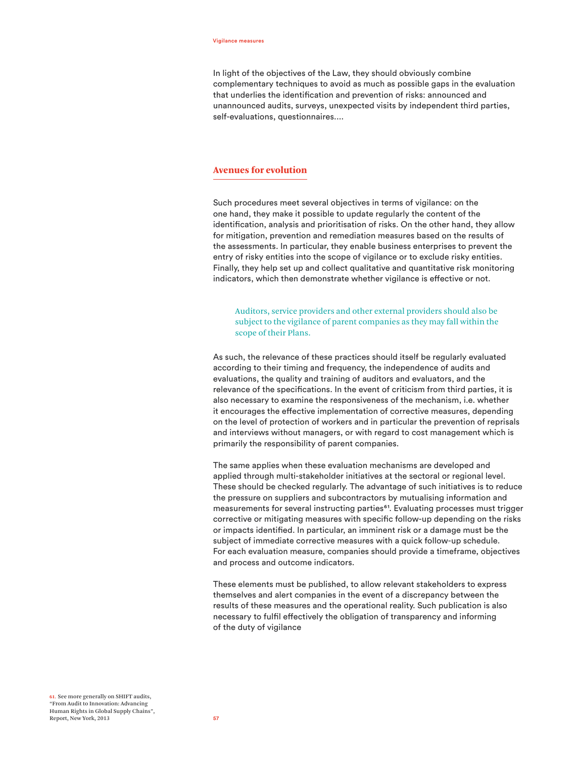In light of the objectives of the Law, they should obviously combine complementary techniques to avoid as much as possible gaps in the evaluation that underlies the identification and prevention of risks: announced and unannounced audits, surveys, unexpected visits by independent third parties, self-evaluations, questionnaires….

## Avenues for evolution

Such procedures meet several objectives in terms of vigilance: on the one hand, they make it possible to update regularly the content of the identification, analysis and prioritisation of risks. On the other hand, they allow for mitigation, prevention and remediation measures based on the results of the assessments. In particular, they enable business enterprises to prevent the entry of risky entities into the scope of vigilance or to exclude risky entities. Finally, they help set up and collect qualitative and quantitative risk monitoring indicators, which then demonstrate whether vigilance is effective or not.

> Auditors, service providers and other external providers should also be subject to the vigilance of parent companies as they may fall within the scope of their Plans.

As such, the relevance of these practices should itself be regularly evaluated according to their timing and frequency, the independence of audits and evaluations, the quality and training of auditors and evaluators, and the relevance of the specifications. In the event of criticism from third parties, it is also necessary to examine the responsiveness of the mechanism, i.e. whether it encourages the effective implementation of corrective measures, depending on the level of protection of workers and in particular the prevention of reprisals and interviews without managers, or with regard to cost management which is primarily the responsibility of parent companies.

The same applies when these evaluation mechanisms are developed and applied through multi-stakeholder initiatives at the sectoral or regional level. These should be checked regularly. The advantage of such initiatives is to reduce the pressure on suppliers and subcontractors by mutualising information and measurements for several instructing parties[61]. Evaluating processes must trigger corrective or mitigating measures with specific follow-up depending on the risks or impacts identified. In particular, an imminent risk or a damage must be the subject of immediate corrective measures with a quick follow-up schedule. For each evaluation measure, companies should provide a timeframe, objectives and process and outcome indicators.

These elements must be published, to allow relevant stakeholders to express themselves and alert companies in the event of a discrepancy between the results of these measures and the operational reality. Such publication is also necessary to fulfil effectively the obligation of transparency and informing of the duty of vigilance

[61] See more generally on SHIFT audits, “From Audit to Innovation: Advancing Human Rights in Global Supply Chains”, Report, New York, 2013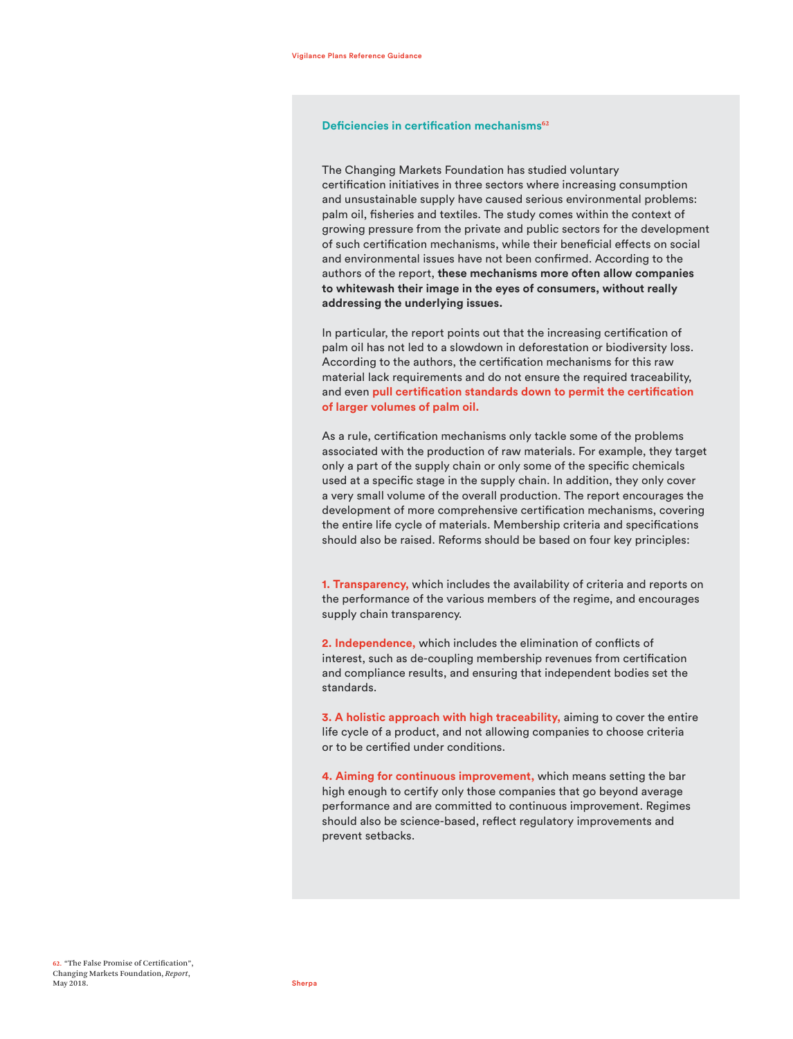### Deficiencies in certification mechanisms[62]

The Changing Markets Foundation has studied voluntary certification initiatives in three sectors where increasing consumption and unsustainable supply have caused serious environmental problems: palm oil, fisheries and textiles. The study comes within the context of growing pressure from the private and public sectors for the development of such certification mechanisms, while their beneficial effects on social and environmental issues have not been confirmed. According to the authors of the report, **these mechanisms more often allow companies to whitewash their image in the eyes of consumers, without really addressing the underlying issues.**

In particular, the report points out that the increasing certification of palm oil has not led to a slowdown in deforestation or biodiversity loss. According to the authors, the certification mechanisms for this raw material lack requirements and do not ensure the required traceability, and even **pull certification standards down to permit the certification of larger volumes of palm oil.**

As a rule, certification mechanisms only tackle some of the problems associated with the production of raw materials. For example, they target only a part of the supply chain or only some of the specific chemicals used at a specific stage in the supply chain. In addition, they only cover a very small volume of the overall production. The report encourages the development of more comprehensive certification mechanisms, covering the entire life cycle of materials. Membership criteria and specifications should also be raised. Reforms should be based on four key principles:

**1. Transparency,** which includes the availability of criteria and reports on the performance of the various members of the regime, and encourages supply chain transparency.

**2. Independence,** which includes the elimination of conflicts of interest, such as de-coupling membership revenues from certification and compliance results, and ensuring that independent bodies set the standards.

**3. A holistic approach with high traceability,** aiming to cover the entire life cycle of a product, and not allowing companies to choose criteria or to be certified under conditions.

**4. Aiming for continuous improvement,** which means setting the bar high enough to certify only those companies that go beyond average performance and are committed to continuous improvement. Regimes should also be science-based, reflect regulatory improvements and prevent setbacks.

---

62. "The False Promise of Certification", Changing Markets Foundation, *Report*, May 2018.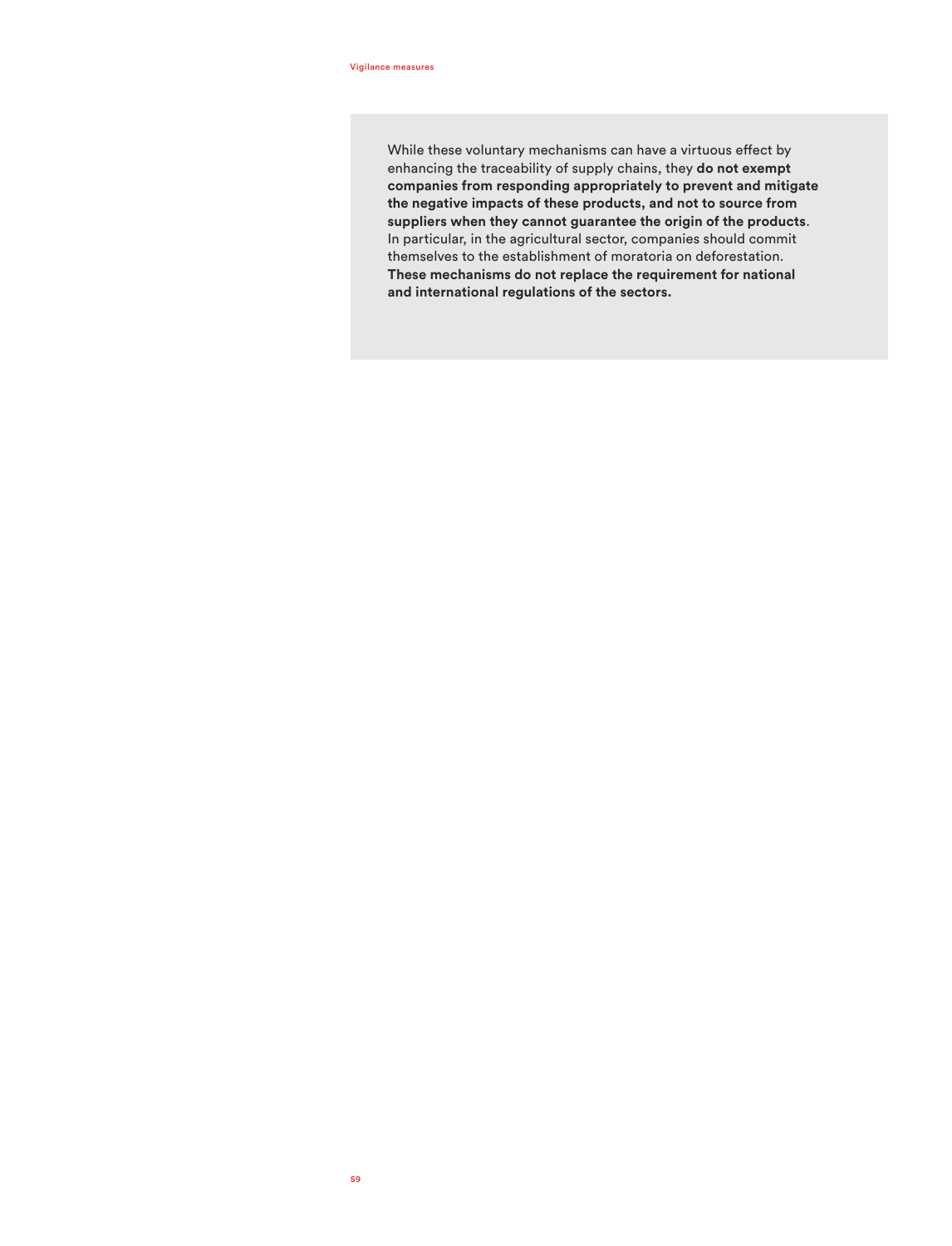While these voluntary mechanisms can have a virtuous effect by enhancing the traceability of supply chains, they **do not exempt companies from responding appropriately to prevent and mitigate the negative impacts of these products, and not to source from suppliers when they cannot guarantee the origin of the products**. In particular, in the agricultural sector, companies should commit themselves to the establishment of moratoria on deforestation. **These mechanisms do not replace the requirement for national and international regulations of the sectors.**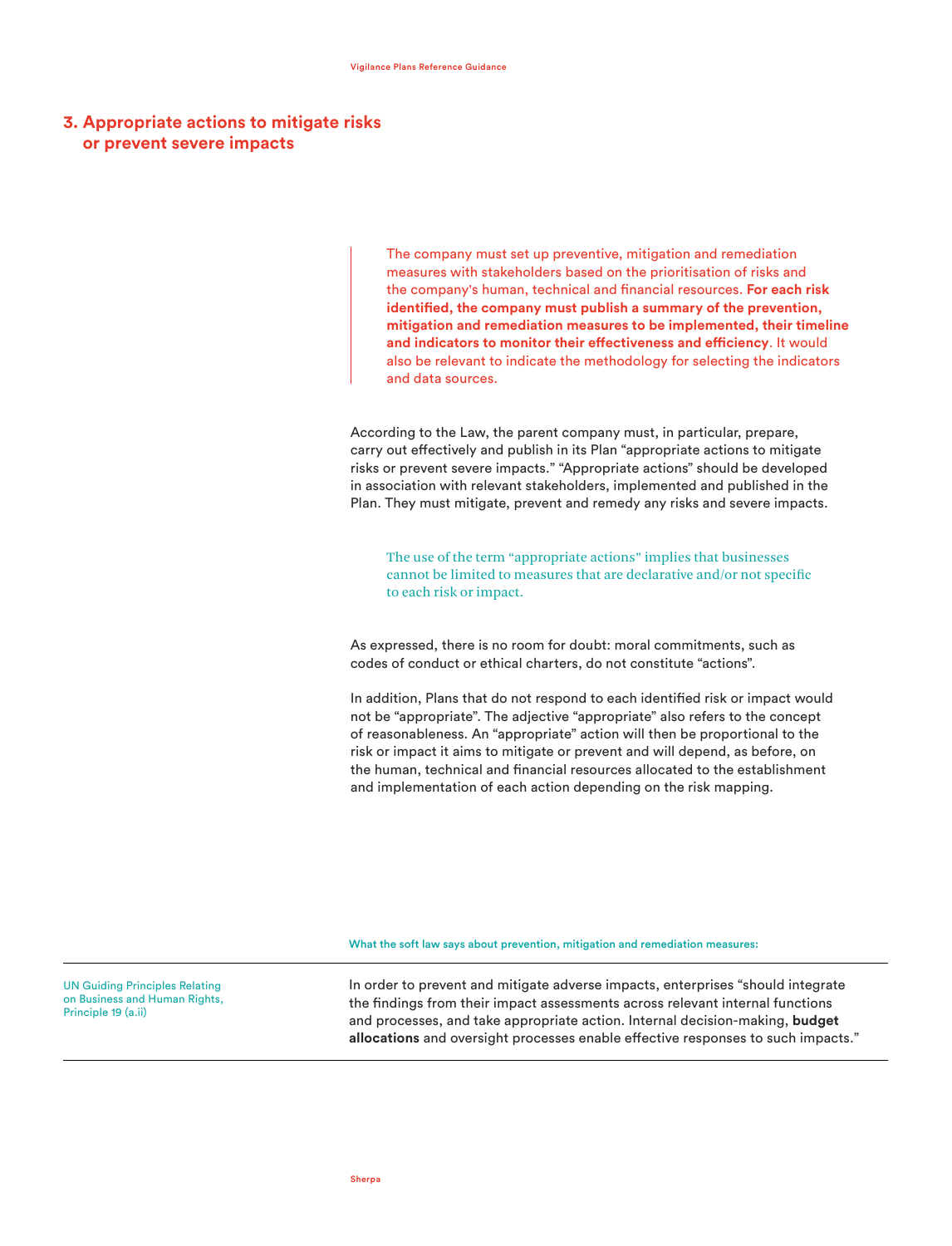## 3. Appropriate actions to mitigate risks or prevent severe impacts

> The company must set up preventive, mitigation and remediation measures with stakeholders based on the prioritisation of risks and the company's human, technical and financial resources. **For each risk identified, the company must publish a summary of the prevention, mitigation and remediation measures to be implemented, their timeline and indicators to monitor their effectiveness and efficiency**. It would also be relevant to indicate the methodology for selecting the indicators and data sources.

According to the Law, the parent company must, in particular, prepare, carry out effectively and publish in its Plan "appropriate actions to mitigate risks or prevent severe impacts." "Appropriate actions" should be developed in association with relevant stakeholders, implemented and published in the Plan. They must mitigate, prevent and remedy any risks and severe impacts.

> The use of the term "appropriate actions" implies that businesses cannot be limited to measures that are declarative and/or not specific to each risk or impact.

As expressed, there is no room for doubt: moral commitments, such as codes of conduct or ethical charters, do not constitute "actions".

In addition, Plans that do not respond to each identified risk or impact would not be "appropriate". The adjective "appropriate" also refers to the concept of reasonableness. An "appropriate" action will then be proportional to the risk or impact it aims to mitigate or prevent and will depend, as before, on the human, technical and financial resources allocated to the establishment and implementation of each action depending on the risk mapping.

**What the soft law says about prevention, mitigation and remediation measures:**

| | |
|---|---|
| UN Guiding Principles Relating on Business and Human Rights, Principle 19 (a.ii) | In order to prevent and mitigate adverse impacts, enterprises "should integrate the findings from their impact assessments across relevant internal functions and processes, and take appropriate action. Internal decision-making, **budget allocations** and oversight processes enable effective responses to such impacts." |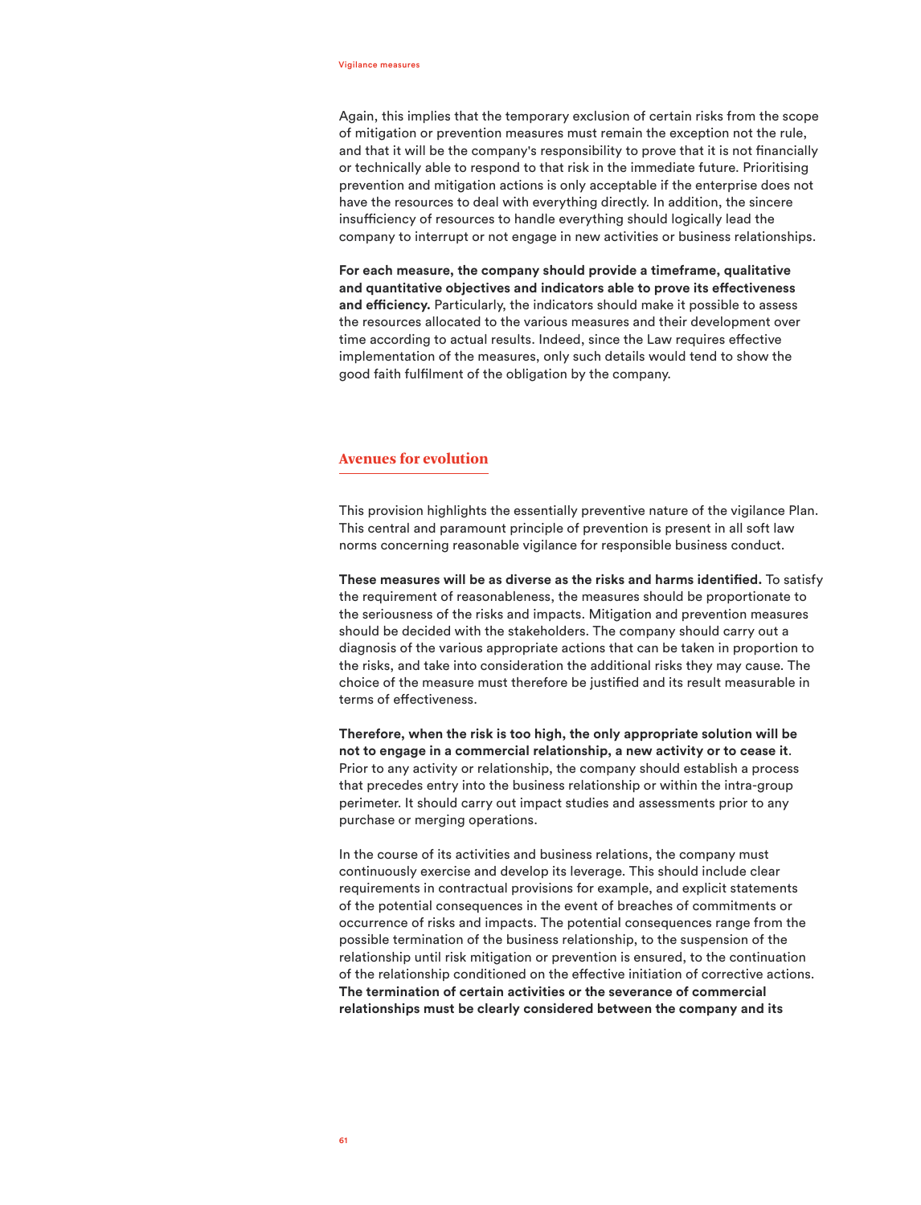Again, this implies that the temporary exclusion of certain risks from the scope of mitigation or prevention measures must remain the exception not the rule, and that it will be the company's responsibility to prove that it is not financially or technically able to respond to that risk in the immediate future. Prioritising prevention and mitigation actions is only acceptable if the enterprise does not have the resources to deal with everything directly. In addition, the sincere insufficiency of resources to handle everything should logically lead the company to interrupt or not engage in new activities or business relationships.

**For each measure, the company should provide a timeframe, qualitative and quantitative objectives and indicators able to prove its effectiveness and efficiency.** Particularly, the indicators should make it possible to assess the resources allocated to the various measures and their development over time according to actual results. Indeed, since the Law requires effective implementation of the measures, only such details would tend to show the good faith fulfilment of the obligation by the company.

## Avenues for evolution

This provision highlights the essentially preventive nature of the vigilance Plan. This central and paramount principle of prevention is present in all soft law norms concerning reasonable vigilance for responsible business conduct.

**These measures will be as diverse as the risks and harms identified.** To satisfy the requirement of reasonableness, the measures should be proportionate to the seriousness of the risks and impacts. Mitigation and prevention measures should be decided with the stakeholders. The company should carry out a diagnosis of the various appropriate actions that can be taken in proportion to the risks, and take into consideration the additional risks they may cause. The choice of the measure must therefore be justified and its result measurable in terms of effectiveness.

**Therefore, when the risk is too high, the only appropriate solution will be not to engage in a commercial relationship, a new activity or to cease it**. Prior to any activity or relationship, the company should establish a process that precedes entry into the business relationship or within the intra-group perimeter. It should carry out impact studies and assessments prior to any purchase or merging operations.

In the course of its activities and business relations, the company must continuously exercise and develop its leverage. This should include clear requirements in contractual provisions for example, and explicit statements of the potential consequences in the event of breaches of commitments or occurrence of risks and impacts. The potential consequences range from the possible termination of the business relationship, to the suspension of the relationship until risk mitigation or prevention is ensured, to the continuation of the relationship conditioned on the effective initiation of corrective actions. **The termination of certain activities or the severance of commercial relationships must be clearly considered between the company and its**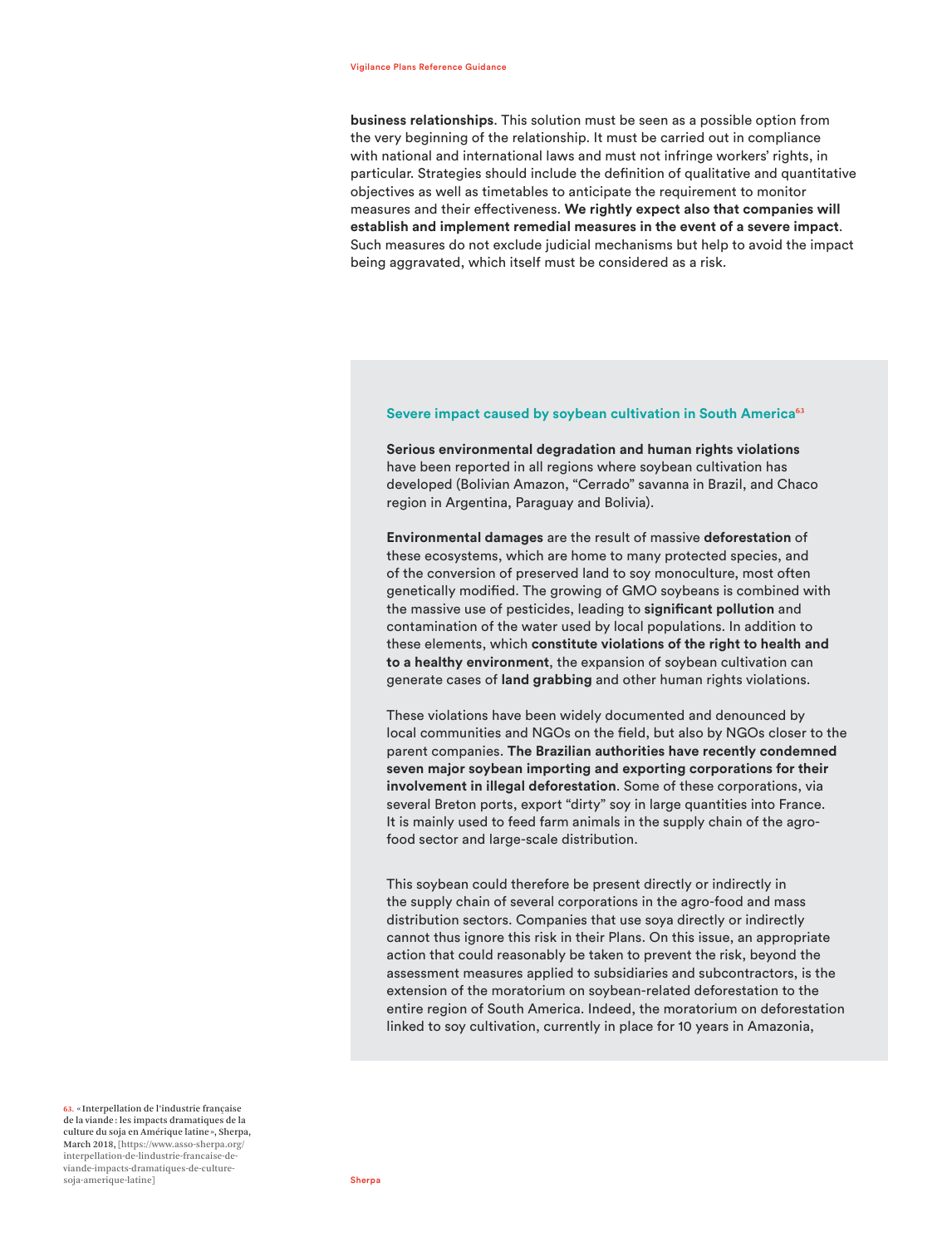**business relationships**. This solution must be seen as a possible option from the very beginning of the relationship. It must be carried out in compliance with national and international laws and must not infringe workers' rights, in particular. Strategies should include the definition of qualitative and quantitative objectives as well as timetables to anticipate the requirement to monitor measures and their effectiveness. **We rightly expect also that companies will establish and implement remedial measures in the event of a severe impact**. Such measures do not exclude judicial mechanisms but help to avoid the impact being aggravated, which itself must be considered as a risk.

### Severe impact caused by soybean cultivation in South America[63]

**Serious environmental degradation and human rights violations** have been reported in all regions where soybean cultivation has developed (Bolivian Amazon, "Cerrado" savanna in Brazil, and Chaco region in Argentina, Paraguay and Bolivia).

**Environmental damages** are the result of massive **deforestation** of these ecosystems, which are home to many protected species, and of the conversion of preserved land to soy monoculture, most often genetically modified. The growing of GMO soybeans is combined with the massive use of pesticides, leading to **significant pollution** and contamination of the water used by local populations. In addition to these elements, which **constitute violations of the right to health and to a healthy environment**, the expansion of soybean cultivation can generate cases of **land grabbing** and other human rights violations.

These violations have been widely documented and denounced by local communities and NGOs on the field, but also by NGOs closer to the parent companies. **The Brazilian authorities have recently condemned seven major soybean importing and exporting corporations for their involvement in illegal deforestation**. Some of these corporations, via several Breton ports, export "dirty" soy in large quantities into France. It is mainly used to feed farm animals in the supply chain of the agro-food sector and large-scale distribution.

This soybean could therefore be present directly or indirectly in the supply chain of several corporations in the agro-food and mass distribution sectors. Companies that use soya directly or indirectly cannot thus ignore this risk in their Plans. On this issue, an appropriate action that could reasonably be taken to prevent the risk, beyond the assessment measures applied to subsidiaries and subcontractors, is the extension of the moratorium on soybean-related deforestation to the entire region of South America. Indeed, the moratorium on deforestation linked to soy cultivation, currently in place for 10 years in Amazonia,

63. « Interpellation de l'industrie française de la viande : les impacts dramatiques de la culture du soja en Amérique latine », Sherpa, March 2018, [https://www.asso-sherpa.org/interpellation-de-lindustrie-francaise-de-viande-impacts-dramatiques-de-culture-soja-amerique-latine]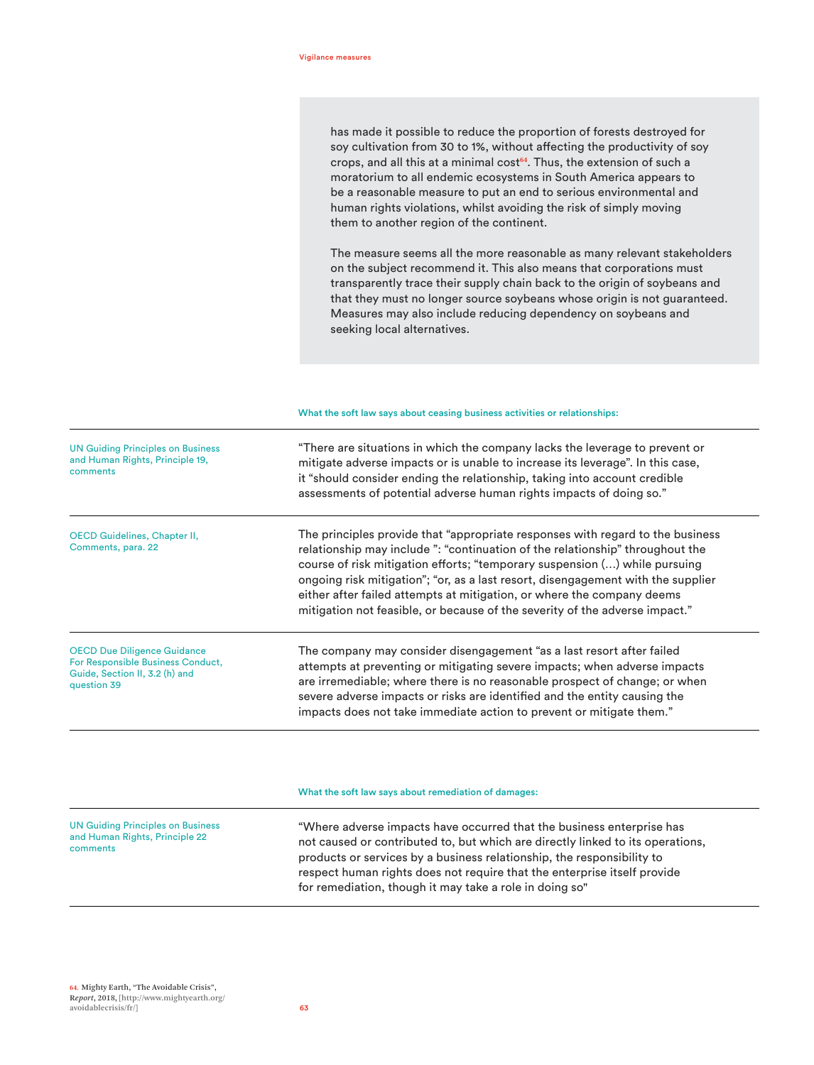has made it possible to reduce the proportion of forests destroyed for soy cultivation from 30 to 1%, without affecting the productivity of soy crops, and all this at a minimal cost[64]. Thus, the extension of such a moratorium to all endemic ecosystems in South America appears to be a reasonable measure to put an end to serious environmental and human rights violations, whilst avoiding the risk of simply moving them to another region of the continent.

The measure seems all the more reasonable as many relevant stakeholders on the subject recommend it. This also means that corporations must transparently trace their supply chain back to the origin of soybeans and that they must no longer source soybeans whose origin is not guaranteed. Measures may also include reducing dependency on soybeans and seeking local alternatives.

#### What the soft law says about ceasing business activities or relationships:

| | |
|---|---|
| UN Guiding Principles on Business and Human Rights, Principle 19, comments | "There are situations in which the company lacks the leverage to prevent or mitigate adverse impacts or is unable to increase its leverage". In this case, it "should consider ending the relationship, taking into account credible assessments of potential adverse human rights impacts of doing so." |
| OECD Guidelines, Chapter II, Comments, para. 22 | The principles provide that "appropriate responses with regard to the business relationship may include ": "continuation of the relationship" throughout the course of risk mitigation efforts; "temporary suspension (...) while pursuing ongoing risk mitigation"; "or, as a last resort, disengagement with the supplier either after failed attempts at mitigation, or where the company deems mitigation not feasible, or because of the severity of the adverse impact." |
| OECD Due Diligence Guidance For Responsible Business Conduct, Guide, Section II, 3.2 (h) and question 39 | The company may consider disengagement "as a last resort after failed attempts at preventing or mitigating severe impacts; when adverse impacts are irremediable; where there is no reasonable prospect of change; or when severe adverse impacts or risks are identified and the entity causing the impacts does not take immediate action to prevent or mitigate them." |

#### What the soft law says about remediation of damages:

| | |
|---|---|
| UN Guiding Principles on Business and Human Rights, Principle 22 comments | "Where adverse impacts have occurred that the business enterprise has not caused or contributed to, but which are directly linked to its operations, products or services by a business relationship, the responsibility to respect human rights does not require that the enterprise itself provide for remediation, though it may take a role in doing so" |

64. Mighty Earth, "The Avoidable Crisis", *Report*, 2018, [http://www.mightyearth.org/avoidablecrisis/fr/]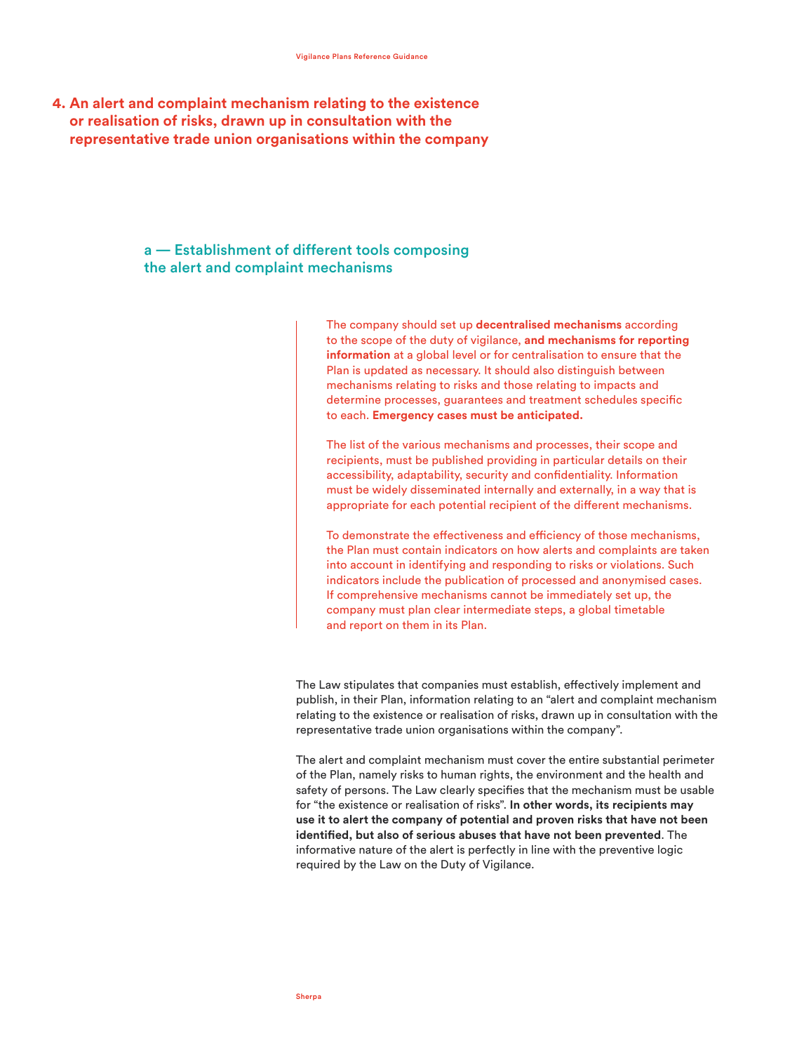## 4. An alert and complaint mechanism relating to the existence or realisation of risks, drawn up in consultation with the representative trade union organisations within the company

### a — Establishment of different tools composing the alert and complaint mechanisms

The company should set up **decentralised mechanisms** according to the scope of the duty of vigilance, **and mechanisms for reporting information** at a global level or for centralisation to ensure that the Plan is updated as necessary. It should also distinguish between mechanisms relating to risks and those relating to impacts and determine processes, guarantees and treatment schedules specific to each. **Emergency cases must be anticipated.**

The list of the various mechanisms and processes, their scope and recipients, must be published providing in particular details on their accessibility, adaptability, security and confidentiality. Information must be widely disseminated internally and externally, in a way that is appropriate for each potential recipient of the different mechanisms.

To demonstrate the effectiveness and efficiency of those mechanisms, the Plan must contain indicators on how alerts and complaints are taken into account in identifying and responding to risks or violations. Such indicators include the publication of processed and anonymised cases. If comprehensive mechanisms cannot be immediately set up, the company must plan clear intermediate steps, a global timetable and report on them in its Plan.

The Law stipulates that companies must establish, effectively implement and publish, in their Plan, information relating to an “alert and complaint mechanism relating to the existence or realisation of risks, drawn up in consultation with the representative trade union organisations within the company”.

The alert and complaint mechanism must cover the entire substantial perimeter of the Plan, namely risks to human rights, the environment and the health and safety of persons. The Law clearly specifies that the mechanism must be usable for “the existence or realisation of risks”. **In other words, its recipients may use it to alert the company of potential and proven risks that have not been identified, but also of serious abuses that have not been prevented**. The informative nature of the alert is perfectly in line with the preventive logic required by the Law on the Duty of Vigilance.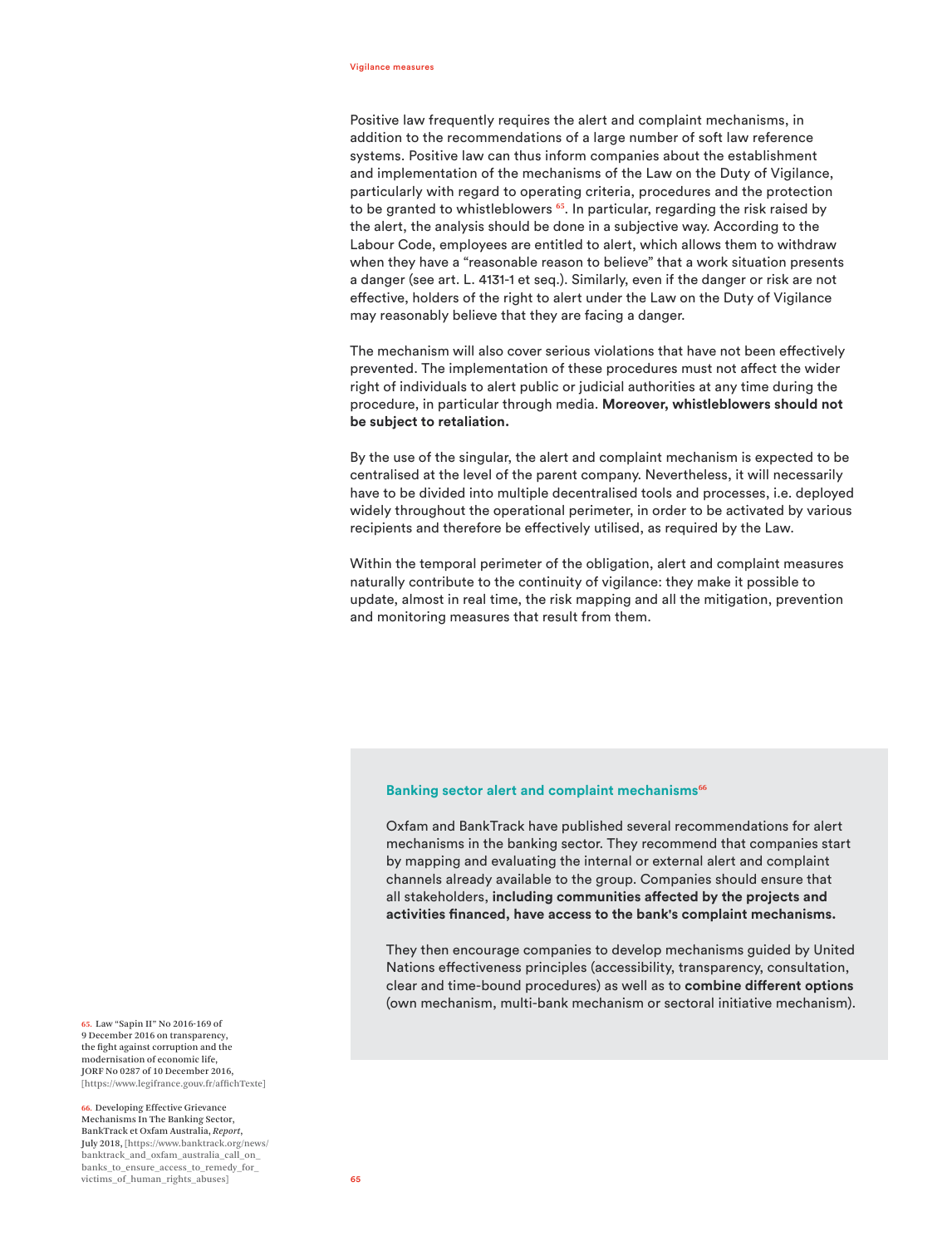Positive law frequently requires the alert and complaint mechanisms, in addition to the recommendations of a large number of soft law reference systems. Positive law can thus inform companies about the establishment and implementation of the mechanisms of the Law on the Duty of Vigilance, particularly with regard to operating criteria, procedures and the protection to be granted to whistleblowers [65]. In particular, regarding the risk raised by the alert, the analysis should be done in a subjective way. According to the Labour Code, employees are entitled to alert, which allows them to withdraw when they have a "reasonable reason to believe" that a work situation presents a danger (see art. L. 4131-1 et seq.). Similarly, even if the danger or risk are not effective, holders of the right to alert under the Law on the Duty of Vigilance may reasonably believe that they are facing a danger.

The mechanism will also cover serious violations that have not been effectively prevented. The implementation of these procedures must not affect the wider right of individuals to alert public or judicial authorities at any time during the procedure, in particular through media. **Moreover, whistleblowers should not be subject to retaliation.**

By the use of the singular, the alert and complaint mechanism is expected to be centralised at the level of the parent company. Nevertheless, it will necessarily have to be divided into multiple decentralised tools and processes, i.e. deployed widely throughout the operational perimeter, in order to be activated by various recipients and therefore be effectively utilised, as required by the Law.

Within the temporal perimeter of the obligation, alert and complaint measures naturally contribute to the continuity of vigilance: they make it possible to update, almost in real time, the risk mapping and all the mitigation, prevention and monitoring measures that result from them.

### Banking sector alert and complaint mechanisms[66]

Oxfam and BankTrack have published several recommendations for alert mechanisms in the banking sector. They recommend that companies start by mapping and evaluating the internal or external alert and complaint channels already available to the group. Companies should ensure that all stakeholders, **including communities affected by the projects and activities financed, have access to the bank's complaint mechanisms.**

They then encourage companies to develop mechanisms guided by United Nations effectiveness principles (accessibility, transparency, consultation, clear and time-bound procedures) as well as to **combine different options** (own mechanism, multi-bank mechanism or sectoral initiative mechanism).

65. Law "Sapin II" No 2016-169 of 9 December 2016 on transparency, the fight against corruption and the modernisation of economic life, JORF No 0287 of 10 December 2016, [https://www.legifrance.gouv.fr/affichTexte]

66. Developing Effective Grievance Mechanisms In The Banking Sector, BankTrack et Oxfam Australia, *Report*, July 2018, [https://www.banktrack.org/news/banktrack_and_oxfam_australia_call_on_banks_to_ensure_access_to_remedy_for_victims_of_human_rights_abuses]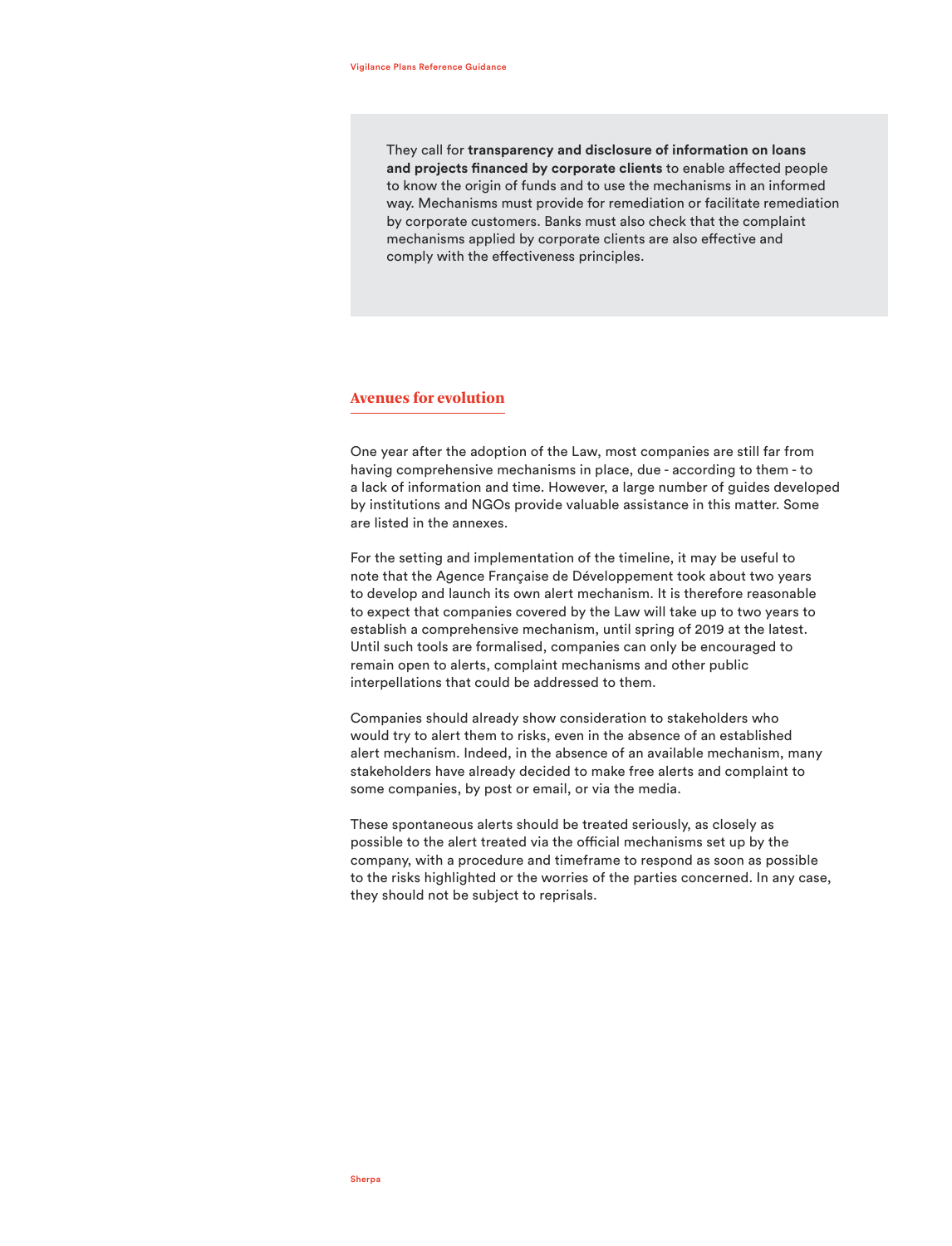They call for **transparency and disclosure of information on loans and projects financed by corporate clients** to enable affected people to know the origin of funds and to use the mechanisms in an informed way. Mechanisms must provide for remediation or facilitate remediation by corporate customers. Banks must also check that the complaint mechanisms applied by corporate clients are also effective and comply with the effectiveness principles.

## Avenues for evolution

One year after the adoption of the Law, most companies are still far from having comprehensive mechanisms in place, due - according to them - to a lack of information and time. However, a large number of guides developed by institutions and NGOs provide valuable assistance in this matter. Some are listed in the annexes.

For the setting and implementation of the timeline, it may be useful to note that the Agence Française de Développement took about two years to develop and launch its own alert mechanism. It is therefore reasonable to expect that companies covered by the Law will take up to two years to establish a comprehensive mechanism, until spring of 2019 at the latest. Until such tools are formalised, companies can only be encouraged to remain open to alerts, complaint mechanisms and other public interpellations that could be addressed to them.

Companies should already show consideration to stakeholders who would try to alert them to risks, even in the absence of an established alert mechanism. Indeed, in the absence of an available mechanism, many stakeholders have already decided to make free alerts and complaint to some companies, by post or email, or via the media.

These spontaneous alerts should be treated seriously, as closely as possible to the alert treated via the official mechanisms set up by the company, with a procedure and timeframe to respond as soon as possible to the risks highlighted or the worries of the parties concerned. In any case, they should not be subject to reprisals.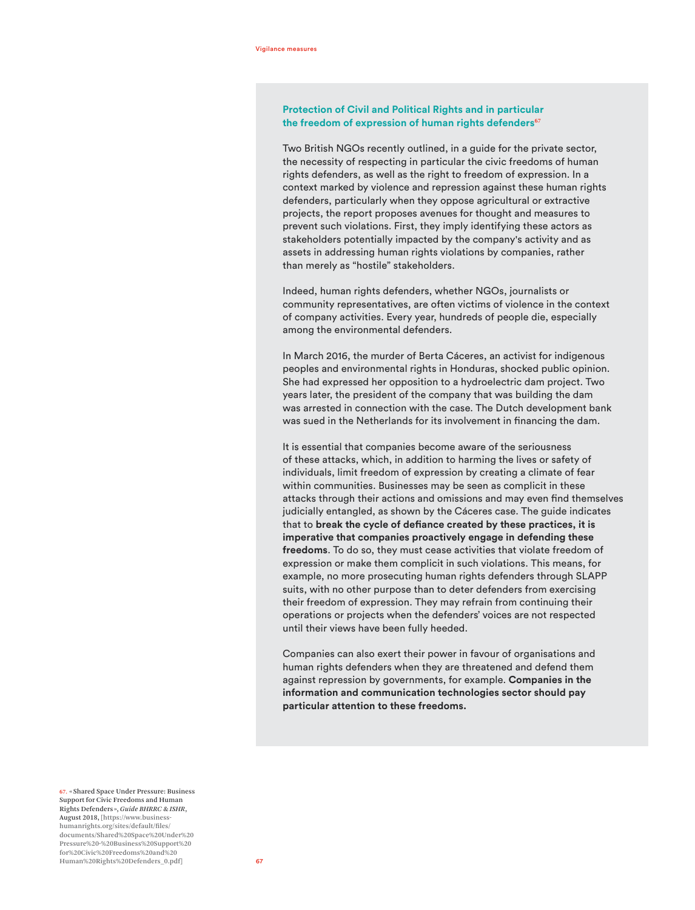### Protection of Civil and Political Rights and in particular the freedom of expression of human rights defenders[67]

Two British NGOs recently outlined, in a guide for the private sector, the necessity of respecting in particular the civic freedoms of human rights defenders, as well as the right to freedom of expression. In a context marked by violence and repression against these human rights defenders, particularly when they oppose agricultural or extractive projects, the report proposes avenues for thought and measures to prevent such violations. First, they imply identifying these actors as stakeholders potentially impacted by the company's activity and as assets in addressing human rights violations by companies, rather than merely as "hostile" stakeholders.

Indeed, human rights defenders, whether NGOs, journalists or community representatives, are often victims of violence in the context of company activities. Every year, hundreds of people die, especially among the environmental defenders.

In March 2016, the murder of Berta Cáceres, an activist for indigenous peoples and environmental rights in Honduras, shocked public opinion. She had expressed her opposition to a hydroelectric dam project. Two years later, the president of the company that was building the dam was arrested in connection with the case. The Dutch development bank was sued in the Netherlands for its involvement in financing the dam.

It is essential that companies become aware of the seriousness of these attacks, which, in addition to harming the lives or safety of individuals, limit freedom of expression by creating a climate of fear within communities. Businesses may be seen as complicit in these attacks through their actions and omissions and may even find themselves judicially entangled, as shown by the Cáceres case. The guide indicates that to **break the cycle of defiance created by these practices, it is imperative that companies proactively engage in defending these freedoms**. To do so, they must cease activities that violate freedom of expression or make them complicit in such violations. This means, for example, no more prosecuting human rights defenders through SLAPP suits, with no other purpose than to deter defenders from exercising their freedom of expression. They may refrain from continuing their operations or projects when the defenders' voices are not respected until their views have been fully heeded.

Companies can also exert their power in favour of organisations and human rights defenders when they are threatened and defend them against repression by governments, for example. **Companies in the information and communication technologies sector should pay particular attention to these freedoms.**

67. « Shared Space Under Pressure: Business Support for Civic Freedoms and Human Rights Defenders », *Guide BHRRC & ISHR*, August 2018, [https://www.business-humanrights.org/sites/default/files/documents/Shared%20Space%20Under%20Pressure%20-%20Business%20Support%20for%20Civic%20Freedoms%20and%20Human%20Rights%20Defenders_0.pdf]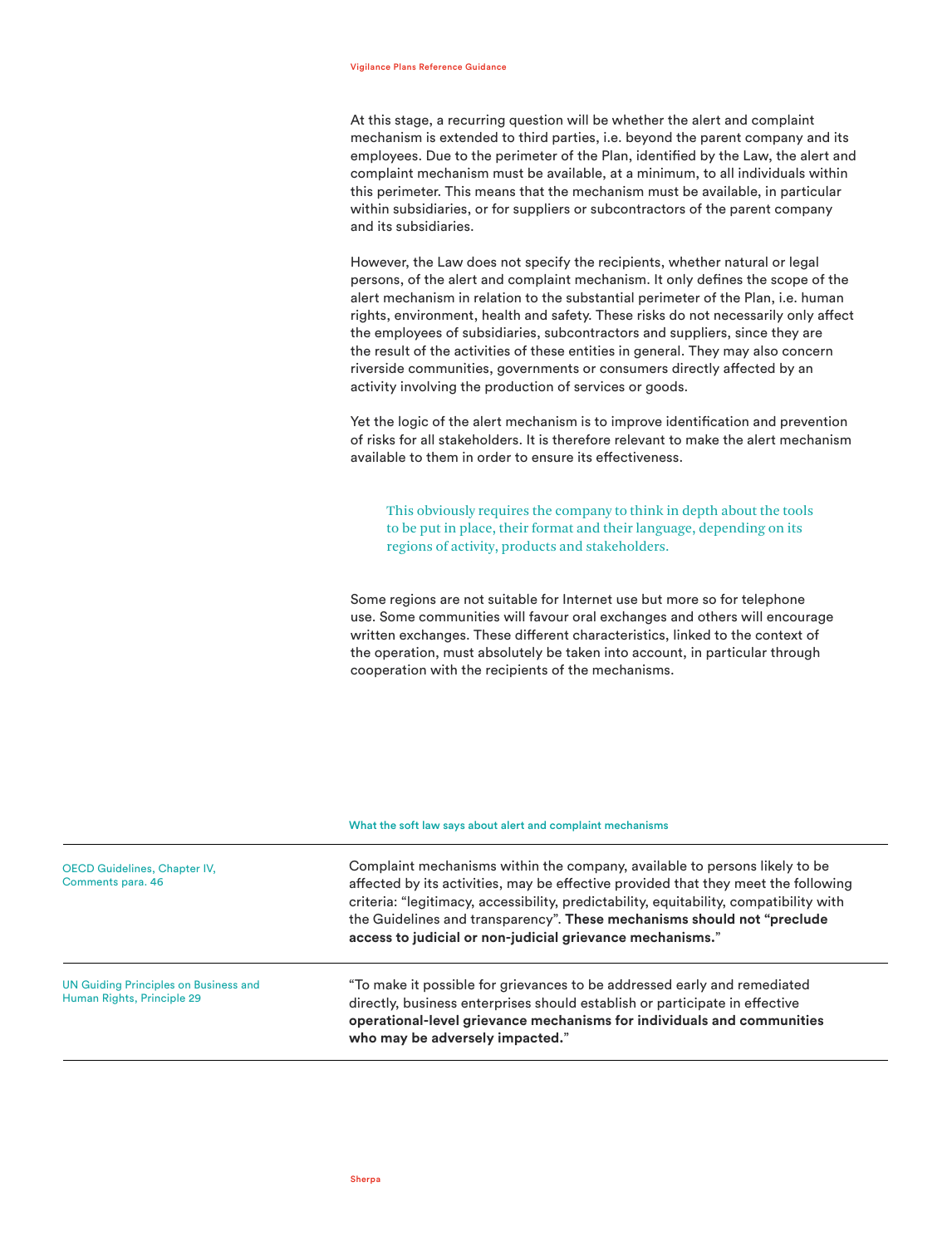At this stage, a recurring question will be whether the alert and complaint mechanism is extended to third parties, i.e. beyond the parent company and its employees. Due to the perimeter of the Plan, identified by the Law, the alert and complaint mechanism must be available, at a minimum, to all individuals within this perimeter. This means that the mechanism must be available, in particular within subsidiaries, or for suppliers or subcontractors of the parent company and its subsidiaries.

However, the Law does not specify the recipients, whether natural or legal persons, of the alert and complaint mechanism. It only defines the scope of the alert mechanism in relation to the substantial perimeter of the Plan, i.e. human rights, environment, health and safety. These risks do not necessarily only affect the employees of subsidiaries, subcontractors and suppliers, since they are the result of the activities of these entities in general. They may also concern riverside communities, governments or consumers directly affected by an activity involving the production of services or goods.

Yet the logic of the alert mechanism is to improve identification and prevention of risks for all stakeholders. It is therefore relevant to make the alert mechanism available to them in order to ensure its effectiveness.

> This obviously requires the company to think in depth about the tools to be put in place, their format and their language, depending on its regions of activity, products and stakeholders.

Some regions are not suitable for Internet use but more so for telephone use. Some communities will favour oral exchanges and others will encourage written exchanges. These different characteristics, linked to the context of the operation, must absolutely be taken into account, in particular through cooperation with the recipients of the mechanisms.

#### What the soft law says about alert and complaint mechanisms

| | |
|---|---|
| OECD Guidelines, Chapter IV, Comments para. 46 | Complaint mechanisms within the company, available to persons likely to be affected by its activities, may be effective provided that they meet the following criteria: "legitimacy, accessibility, predictability, equitability, compatibility with the Guidelines and transparency". **These mechanisms should not "preclude access to judicial or non-judicial grievance mechanisms."** |
| UN Guiding Principles on Business and Human Rights, Principle 29 | "To make it possible for grievances to be addressed early and remediated directly, business enterprises should establish or participate in effective **operational-level grievance mechanisms for individuals and communities who may be adversely impacted.**" |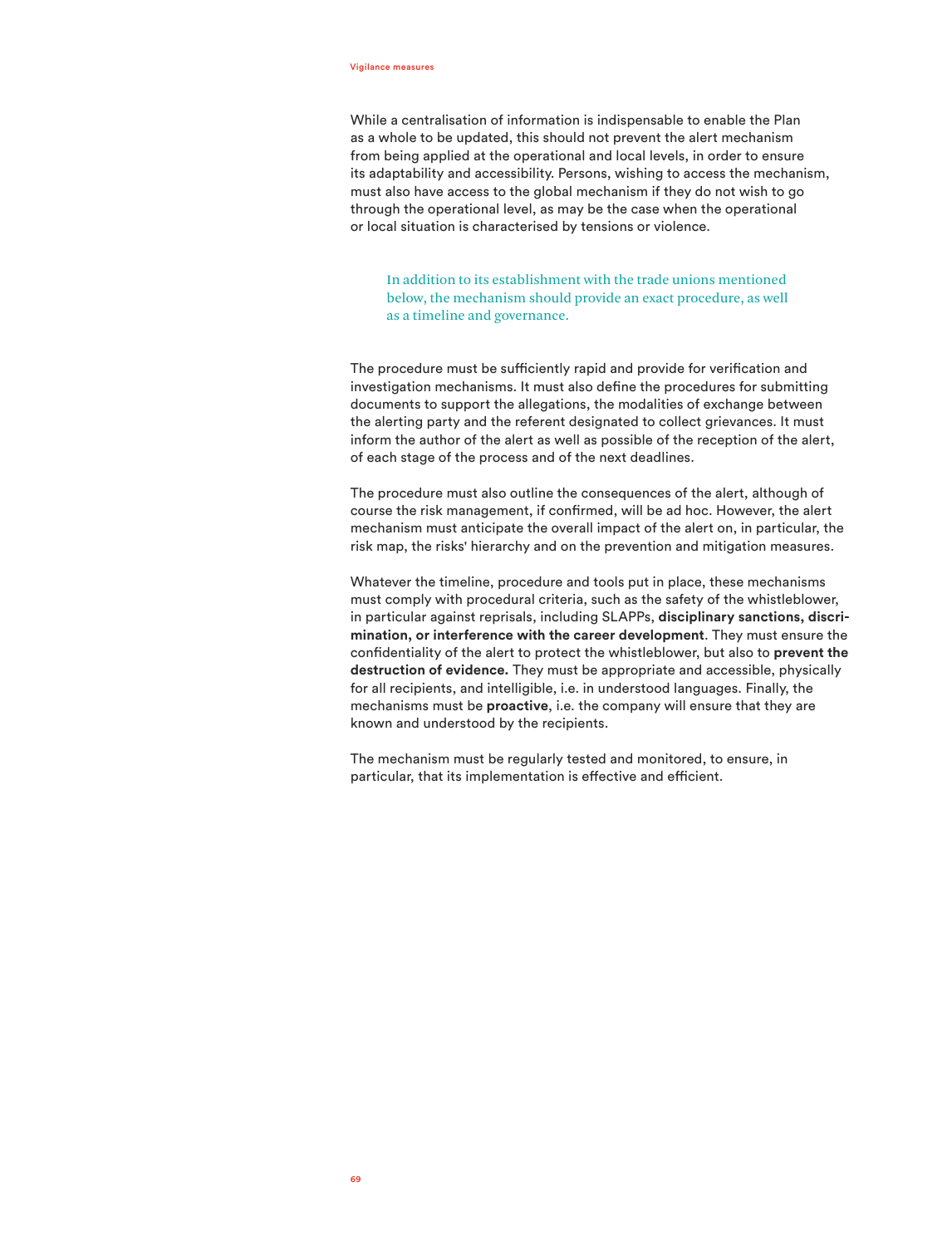While a centralisation of information is indispensable to enable the Plan as a whole to be updated, this should not prevent the alert mechanism from being applied at the operational and local levels, in order to ensure its adaptability and accessibility. Persons, wishing to access the mechanism, must also have access to the global mechanism if they do not wish to go through the operational level, as may be the case when the operational or local situation is characterised by tensions or violence.

> In addition to its establishment with the trade unions mentioned below, the mechanism should provide an exact procedure, as well as a timeline and governance.

The procedure must be sufficiently rapid and provide for verification and investigation mechanisms. It must also define the procedures for submitting documents to support the allegations, the modalities of exchange between the alerting party and the referent designated to collect grievances. It must inform the author of the alert as well as possible of the reception of the alert, of each stage of the process and of the next deadlines.

The procedure must also outline the consequences of the alert, although of course the risk management, if confirmed, will be ad hoc. However, the alert mechanism must anticipate the overall impact of the alert on, in particular, the risk map, the risks' hierarchy and on the prevention and mitigation measures.

Whatever the timeline, procedure and tools put in place, these mechanisms must comply with procedural criteria, such as the safety of the whistleblower, in particular against reprisals, including SLAPPs, **disciplinary sanctions, discrimination, or interference with the career development**. They must ensure the confidentiality of the alert to protect the whistleblower, but also to **prevent the destruction of evidence.** They must be appropriate and accessible, physically for all recipients, and intelligible, i.e. in understood languages. Finally, the mechanisms must be **proactive**, i.e. the company will ensure that they are known and understood by the recipients.

The mechanism must be regularly tested and monitored, to ensure, in particular, that its implementation is effective and efficient.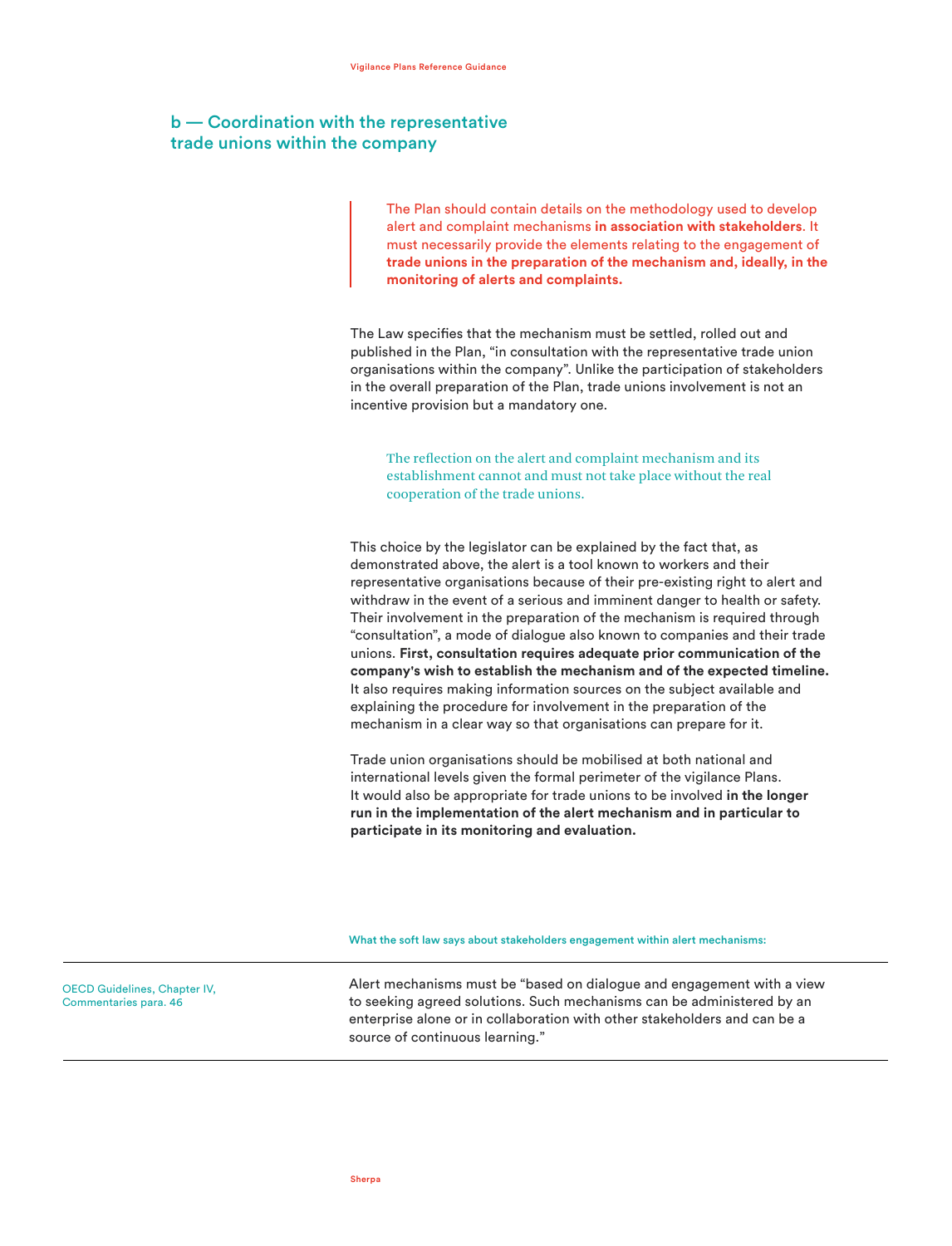## b — Coordination with the representative trade unions within the company

> The Plan should contain details on the methodology used to develop alert and complaint mechanisms **in association with stakeholders**. It must necessarily provide the elements relating to the engagement of **trade unions in the preparation of the mechanism and, ideally, in the monitoring of alerts and complaints.**

The Law specifies that the mechanism must be settled, rolled out and published in the Plan, "in consultation with the representative trade union organisations within the company". Unlike the participation of stakeholders in the overall preparation of the Plan, trade unions involvement is not an incentive provision but a mandatory one.

> The reflection on the alert and complaint mechanism and its establishment cannot and must not take place without the real cooperation of the trade unions.

This choice by the legislator can be explained by the fact that, as demonstrated above, the alert is a tool known to workers and their representative organisations because of their pre-existing right to alert and withdraw in the event of a serious and imminent danger to health or safety. Their involvement in the preparation of the mechanism is required through "consultation", a mode of dialogue also known to companies and their trade unions. **First, consultation requires adequate prior communication of the company's wish to establish the mechanism and of the expected timeline.** It also requires making information sources on the subject available and explaining the procedure for involvement in the preparation of the mechanism in a clear way so that organisations can prepare for it.

Trade union organisations should be mobilised at both national and international levels given the formal perimeter of the vigilance Plans. It would also be appropriate for trade unions to be involved **in the longer run in the implementation of the alert mechanism and in particular to participate in its monitoring and evaluation.**

What the soft law says about stakeholders engagement within alert mechanisms:

| | |
|---|---|
| OECD Guidelines, Chapter IV, Commentaries para. 46 | Alert mechanisms must be "based on dialogue and engagement with a view to seeking agreed solutions. Such mechanisms can be administered by an enterprise alone or in collaboration with other stakeholders and can be a source of continuous learning." |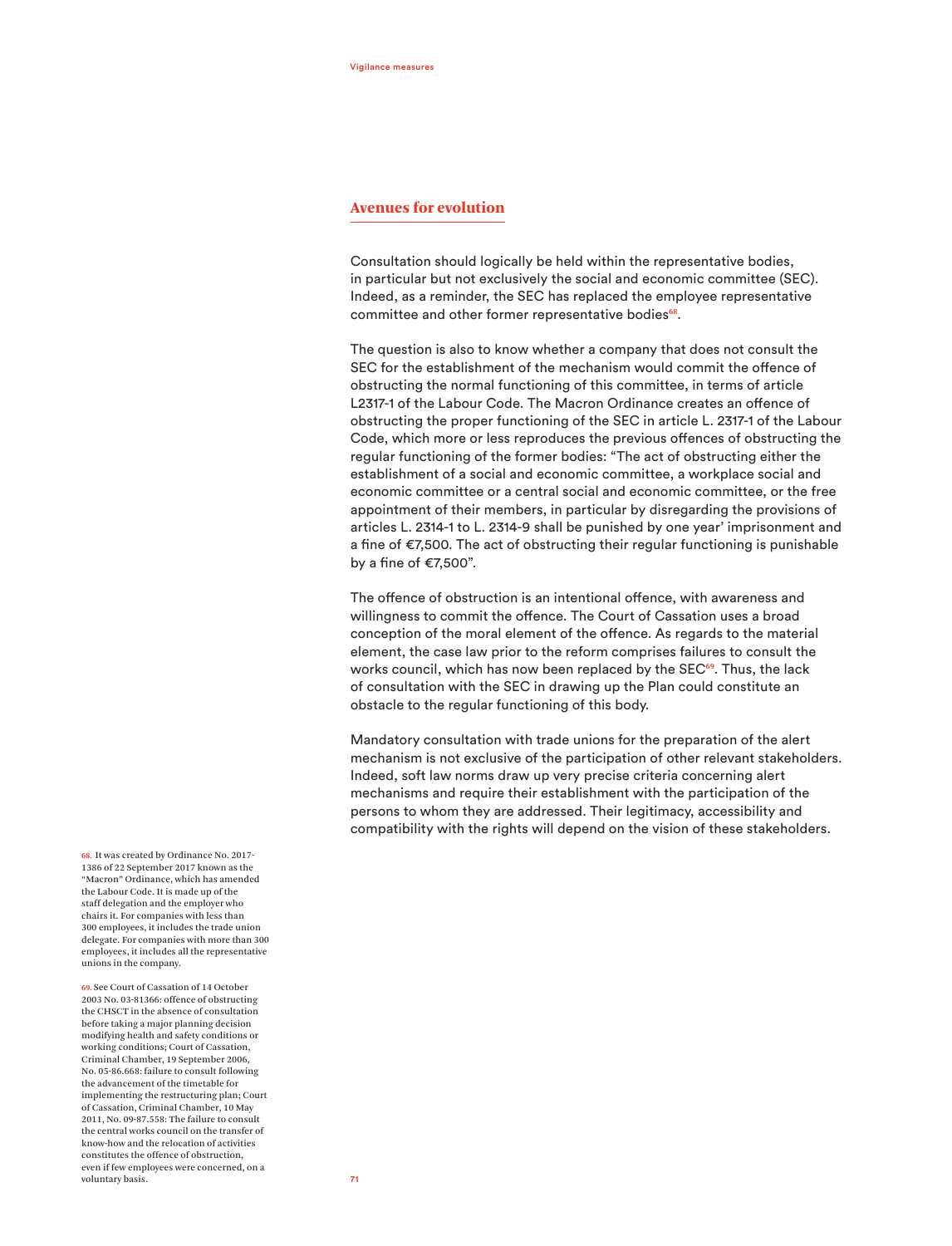## Avenues for evolution

Consultation should logically be held within the representative bodies, in particular but not exclusively the social and economic committee (SEC). Indeed, as a reminder, the SEC has replaced the employee representative committee and other former representative bodies[68].

The question is also to know whether a company that does not consult the SEC for the establishment of the mechanism would commit the offence of obstructing the normal functioning of this committee, in terms of article L2317-1 of the Labour Code. The Macron Ordinance creates an offence of obstructing the proper functioning of the SEC in article L. 2317-1 of the Labour Code, which more or less reproduces the previous offences of obstructing the regular functioning of the former bodies: "The act of obstructing either the establishment of a social and economic committee, a workplace social and economic committee or a central social and economic committee, or the free appointment of their members, in particular by disregarding the provisions of articles L. 2314-1 to L. 2314-9 shall be punished by one year' imprisonment and a fine of €7,500. The act of obstructing their regular functioning is punishable by a fine of €7,500".

The offence of obstruction is an intentional offence, with awareness and willingness to commit the offence. The Court of Cassation uses a broad conception of the moral element of the offence. As regards to the material element, the case law prior to the reform comprises failures to consult the works council, which has now been replaced by the SEC[69]. Thus, the lack of consultation with the SEC in drawing up the Plan could constitute an obstacle to the regular functioning of this body.

Mandatory consultation with trade unions for the preparation of the alert mechanism is not exclusive of the participation of other relevant stakeholders. Indeed, soft law norms draw up very precise criteria concerning alert mechanisms and require their establishment with the participation of the persons to whom they are addressed. Their legitimacy, accessibility and compatibility with the rights will depend on the vision of these stakeholders.

68. It was created by Ordinance No. 2017-1386 of 22 September 2017 known as the "Macron" Ordinance, which has amended the Labour Code. It is made up of the staff delegation and the employer who chairs it. For companies with less than 300 employees, it includes the trade union delegate. For companies with more than 300 employees, it includes all the representative unions in the company.

69. See Court of Cassation of 14 October 2003 No. 03-81366: offence of obstructing the CHSCT in the absence of consultation before taking a major planning decision modifying health and safety conditions or working conditions; Court of Cassation, Criminal Chamber, 19 September 2006, No. 05-86.668: failure to consult following the advancement of the timetable for implementing the restructuring plan; Court of Cassation, Criminal Chamber, 10 May 2011, No. 09-87.558: The failure to consult the central works council on the transfer of know-how and the relocation of activities constitutes the offence of obstruction, even if few employees were concerned, on a voluntary basis.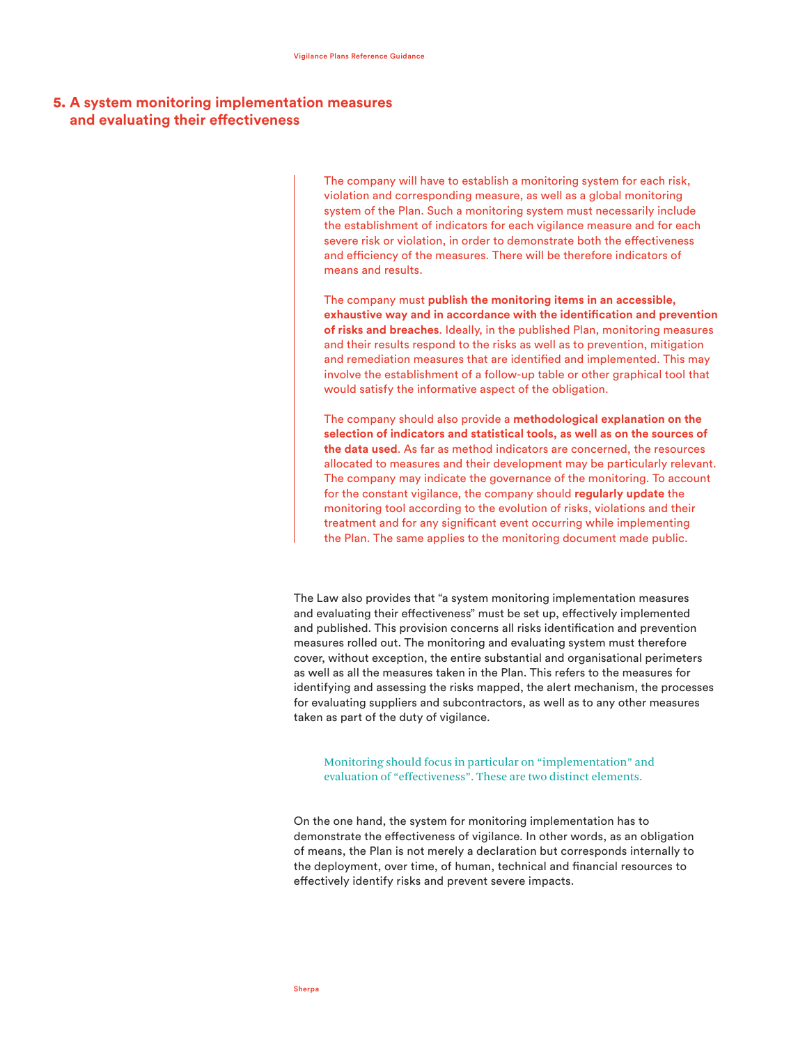## 5. A system monitoring implementation measures and evaluating their effectiveness

> The company will have to establish a monitoring system for each risk, violation and corresponding measure, as well as a global monitoring system of the Plan. Such a monitoring system must necessarily include the establishment of indicators for each vigilance measure and for each severe risk or violation, in order to demonstrate both the effectiveness and efficiency of the measures. There will be therefore indicators of means and results.
>
> The company must **publish the monitoring items in an accessible, exhaustive way and in accordance with the identification and prevention of risks and breaches**. Ideally, in the published Plan, monitoring measures and their results respond to the risks as well as to prevention, mitigation and remediation measures that are identified and implemented. This may involve the establishment of a follow-up table or other graphical tool that would satisfy the informative aspect of the obligation.
>
> The company should also provide a **methodological explanation on the selection of indicators and statistical tools, as well as on the sources of the data used**. As far as method indicators are concerned, the resources allocated to measures and their development may be particularly relevant. The company may indicate the governance of the monitoring. To account for the constant vigilance, the company should **regularly update** the monitoring tool according to the evolution of risks, violations and their treatment and for any significant event occurring while implementing the Plan. The same applies to the monitoring document made public.

The Law also provides that “a system monitoring implementation measures and evaluating their effectiveness” must be set up, effectively implemented and published. This provision concerns all risks identification and prevention measures rolled out. The monitoring and evaluating system must therefore cover, without exception, the entire substantial and organisational perimeters as well as all the measures taken in the Plan. This refers to the measures for identifying and assessing the risks mapped, the alert mechanism, the processes for evaluating suppliers and subcontractors, as well as to any other measures taken as part of the duty of vigilance.

> Monitoring should focus in particular on “implementation” and evaluation of “effectiveness”. These are two distinct elements.

On the one hand, the system for monitoring implementation has to demonstrate the effectiveness of vigilance. In other words, as an obligation of means, the Plan is not merely a declaration but corresponds internally to the deployment, over time, of human, technical and financial resources to effectively identify risks and prevent severe impacts.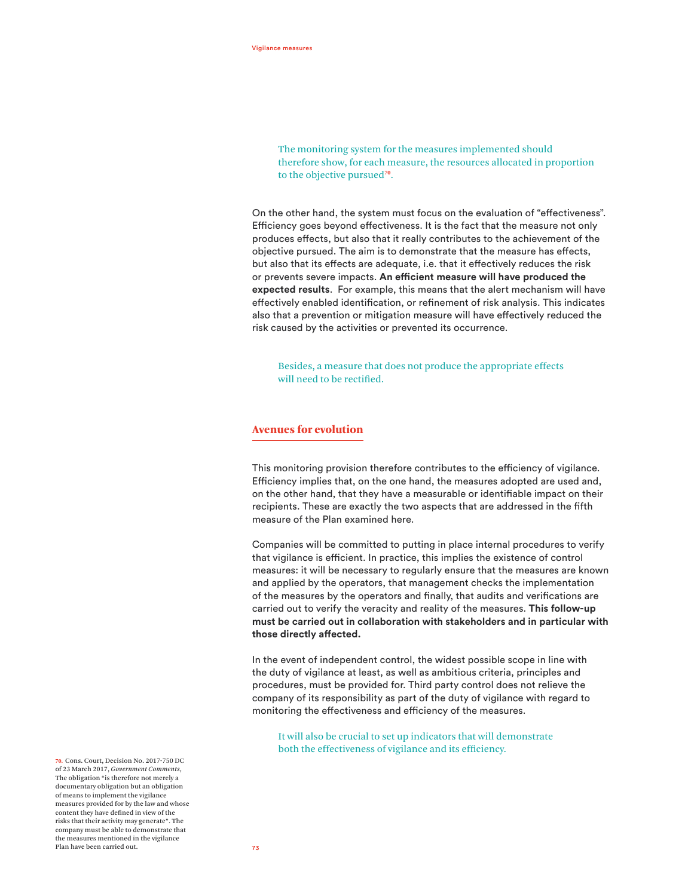The monitoring system for the measures implemented should therefore show, for each measure, the resources allocated in proportion to the objective pursued[70].

On the other hand, the system must focus on the evaluation of "effectiveness". Efficiency goes beyond effectiveness. It is the fact that the measure not only produces effects, but also that it really contributes to the achievement of the objective pursued. The aim is to demonstrate that the measure has effects, but also that its effects are adequate, i.e. that it effectively reduces the risk or prevents severe impacts. **An efficient measure will have produced the expected results**. For example, this means that the alert mechanism will have effectively enabled identification, or refinement of risk analysis. This indicates also that a prevention or mitigation measure will have effectively reduced the risk caused by the activities or prevented its occurrence.

Besides, a measure that does not produce the appropriate effects will need to be rectified.

## Avenues for evolution

This monitoring provision therefore contributes to the efficiency of vigilance. Efficiency implies that, on the one hand, the measures adopted are used and, on the other hand, that they have a measurable or identifiable impact on their recipients. These are exactly the two aspects that are addressed in the fifth measure of the Plan examined here.

Companies will be committed to putting in place internal procedures to verify that vigilance is efficient. In practice, this implies the existence of control measures: it will be necessary to regularly ensure that the measures are known and applied by the operators, that management checks the implementation of the measures by the operators and finally, that audits and verifications are carried out to verify the veracity and reality of the measures. **This follow-up must be carried out in collaboration with stakeholders and in particular with those directly affected.**

In the event of independent control, the widest possible scope in line with the duty of vigilance at least, as well as ambitious criteria, principles and procedures, must be provided for. Third party control does not relieve the company of its responsibility as part of the duty of vigilance with regard to monitoring the effectiveness and efficiency of the measures.

It will also be crucial to set up indicators that will demonstrate both the effectiveness of vigilance and its efficiency.

70. Cons. Court, Decision No. 2017-750 DC of 23 March 2017, *Government Comments*, The obligation "is therefore not merely a documentary obligation but an obligation of means to implement the vigilance measures provided for by the law and whose content they have defined in view of the risks that their activity may generate". The company must be able to demonstrate that the measures mentioned in the vigilance Plan have been carried out.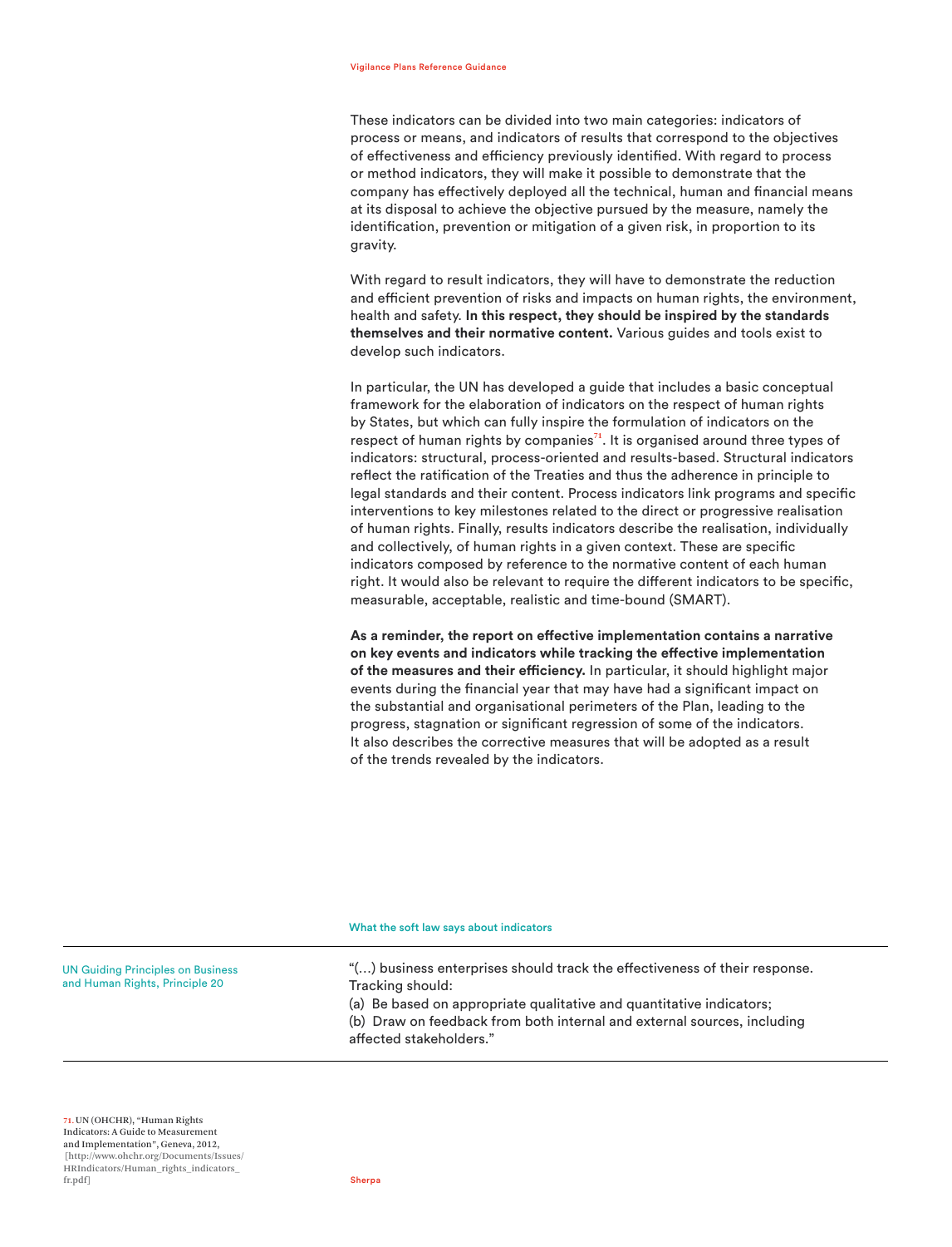These indicators can be divided into two main categories: indicators of process or means, and indicators of results that correspond to the objectives of effectiveness and efficiency previously identified. With regard to process or method indicators, they will make it possible to demonstrate that the company has effectively deployed all the technical, human and financial means at its disposal to achieve the objective pursued by the measure, namely the identification, prevention or mitigation of a given risk, in proportion to its gravity.

With regard to result indicators, they will have to demonstrate the reduction and efficient prevention of risks and impacts on human rights, the environment, health and safety. **In this respect, they should be inspired by the standards themselves and their normative content.** Various guides and tools exist to develop such indicators.

In particular, the UN has developed a guide that includes a basic conceptual framework for the elaboration of indicators on the respect of human rights by States, but which can fully inspire the formulation of indicators on the respect of human rights by companies[71]. It is organised around three types of indicators: structural, process-oriented and results-based. Structural indicators reflect the ratification of the Treaties and thus the adherence in principle to legal standards and their content. Process indicators link programs and specific interventions to key milestones related to the direct or progressive realisation of human rights. Finally, results indicators describe the realisation, individually and collectively, of human rights in a given context. These are specific indicators composed by reference to the normative content of each human right. It would also be relevant to require the different indicators to be specific, measurable, acceptable, realistic and time-bound (SMART).

**As a reminder, the report on effective implementation contains a narrative on key events and indicators while tracking the effective implementation of the measures and their efficiency.** In particular, it should highlight major events during the financial year that may have had a significant impact on the substantial and organisational perimeters of the Plan, leading to the progress, stagnation or significant regression of some of the indicators. It also describes the corrective measures that will be adopted as a result of the trends revealed by the indicators.

#### What the soft law says about indicators

| | |
|---|---|
| UN Guiding Principles on Business and Human Rights, Principle 20 | "(…) business enterprises should track the effectiveness of their response. Tracking should:<br>(a) Be based on appropriate qualitative and quantitative indicators;<br>(b) Draw on feedback from both internal and external sources, including affected stakeholders." |

[71] UN (OHCHR), "Human Rights Indicators: A Guide to Measurement and Implementation", Geneva, 2012, [http://www.ohchr.org/Documents/Issues/HRIndicators/Human_rights_indicators_fr.pdf]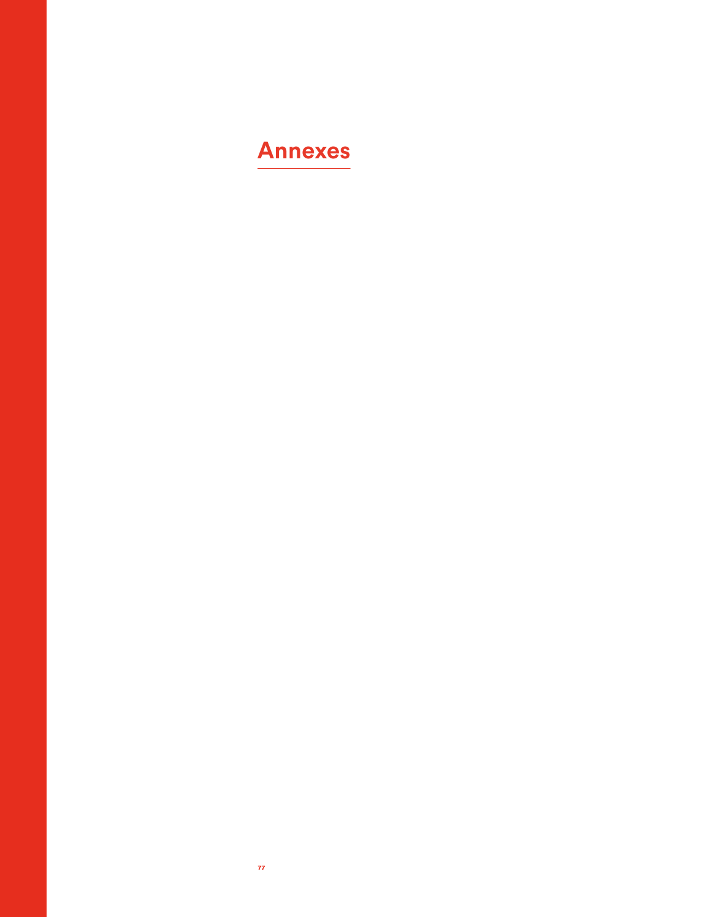# Annexes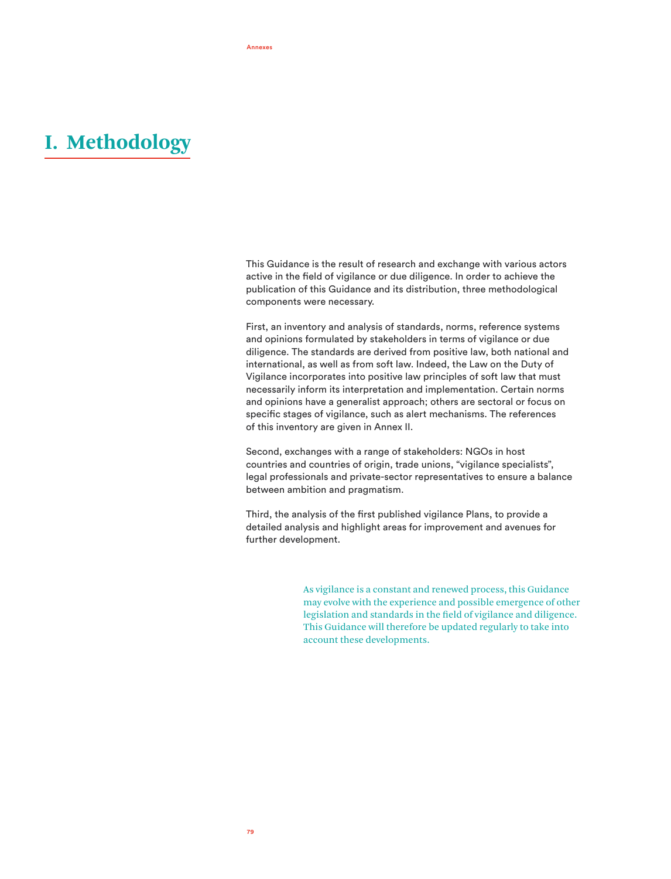# I. Methodology

This Guidance is the result of research and exchange with various actors active in the field of vigilance or due diligence. In order to achieve the publication of this Guidance and its distribution, three methodological components were necessary.

First, an inventory and analysis of standards, norms, reference systems and opinions formulated by stakeholders in terms of vigilance or due diligence. The standards are derived from positive law, both national and international, as well as from soft law. Indeed, the Law on the Duty of Vigilance incorporates into positive law principles of soft law that must necessarily inform its interpretation and implementation. Certain norms and opinions have a generalist approach; others are sectoral or focus on specific stages of vigilance, such as alert mechanisms. The references of this inventory are given in Annex II.

Second, exchanges with a range of stakeholders: NGOs in host countries and countries of origin, trade unions, "vigilance specialists", legal professionals and private-sector representatives to ensure a balance between ambition and pragmatism.

Third, the analysis of the first published vigilance Plans, to provide a detailed analysis and highlight areas for improvement and avenues for further development.

As vigilance is a constant and renewed process, this Guidance may evolve with the experience and possible emergence of other legislation and standards in the field of vigilance and diligence. This Guidance will therefore be updated regularly to take into account these developments.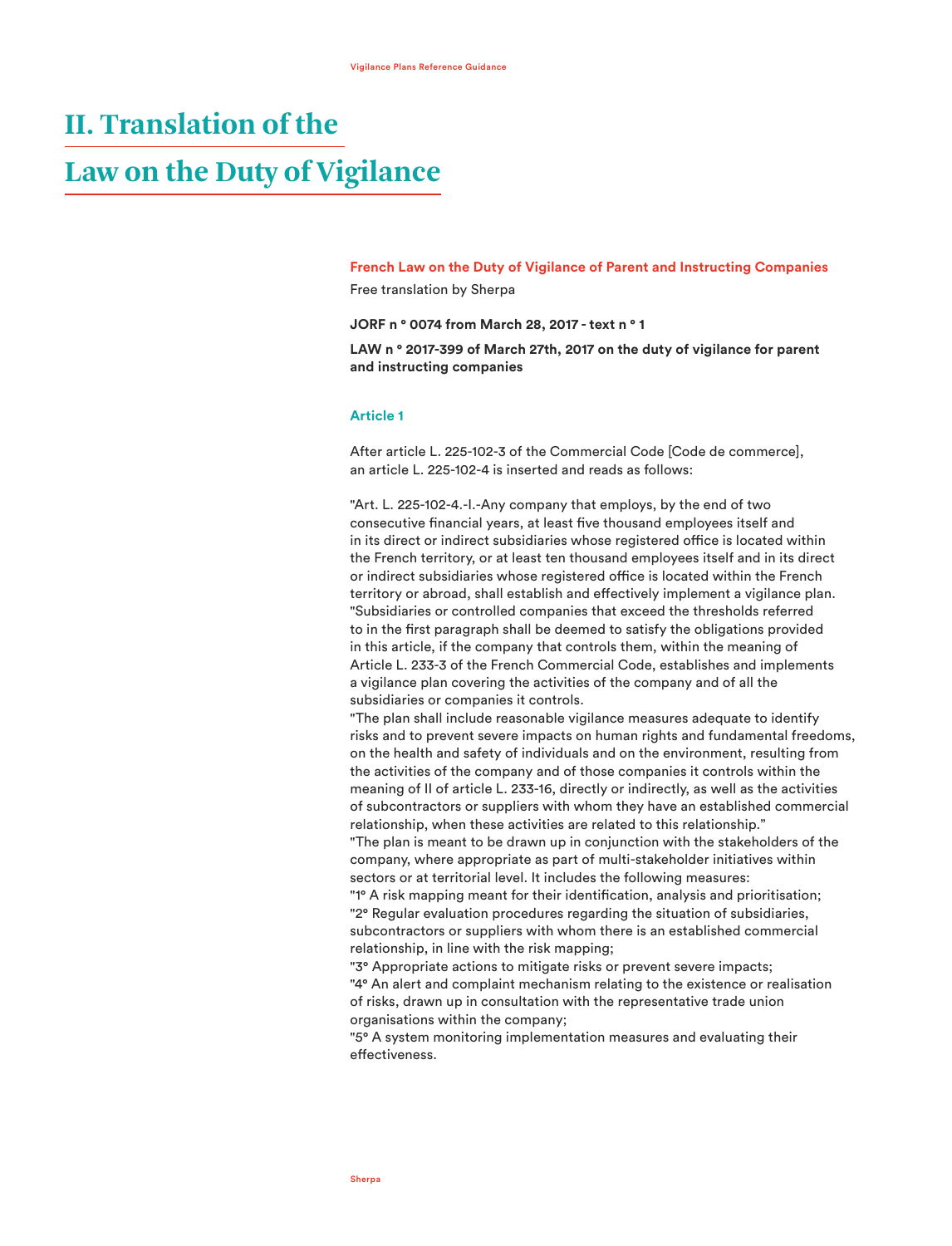# II. Translation of the Law on the Duty of Vigilance

**French Law on the Duty of Vigilance of Parent and Instructing Companies**

Free translation by Sherpa

**JORF n ° 0074 from March 28, 2017 - text n ° 1**

**LAW n ° 2017-399 of March 27th, 2017 on the duty of vigilance for parent and instructing companies**

## Article 1

After article L. 225-102-3 of the Commercial Code [Code de commerce], an article L. 225-102-4 is inserted and reads as follows:

"Art. L. 225-102-4.-I.-Any company that employs, by the end of two consecutive financial years, at least five thousand employees itself and in its direct or indirect subsidiaries whose registered office is located within the French territory, or at least ten thousand employees itself and in its direct or indirect subsidiaries whose registered office is located within the French territory or abroad, shall establish and effectively implement a vigilance plan.

"Subsidiaries or controlled companies that exceed the thresholds referred to in the first paragraph shall be deemed to satisfy the obligations provided in this article, if the company that controls them, within the meaning of Article L. 233-3 of the French Commercial Code, establishes and implements a vigilance plan covering the activities of the company and of all the subsidiaries or companies it controls.

"The plan shall include reasonable vigilance measures adequate to identify risks and to prevent severe impacts on human rights and fundamental freedoms, on the health and safety of individuals and on the environment, resulting from the activities of the company and of those companies it controls within the meaning of II of article L. 233-16, directly or indirectly, as well as the activities of subcontractors or suppliers with whom they have an established commercial relationship, when these activities are related to this relationship."

"The plan is meant to be drawn up in conjunction with the stakeholders of the company, where appropriate as part of multi-stakeholder initiatives within sectors or at territorial level. It includes the following measures:

"1° A risk mapping meant for their identification, analysis and prioritisation;

"2° Regular evaluation procedures regarding the situation of subsidiaries, subcontractors or suppliers with whom there is an established commercial relationship, in line with the risk mapping;

"3° Appropriate actions to mitigate risks or prevent severe impacts;

"4° An alert and complaint mechanism relating to the existence or realisation of risks, drawn up in consultation with the representative trade union organisations within the company;

"5° A system monitoring implementation measures and evaluating their effectiveness.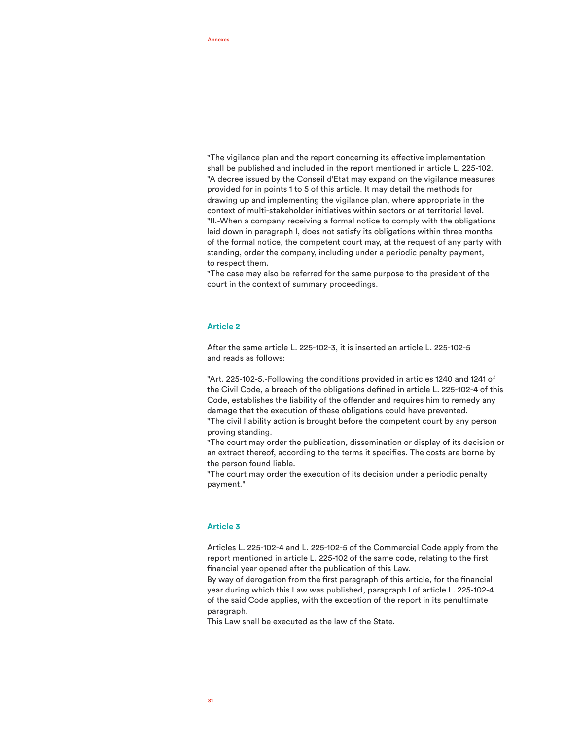"The vigilance plan and the report concerning its effective implementation shall be published and included in the report mentioned in article L. 225-102.
"A decree issued by the Conseil d'Etat may expand on the vigilance measures provided for in points 1 to 5 of this article. It may detail the methods for drawing up and implementing the vigilance plan, where appropriate in the context of multi-stakeholder initiatives within sectors or at territorial level.
"II.-When a company receiving a formal notice to comply with the obligations laid down in paragraph I, does not satisfy its obligations within three months of the formal notice, the competent court may, at the request of any party with standing, order the company, including under a periodic penalty payment, to respect them.
"The case may also be referred for the same purpose to the president of the court in the context of summary proceedings.

### Article 2

After the same article L. 225-102-3, it is inserted an article L. 225-102-5 and reads as follows:

"Art. 225-102-5.-Following the conditions provided in articles 1240 and 1241 of the Civil Code, a breach of the obligations defined in article L. 225-102-4 of this Code, establishes the liability of the offender and requires him to remedy any damage that the execution of these obligations could have prevented.
"The civil liability action is brought before the competent court by any person proving standing.
"The court may order the publication, dissemination or display of its decision or an extract thereof, according to the terms it specifies. The costs are borne by the person found liable.
"The court may order the execution of its decision under a periodic penalty payment."

### Article 3

Articles L. 225-102-4 and L. 225-102-5 of the Commercial Code apply from the report mentioned in article L. 225-102 of the same code, relating to the first financial year opened after the publication of this Law.
By way of derogation from the first paragraph of this article, for the financial year during which this Law was published, paragraph I of article L. 225-102-4 of the said Code applies, with the exception of the report in its penultimate paragraph.
This Law shall be executed as the law of the State.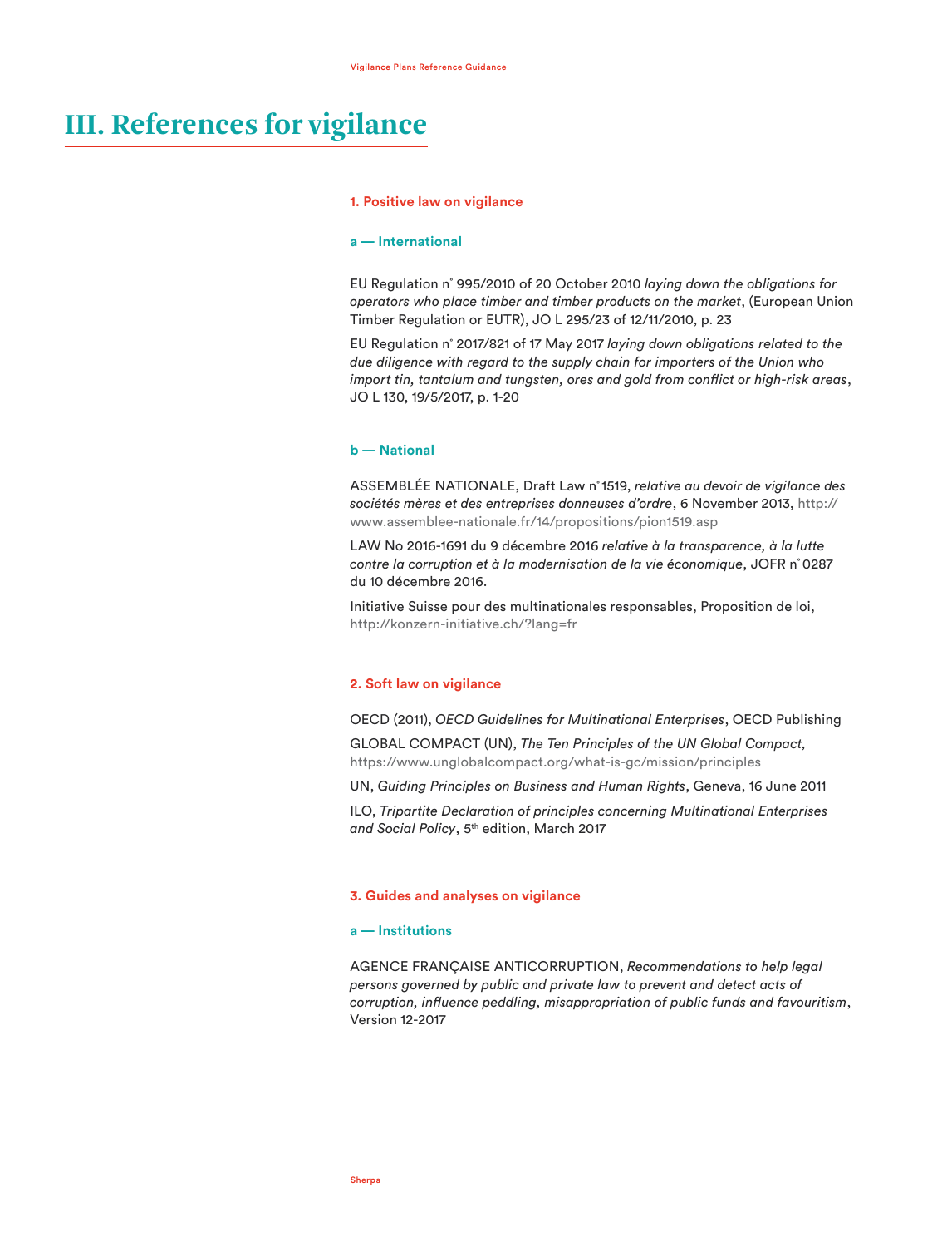# III. References for vigilance

## 1. Positive law on vigilance

### a — International

EU Regulation n° 995/2010 of 20 October 2010 *laying down the obligations for operators who place timber and timber products on the market*, (European Union Timber Regulation or EUTR), JO L 295/23 of 12/11/2010, p. 23

EU Regulation n° 2017/821 of 17 May 2017 *laying down obligations related to the due diligence with regard to the supply chain for importers of the Union who import tin, tantalum and tungsten, ores and gold from conflict or high-risk areas*, JO L 130, 19/5/2017, p. 1-20

### b — National

ASSEMBLÉE NATIONALE, Draft Law n° 1519, *relative au devoir de vigilance des sociétés mères et des entreprises donneuses d'ordre*, 6 November 2013, http://www.assemblee-nationale.fr/14/propositions/pion1519.asp

LAW No 2016-1691 du 9 décembre 2016 *relative à la transparence, à la lutte contre la corruption et à la modernisation de la vie économique*, JOFR n° 0287 du 10 décembre 2016.

Initiative Suisse pour des multinationales responsables, Proposition de loi, http://konzern-initiative.ch/?lang=fr

## 2. Soft law on vigilance

OECD (2011), *OECD Guidelines for Multinational Enterprises*, OECD Publishing

GLOBAL COMPACT (UN), *The Ten Principles of the UN Global Compact,* https://www.unglobalcompact.org/what-is-gc/mission/principles

UN, *Guiding Principles on Business and Human Rights*, Geneva, 16 June 2011

ILO, *Tripartite Declaration of principles concerning Multinational Enterprises and Social Policy*, 5th edition, March 2017

## 3. Guides and analyses on vigilance

### a — Institutions

AGENCE FRANÇAISE ANTICORRUPTION, *Recommendations to help legal persons governed by public and private law to prevent and detect acts of corruption, influence peddling, misappropriation of public funds and favouritism*, Version 12-2017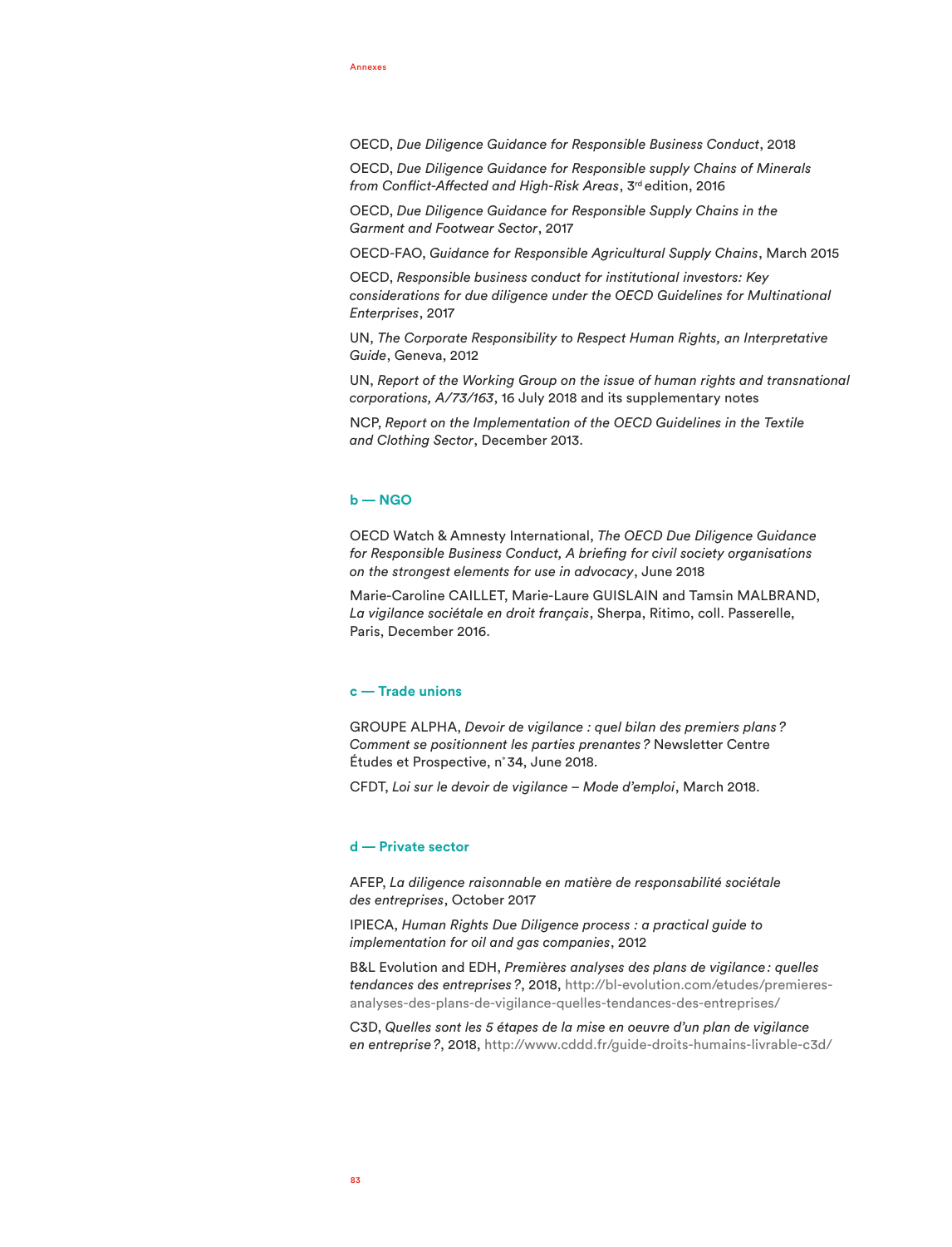OECD, *Due Diligence Guidance for Responsible Business Conduct*, 2018

OECD, *Due Diligence Guidance for Responsible supply Chains of Minerals from Conflict-Affected and High-Risk Areas*, 3rd edition, 2016

OECD, *Due Diligence Guidance for Responsible Supply Chains in the Garment and Footwear Sector*, 2017

OECD-FAO, *Guidance for Responsible Agricultural Supply Chains*, March 2015

OECD, *Responsible business conduct for institutional investors: Key considerations for due diligence under the OECD Guidelines for Multinational Enterprises*, 2017

UN, *The Corporate Responsibility to Respect Human Rights, an Interpretative Guide*, Geneva, 2012

UN, *Report of the Working Group on the issue of human rights and transnational corporations, A/73/163*, 16 July 2018 and its supplementary notes

NCP, *Report on the Implementation of the OECD Guidelines in the Textile and Clothing Sector*, December 2013.

### b — NGO

OECD Watch & Amnesty International, *The OECD Due Diligence Guidance for Responsible Business Conduct, A briefing for civil society organisations on the strongest elements for use in advocacy*, June 2018

Marie-Caroline CAILLET, Marie-Laure GUISLAIN and Tamsin MALBRAND, *La vigilance sociétale en droit français*, Sherpa, Ritimo, coll. Passerelle, Paris, December 2016.

### c — Trade unions

GROUPE ALPHA, *Devoir de vigilance : quel bilan des premiers plans ? Comment se positionnent les parties prenantes ?* Newsletter Centre Études et Prospective, n° 34, June 2018.

CFDT, *Loi sur le devoir de vigilance – Mode d'emploi*, March 2018.

### d — Private sector

AFEP, *La diligence raisonnable en matière de responsabilité sociétale des entreprises*, October 2017

IPIECA, *Human Rights Due Diligence process : a practical guide to implementation for oil and gas companies*, 2012

B&L Evolution and EDH, *Premières analyses des plans de vigilance : quelles tendances des entreprises ?*, 2018, http://bl-evolution.com/etudes/premieres-analyses-des-plans-de-vigilance-quelles-tendances-des-entreprises/

C3D, *Quelles sont les 5 étapes de la mise en oeuvre d'un plan de vigilance en entreprise ?*, 2018, http://www.cddd.fr/guide-droits-humains-livrable-c3d/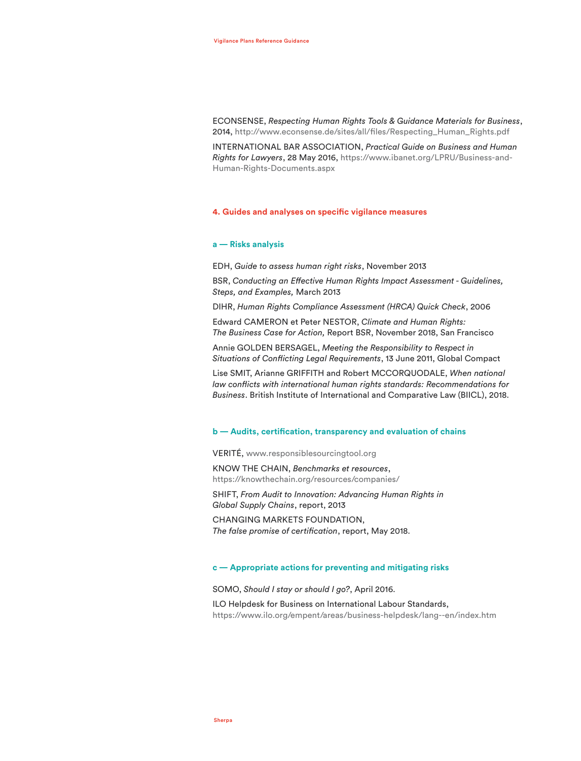ECONSENSE, *Respecting Human Rights Tools & Guidance Materials for Business*, 2014, http://www.econsense.de/sites/all/files/Respecting_Human_Rights.pdf

INTERNATIONAL BAR ASSOCIATION, *Practical Guide on Business and Human Rights for Lawyers*, 28 May 2016, https://www.ibanet.org/LPRU/Business-and-Human-Rights-Documents.aspx

## 4. Guides and analyses on specific vigilance measures

### a — Risks analysis

EDH, *Guide to assess human right risks*, November 2013

BSR, *Conducting an Effective Human Rights Impact Assessment - Guidelines, Steps, and Examples,* March 2013

DIHR, *Human Rights Compliance Assessment (HRCA) Quick Check*, 2006

Edward CAMERON et Peter NESTOR, *Climate and Human Rights: The Business Case for Action,* Report BSR, November 2018, San Francisco

Annie GOLDEN BERSAGEL, *Meeting the Responsibility to Respect in Situations of Conflicting Legal Requirements*, 13 June 2011, Global Compact

Lise SMIT, Arianne GRIFFITH and Robert MCCORQUODALE, *When national law conflicts with international human rights standards: Recommendations for Business*. British Institute of International and Comparative Law (BIICL), 2018.

### b — Audits, certification, transparency and evaluation of chains

VERITÉ, www.responsiblesourcingtool.org

KNOW THE CHAIN, *Benchmarks et resources*, https://knowthechain.org/resources/companies/

SHIFT, *From Audit to Innovation: Advancing Human Rights in Global Supply Chains*, report, 2013

CHANGING MARKETS FOUNDATION, *The false promise of certification*, report, May 2018.

### c — Appropriate actions for preventing and mitigating risks

SOMO, *Should I stay or should I go?*, April 2016.

ILO Helpdesk for Business on International Labour Standards, https://www.ilo.org/empent/areas/business-helpdesk/lang--en/index.htm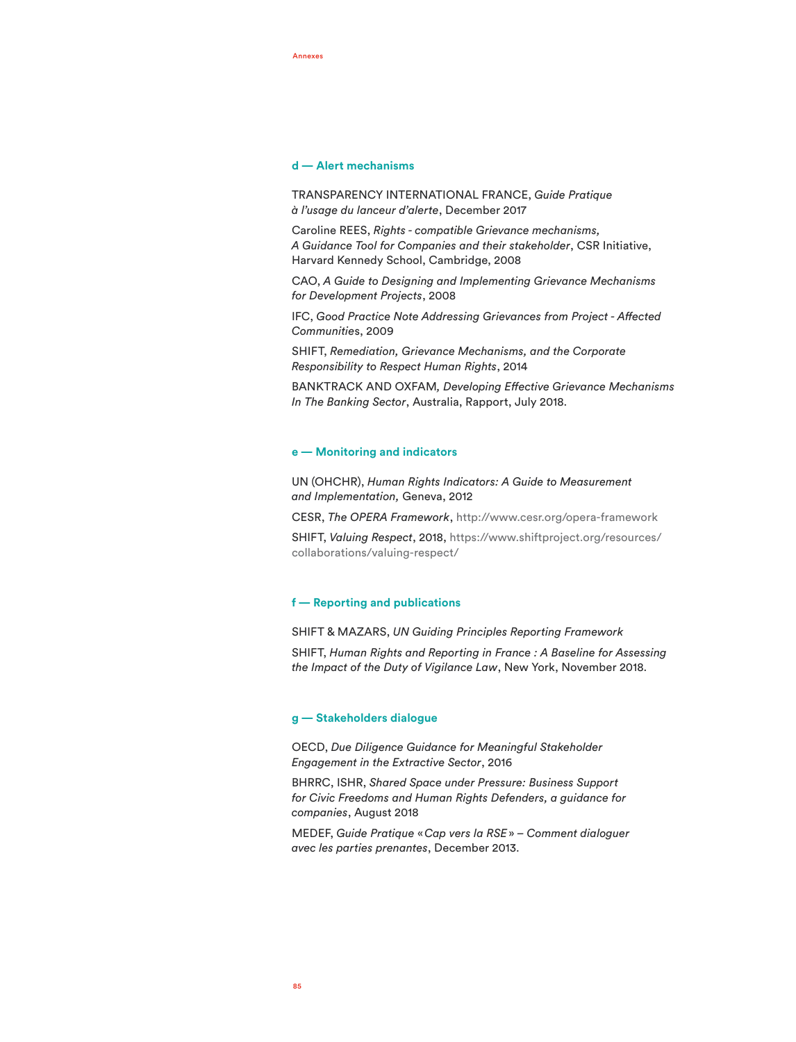### d — Alert mechanisms

TRANSPARENCY INTERNATIONAL FRANCE, *Guide Pratique à l'usage du lanceur d'alerte*, December 2017

Caroline REES, *Rights - compatible Grievance mechanisms, A Guidance Tool for Companies and their stakeholder*, CSR Initiative, Harvard Kennedy School, Cambridge, 2008

CAO, *A Guide to Designing and Implementing Grievance Mechanisms for Development Projects*, 2008

IFC, *Good Practice Note Addressing Grievances from Project - Affected Communitie*s, 2009

SHIFT, *Remediation, Grievance Mechanisms, and the Corporate Responsibility to Respect Human Rights*, 2014

BANKTRACK AND OXFAM*, Developing Effective Grievance Mechanisms In The Banking Sector*, Australia, Rapport, July 2018.

### e — Monitoring and indicators

UN (OHCHR), *Human Rights Indicators: A Guide to Measurement and Implementation,* Geneva, 2012

CESR, *The OPERA Framework*, http://www.cesr.org/opera-framework

SHIFT, *Valuing Respect*, 2018, https://www.shiftproject.org/resources/collaborations/valuing-respect/

### f — Reporting and publications

SHIFT & MAZARS, *UN Guiding Principles Reporting Framework*

SHIFT, *Human Rights and Reporting in France : A Baseline for Assessing the Impact of the Duty of Vigilance Law*, New York, November 2018.

### g — Stakeholders dialogue

OECD, *Due Diligence Guidance for Meaningful Stakeholder Engagement in the Extractive Sector*, 2016

BHRRC, ISHR, *Shared Space under Pressure: Business Support for Civic Freedoms and Human Rights Defenders, a guidance for companies*, August 2018

MEDEF, *Guide Pratique «Cap vers la RSE» – Comment dialoguer avec les parties prenantes*, December 2013.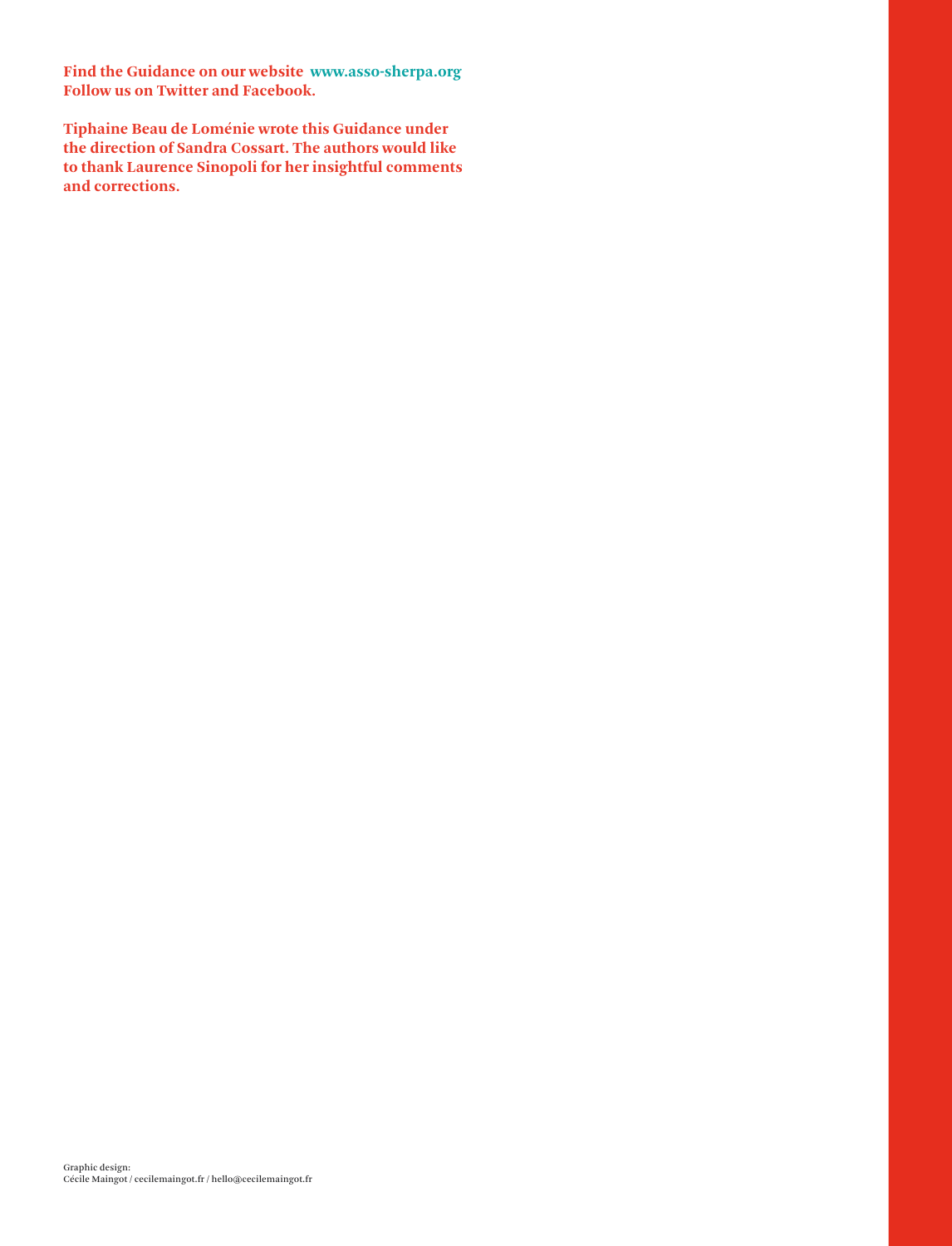**Find the Guidance on our website www.asso-sherpa.org**
**Follow us on Twitter and Facebook.**

**Tiphaine Beau de Loménie wrote this Guidance under the direction of Sandra Cossart. The authors would like to thank Laurence Sinopoli for her insightful comments and corrections.**

Graphic design:
Cécile Maingot / cecilemaingot.fr / hello@cecilemaingot.fr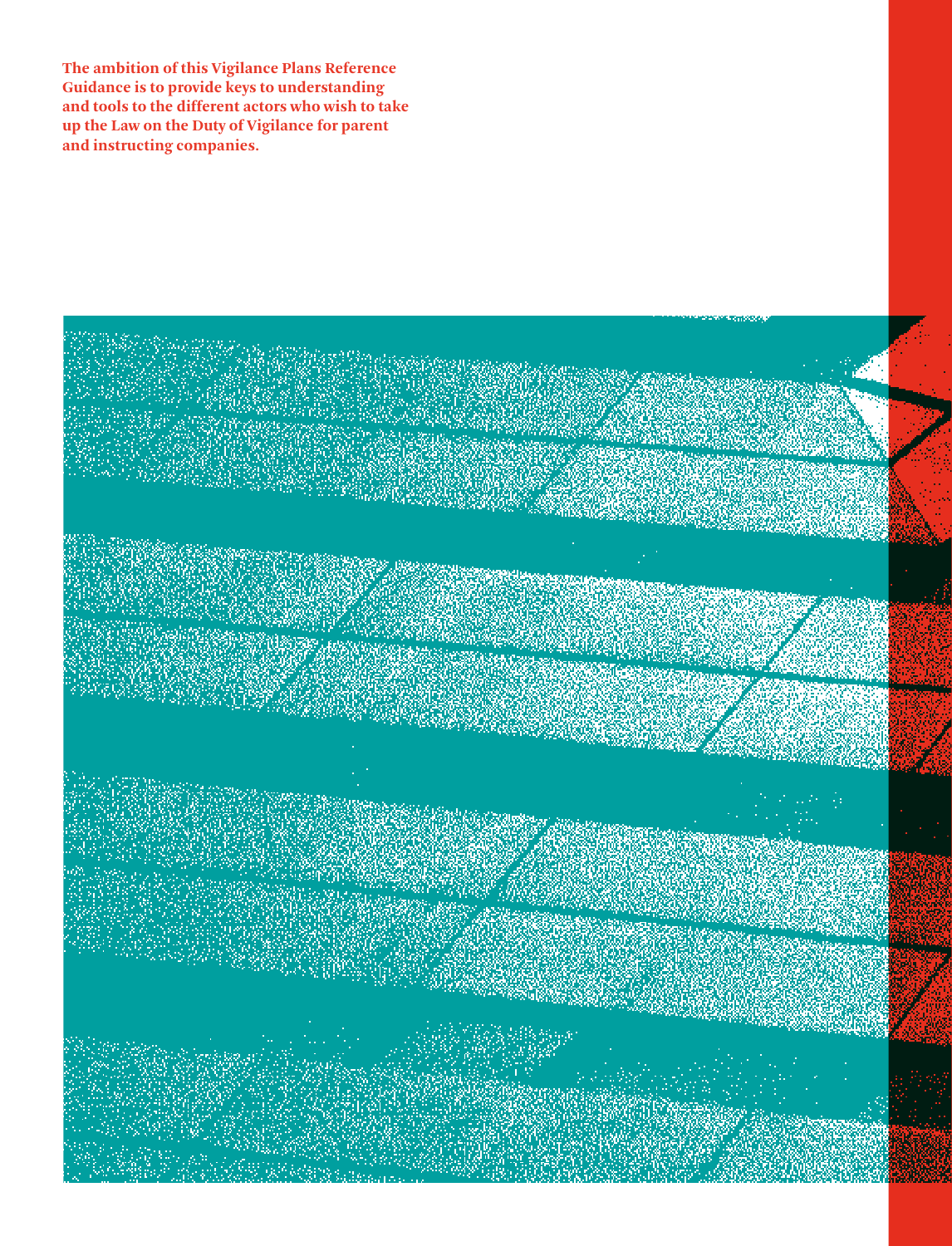**The ambition of this Vigilance Plans Reference Guidance is to provide keys to understanding and tools to the different actors who wish to take up the Law on the Duty of Vigilance for parent and instructing companies.**